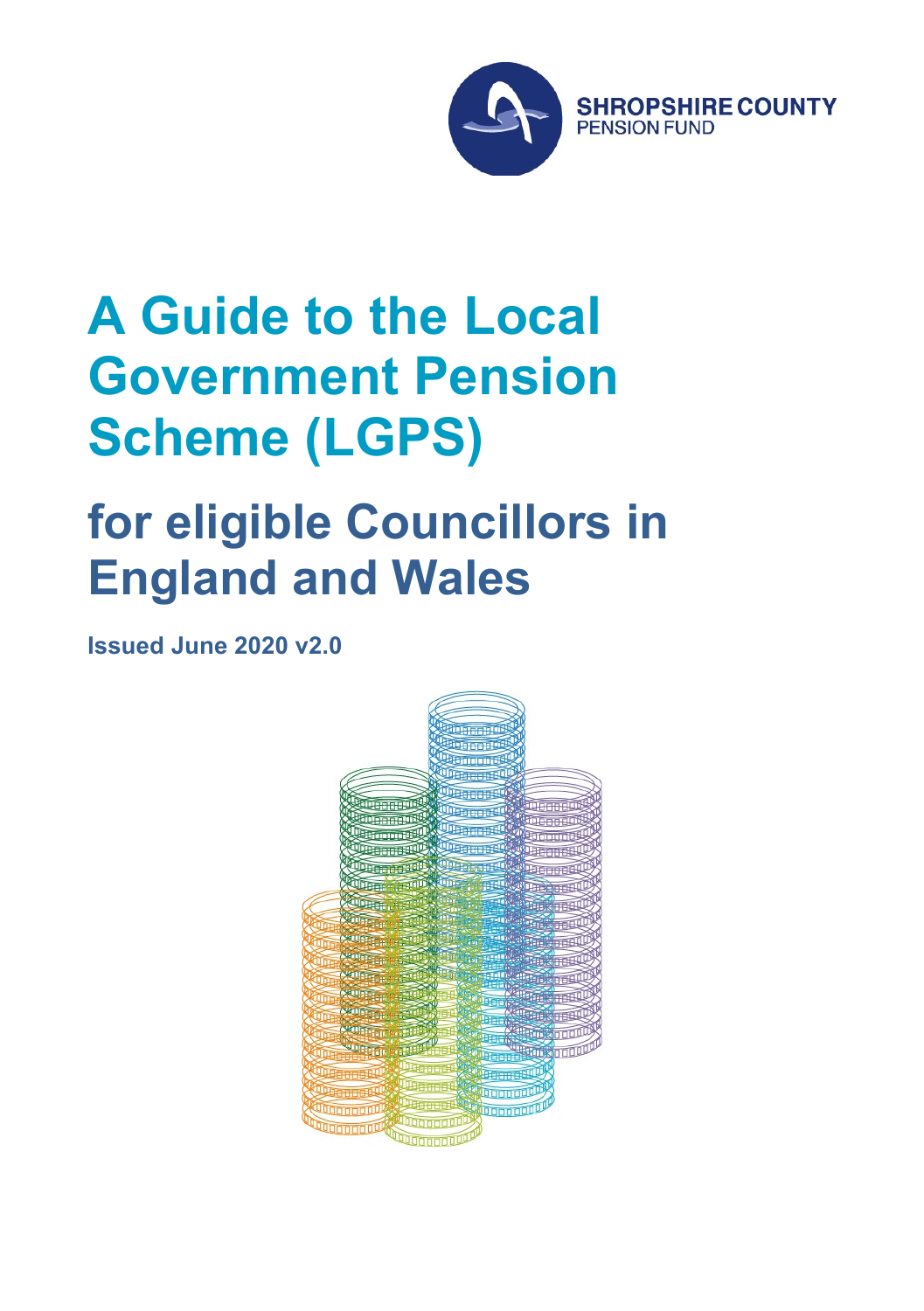SHROPSHIRE COUNTY
PENSION FUND

# A Guide to the Local Government Pension Scheme (LGPS)

## for eligible Councillors in England and Wales

**Issued June 2020 v2.0**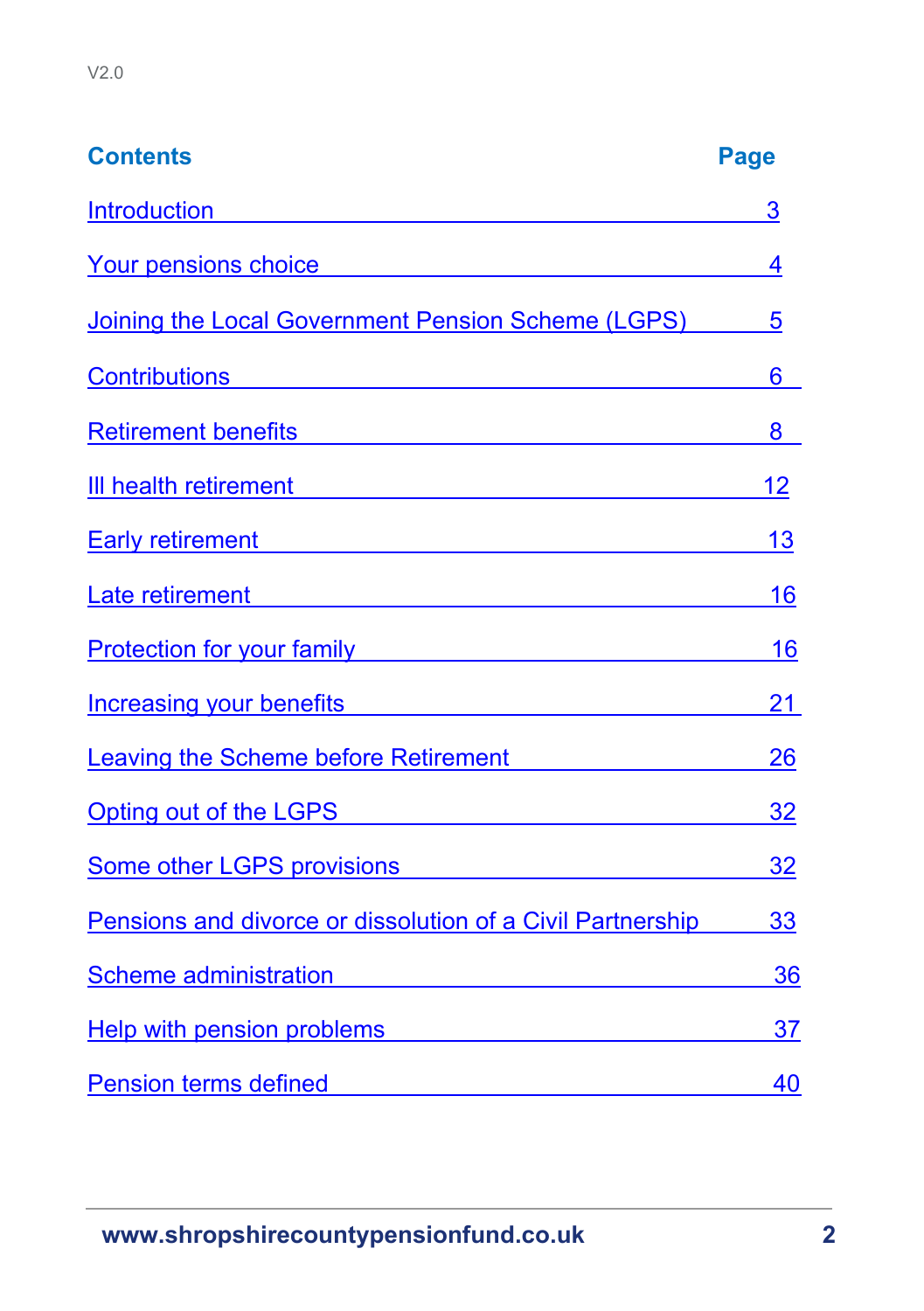V2.0

## Contents

| Contents | Page |
| --- | --- |
| Introduction | 3 |
| Your pensions choice | 4 |
| Joining the Local Government Pension Scheme (LGPS) | 5 |
| Contributions | 6 |
| Retirement benefits | 8 |
| Ill health retirement | 12 |
| Early retirement | 13 |
| Late retirement | 16 |
| Protection for your family | 16 |
| Increasing your benefits | 21 |
| Leaving the Scheme before Retirement | 26 |
| Opting out of the LGPS | 32 |
| Some other LGPS provisions | 32 |
| Pensions and divorce or dissolution of a Civil Partnership | 33 |
| Scheme administration | 36 |
| Help with pension problems | 37 |
| Pension terms defined | 40 |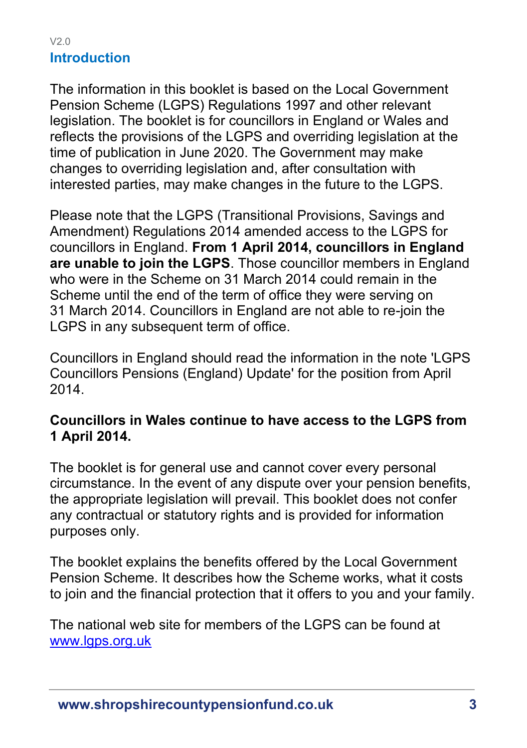V2.0

## Introduction

The information in this booklet is based on the Local Government Pension Scheme (LGPS) Regulations 1997 and other relevant legislation. The booklet is for councillors in England or Wales and reflects the provisions of the LGPS and overriding legislation at the time of publication in June 2020. The Government may make changes to overriding legislation and, after consultation with interested parties, may make changes in the future to the LGPS.

Please note that the LGPS (Transitional Provisions, Savings and Amendment) Regulations 2014 amended access to the LGPS for councillors in England. **From 1 April 2014, councillors in England are unable to join the LGPS**. Those councillor members in England who were in the Scheme on 31 March 2014 could remain in the Scheme until the end of the term of office they were serving on 31 March 2014. Councillors in England are not able to re-join the LGPS in any subsequent term of office.

Councillors in England should read the information in the note 'LGPS Councillors Pensions (England) Update' for the position from April 2014.

**Councillors in Wales continue to have access to the LGPS from 1 April 2014.**

The booklet is for general use and cannot cover every personal circumstance. In the event of any dispute over your pension benefits, the appropriate legislation will prevail. This booklet does not confer any contractual or statutory rights and is provided for information purposes only.

The booklet explains the benefits offered by the Local Government Pension Scheme. It describes how the Scheme works, what it costs to join and the financial protection that it offers to you and your family.

The national web site for members of the LGPS can be found at [www.lgps.org.uk](http://www.lgps.org.uk)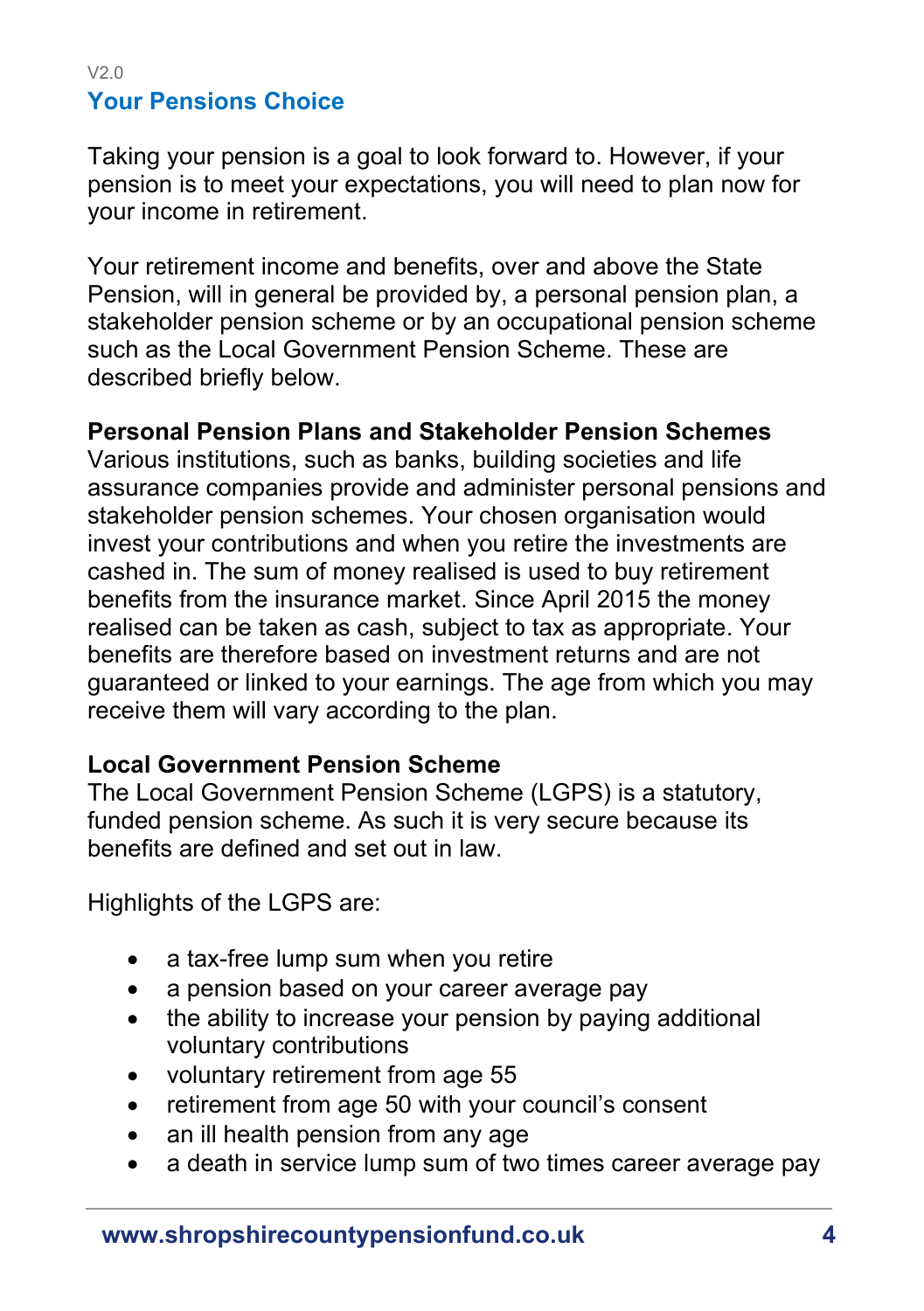V2.0

## Your Pensions Choice

Taking your pension is a goal to look forward to. However, if your pension is to meet your expectations, you will need to plan now for your income in retirement.

Your retirement income and benefits, over and above the State Pension, will in general be provided by, a personal pension plan, a stakeholder pension scheme or by an occupational pension scheme such as the Local Government Pension Scheme. These are described briefly below.

### Personal Pension Plans and Stakeholder Pension Schemes

Various institutions, such as banks, building societies and life assurance companies provide and administer personal pensions and stakeholder pension schemes. Your chosen organisation would invest your contributions and when you retire the investments are cashed in. The sum of money realised is used to buy retirement benefits from the insurance market. Since April 2015 the money realised can be taken as cash, subject to tax as appropriate. Your benefits are therefore based on investment returns and are not guaranteed or linked to your earnings. The age from which you may receive them will vary according to the plan.

### Local Government Pension Scheme

The Local Government Pension Scheme (LGPS) is a statutory, funded pension scheme. As such it is very secure because its benefits are defined and set out in law.

Highlights of the LGPS are:

- a tax-free lump sum when you retire
- a pension based on your career average pay
- the ability to increase your pension by paying additional voluntary contributions
- voluntary retirement from age 55
- retirement from age 50 with your council's consent
- an ill health pension from any age
- a death in service lump sum of two times career average pay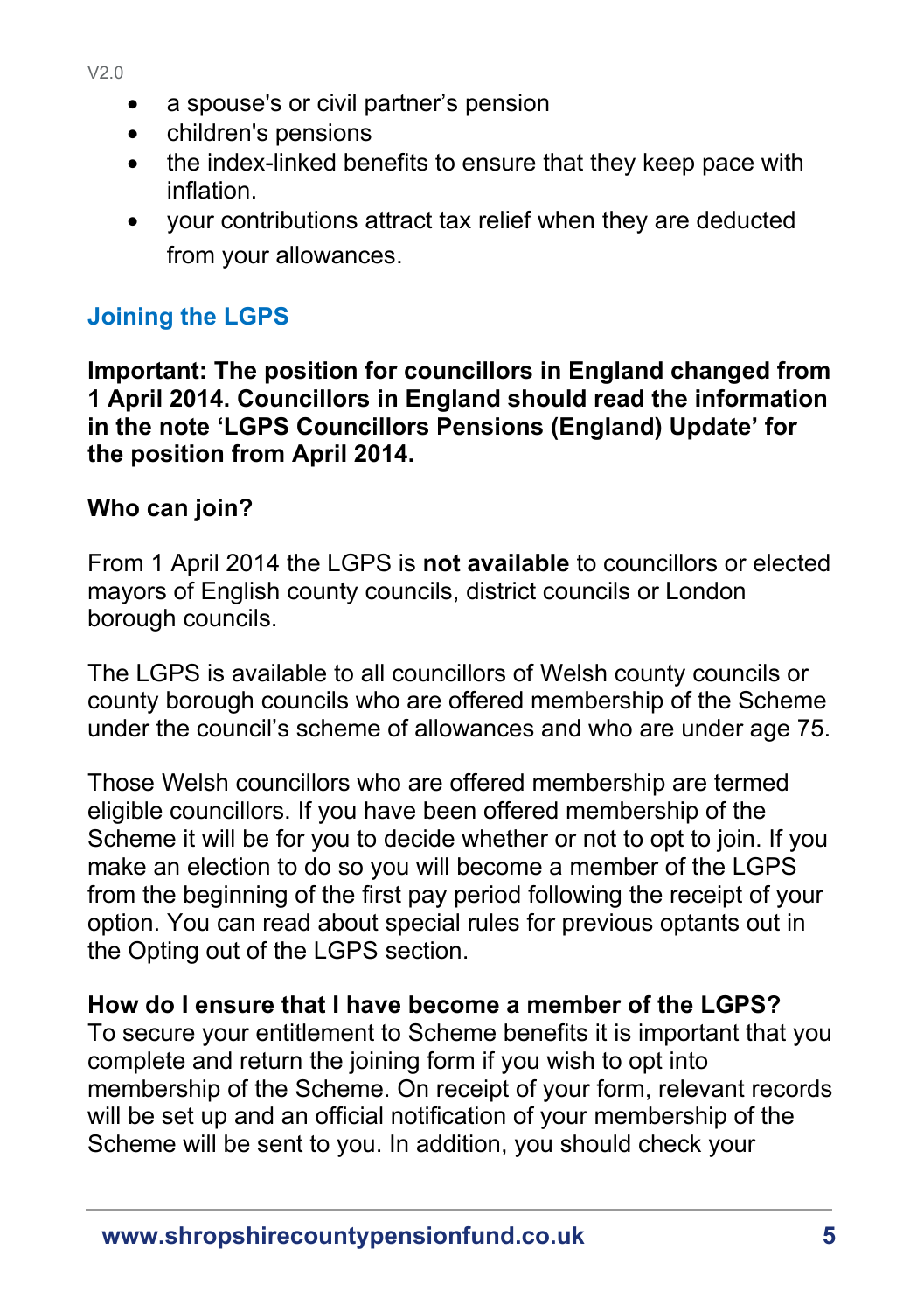- a spouse's or civil partner’s pension
- children's pensions
- the index-linked benefits to ensure that they keep pace with inflation.
- your contributions attract tax relief when they are deducted from your allowances.

## Joining the LGPS

**Important: The position for councillors in England changed from 1 April 2014. Councillors in England should read the information in the note ‘LGPS Councillors Pensions (England) Update’ for the position from April 2014.**

### Who can join?

From 1 April 2014 the LGPS is **not available** to councillors or elected mayors of English county councils, district councils or London borough councils.

The LGPS is available to all councillors of Welsh county councils or county borough councils who are offered membership of the Scheme under the council’s scheme of allowances and who are under age 75.

Those Welsh councillors who are offered membership are termed eligible councillors. If you have been offered membership of the Scheme it will be for you to decide whether or not to opt to join. If you make an election to do so you will become a member of the LGPS from the beginning of the first pay period following the receipt of your option. You can read about special rules for previous optants out in the Opting out of the LGPS section.

### How do I ensure that I have become a member of the LGPS?

To secure your entitlement to Scheme benefits it is important that you complete and return the joining form if you wish to opt into membership of the Scheme. On receipt of your form, relevant records will be set up and an official notification of your membership of the Scheme will be sent to you. In addition, you should check your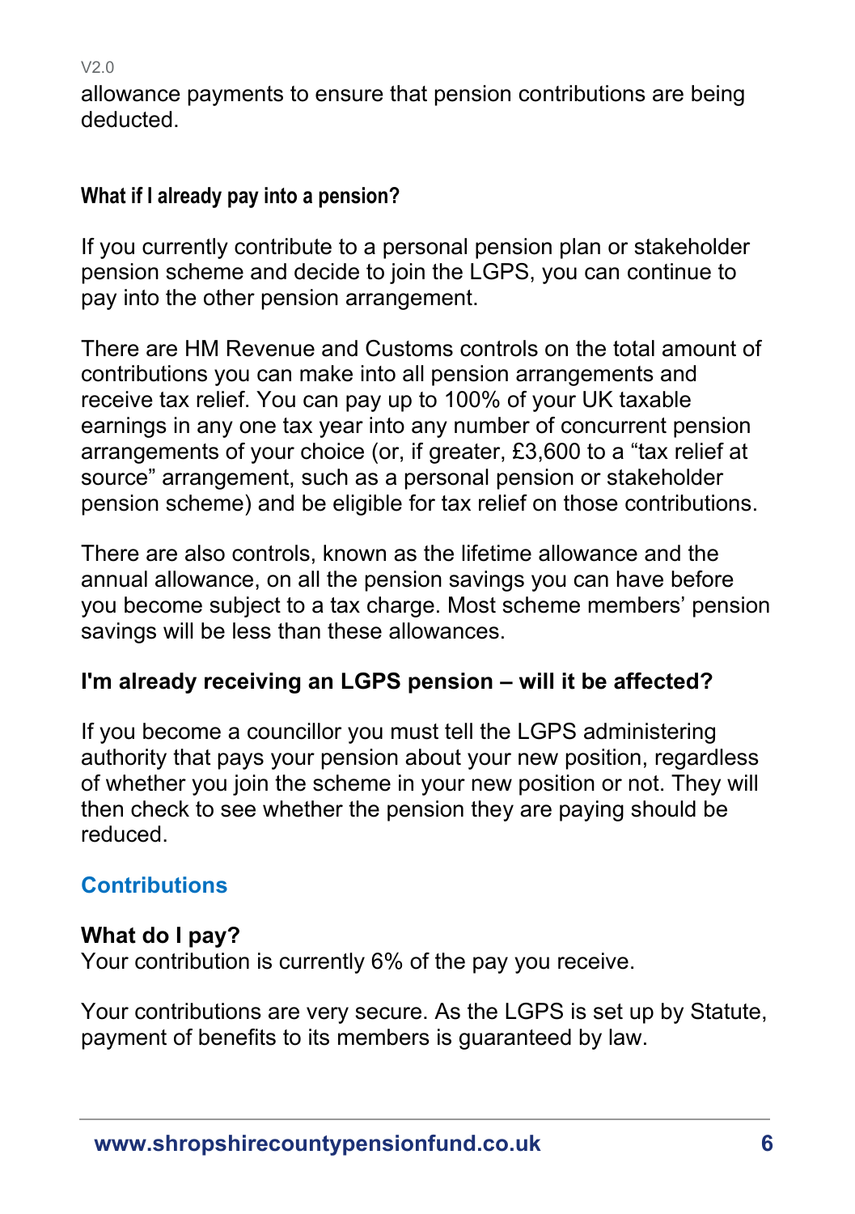allowance payments to ensure that pension contributions are being deducted.

### What if I already pay into a pension?

If you currently contribute to a personal pension plan or stakeholder pension scheme and decide to join the LGPS, you can continue to pay into the other pension arrangement.

There are HM Revenue and Customs controls on the total amount of contributions you can make into all pension arrangements and receive tax relief. You can pay up to 100% of your UK taxable earnings in any one tax year into any number of concurrent pension arrangements of your choice (or, if greater, £3,600 to a "tax relief at source" arrangement, such as a personal pension or stakeholder pension scheme) and be eligible for tax relief on those contributions.

There are also controls, known as the lifetime allowance and the annual allowance, on all the pension savings you can have before you become subject to a tax charge. Most scheme members' pension savings will be less than these allowances.

### I'm already receiving an LGPS pension – will it be affected?

If you become a councillor you must tell the LGPS administering authority that pays your pension about your new position, regardless of whether you join the scheme in your new position or not. They will then check to see whether the pension they are paying should be reduced.

## Contributions

### What do I pay?

Your contribution is currently 6% of the pay you receive.

Your contributions are very secure. As the LGPS is set up by Statute, payment of benefits to its members is guaranteed by law.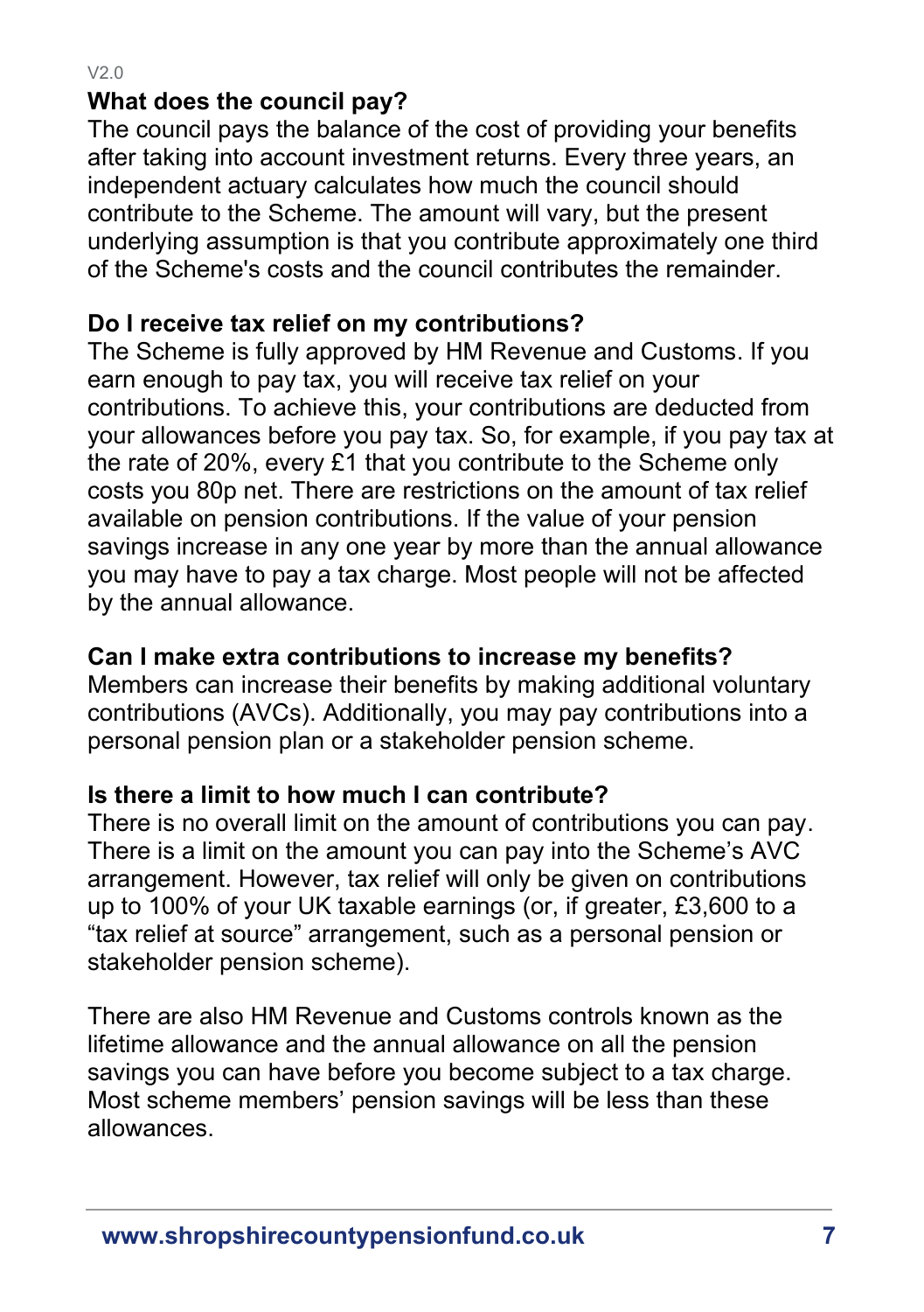## What does the council pay?

The council pays the balance of the cost of providing your benefits after taking into account investment returns. Every three years, an independent actuary calculates how much the council should contribute to the Scheme. The amount will vary, but the present underlying assumption is that you contribute approximately one third of the Scheme's costs and the council contributes the remainder.

## Do I receive tax relief on my contributions?

The Scheme is fully approved by HM Revenue and Customs. If you earn enough to pay tax, you will receive tax relief on your contributions. To achieve this, your contributions are deducted from your allowances before you pay tax. So, for example, if you pay tax at the rate of 20%, every £1 that you contribute to the Scheme only costs you 80p net. There are restrictions on the amount of tax relief available on pension contributions. If the value of your pension savings increase in any one year by more than the annual allowance you may have to pay a tax charge. Most people will not be affected by the annual allowance.

## Can I make extra contributions to increase my benefits?

Members can increase their benefits by making additional voluntary contributions (AVCs). Additionally, you may pay contributions into a personal pension plan or a stakeholder pension scheme.

## Is there a limit to how much I can contribute?

There is no overall limit on the amount of contributions you can pay. There is a limit on the amount you can pay into the Scheme's AVC arrangement. However, tax relief will only be given on contributions up to 100% of your UK taxable earnings (or, if greater, £3,600 to a "tax relief at source" arrangement, such as a personal pension or stakeholder pension scheme).

There are also HM Revenue and Customs controls known as the lifetime allowance and the annual allowance on all the pension savings you can have before you become subject to a tax charge. Most scheme members' pension savings will be less than these allowances.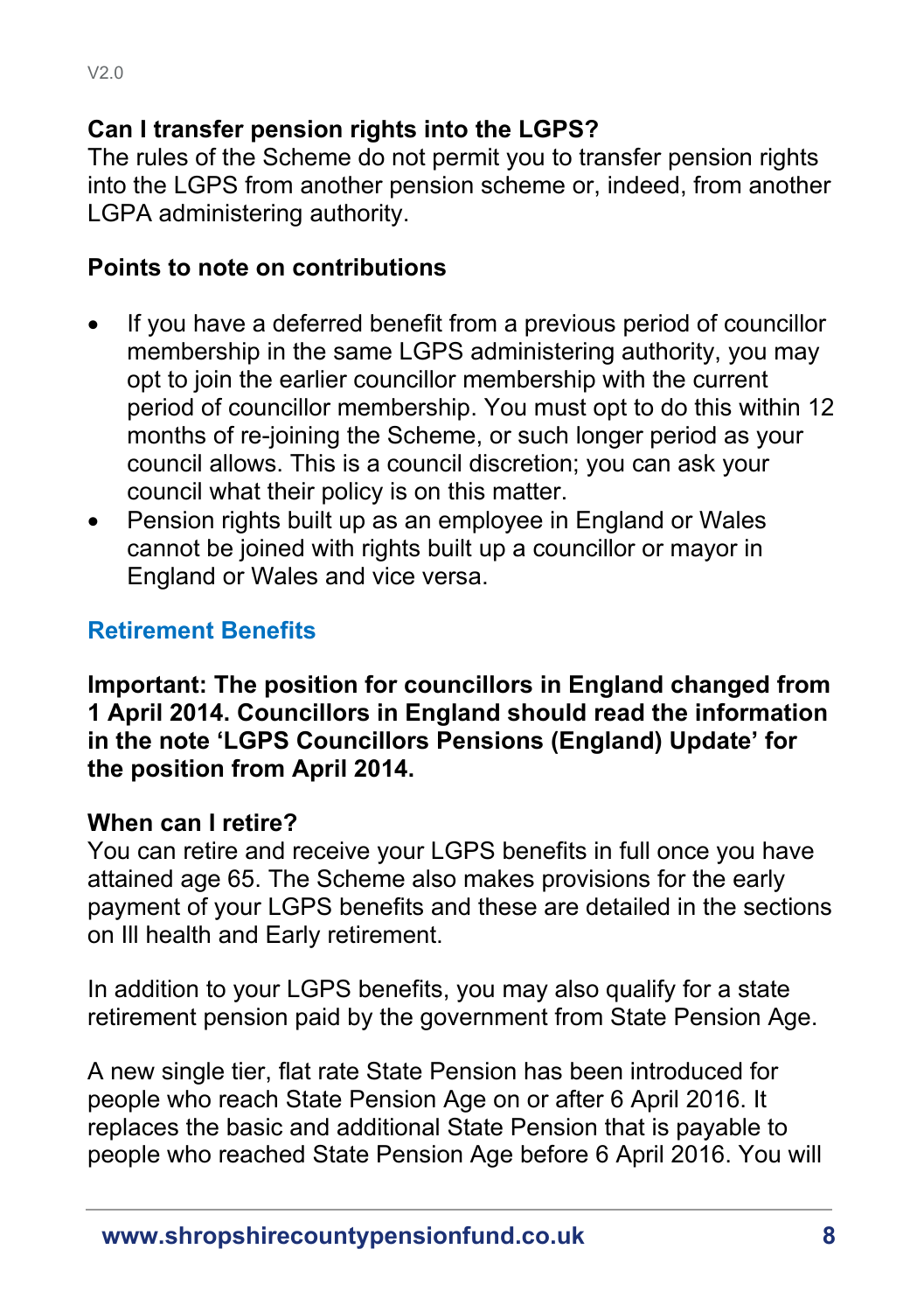**Can I transfer pension rights into the LGPS?**
The rules of the Scheme do not permit you to transfer pension rights into the LGPS from another pension scheme or, indeed, from another LGPA administering authority.

**Points to note on contributions**

- If you have a deferred benefit from a previous period of councillor membership in the same LGPS administering authority, you may opt to join the earlier councillor membership with the current period of councillor membership. You must opt to do this within 12 months of re-joining the Scheme, or such longer period as your council allows. This is a council discretion; you can ask your council what their policy is on this matter.
- Pension rights built up as an employee in England or Wales cannot be joined with rights built up a councillor or mayor in England or Wales and vice versa.

## Retirement Benefits

**Important: The position for councillors in England changed from 1 April 2014. Councillors in England should read the information in the note 'LGPS Councillors Pensions (England) Update' for the position from April 2014.**

**When can I retire?**
You can retire and receive your LGPS benefits in full once you have attained age 65. The Scheme also makes provisions for the early payment of your LGPS benefits and these are detailed in the sections on Ill health and Early retirement.

In addition to your LGPS benefits, you may also qualify for a state retirement pension paid by the government from State Pension Age.

A new single tier, flat rate State Pension has been introduced for people who reach State Pension Age on or after 6 April 2016. It replaces the basic and additional State Pension that is payable to people who reached State Pension Age before 6 April 2016. You will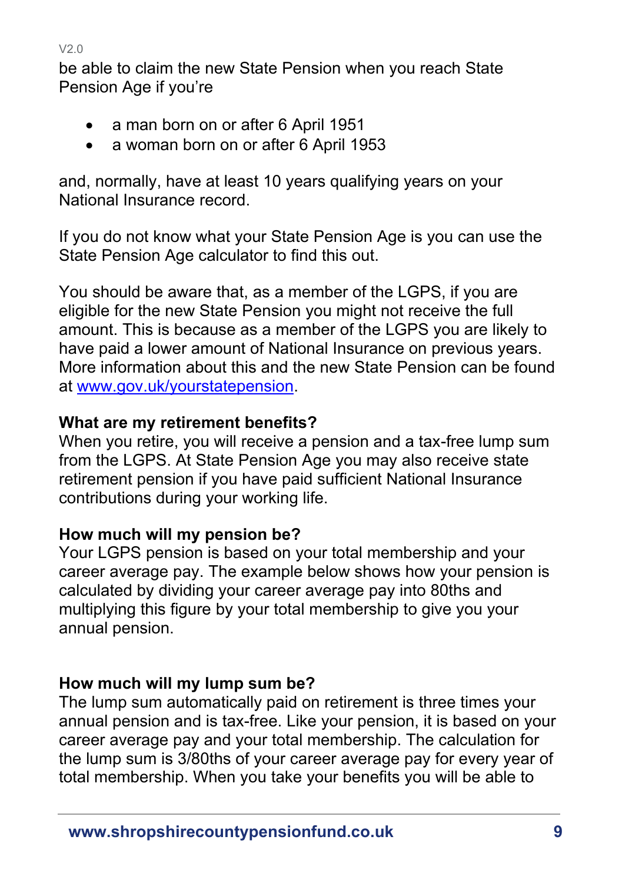be able to claim the new State Pension when you reach State Pension Age if you're

- a man born on or after 6 April 1951
- a woman born on or after 6 April 1953

and, normally, have at least 10 years qualifying years on your National Insurance record.

If you do not know what your State Pension Age is you can use the State Pension Age calculator to find this out.

You should be aware that, as a member of the LGPS, if you are eligible for the new State Pension you might not receive the full amount. This is because as a member of the LGPS you are likely to have paid a lower amount of National Insurance on previous years. More information about this and the new State Pension can be found at [www.gov.uk/yourstatepension](http://www.gov.uk/yourstatepension).

**What are my retirement benefits?**
When you retire, you will receive a pension and a tax-free lump sum from the LGPS. At State Pension Age you may also receive state retirement pension if you have paid sufficient National Insurance contributions during your working life.

**How much will my pension be?**
Your LGPS pension is based on your total membership and your career average pay. The example below shows how your pension is calculated by dividing your career average pay into 80ths and multiplying this figure by your total membership to give you your annual pension.

**How much will my lump sum be?**
The lump sum automatically paid on retirement is three times your annual pension and is tax-free. Like your pension, it is based on your career average pay and your total membership. The calculation for the lump sum is 3/80ths of your career average pay for every year of total membership. When you take your benefits you will be able to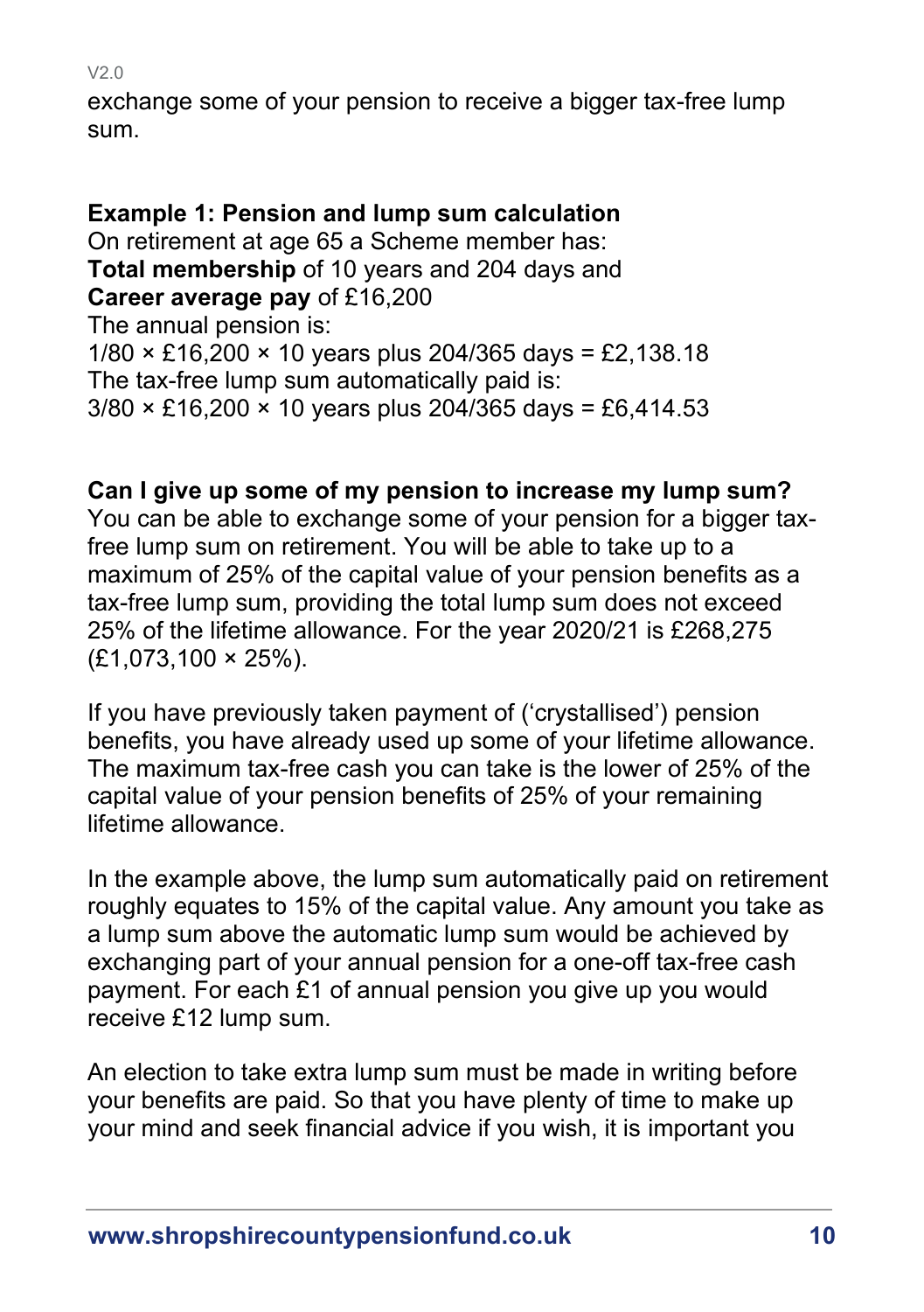exchange some of your pension to receive a bigger tax-free lump sum.

**Example 1: Pension and lump sum calculation**

On retirement at age 65 a Scheme member has:

**Total membership** of 10 years and 204 days and

**Career average pay** of £16,200

The annual pension is:

1/80 × £16,200 × 10 years plus 204/365 days = £2,138.18

The tax-free lump sum automatically paid is:

3/80 × £16,200 × 10 years plus 204/365 days = £6,414.53

**Can I give up some of my pension to increase my lump sum?**

You can be able to exchange some of your pension for a bigger tax-free lump sum on retirement. You will be able to take up to a maximum of 25% of the capital value of your pension benefits as a tax-free lump sum, providing the total lump sum does not exceed 25% of the lifetime allowance. For the year 2020/21 is £268,275 (£1,073,100 × 25%).

If you have previously taken payment of ('crystallised') pension benefits, you have already used up some of your lifetime allowance. The maximum tax-free cash you can take is the lower of 25% of the capital value of your pension benefits of 25% of your remaining lifetime allowance.

In the example above, the lump sum automatically paid on retirement roughly equates to 15% of the capital value. Any amount you take as a lump sum above the automatic lump sum would be achieved by exchanging part of your annual pension for a one-off tax-free cash payment. For each £1 of annual pension you give up you would receive £12 lump sum.

An election to take extra lump sum must be made in writing before your benefits are paid. So that you have plenty of time to make up your mind and seek financial advice if you wish, it is important you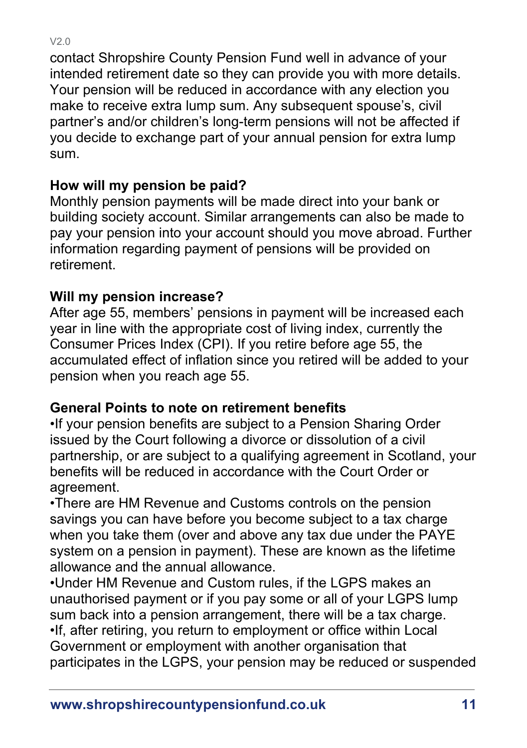contact Shropshire County Pension Fund well in advance of your intended retirement date so they can provide you with more details. Your pension will be reduced in accordance with any election you make to receive extra lump sum. Any subsequent spouse's, civil partner's and/or children's long-term pensions will not be affected if you decide to exchange part of your annual pension for extra lump sum.

**How will my pension be paid?**
Monthly pension payments will be made direct into your bank or building society account. Similar arrangements can also be made to pay your pension into your account should you move abroad. Further information regarding payment of pensions will be provided on retirement.

**Will my pension increase?**
After age 55, members' pensions in payment will be increased each year in line with the appropriate cost of living index, currently the Consumer Prices Index (CPI). If you retire before age 55, the accumulated effect of inflation since you retired will be added to your pension when you reach age 55.

**General Points to note on retirement benefits**

- If your pension benefits are subject to a Pension Sharing Order issued by the Court following a divorce or dissolution of a civil partnership, or are subject to a qualifying agreement in Scotland, your benefits will be reduced in accordance with the Court Order or agreement.
- There are HM Revenue and Customs controls on the pension savings you can have before you become subject to a tax charge when you take them (over and above any tax due under the PAYE system on a pension in payment). These are known as the lifetime allowance and the annual allowance.
- Under HM Revenue and Custom rules, if the LGPS makes an unauthorised payment or if you pay some or all of your LGPS lump sum back into a pension arrangement, there will be a tax charge.
- If, after retiring, you return to employment or office within Local Government or employment with another organisation that participates in the LGPS, your pension may be reduced or suspended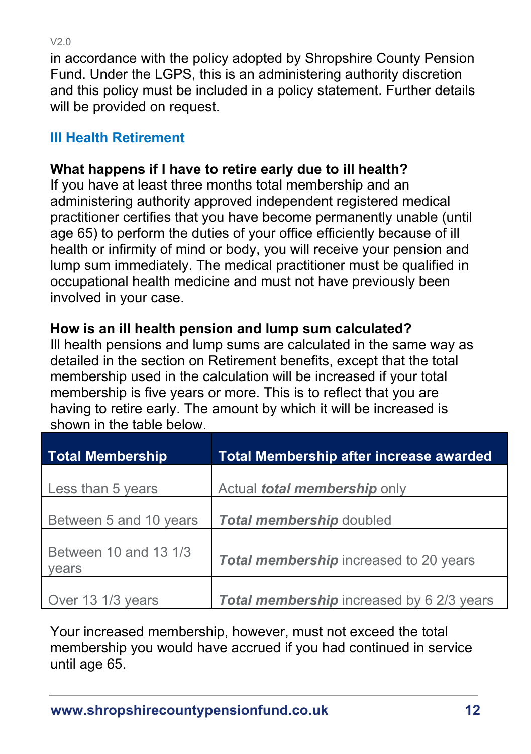in accordance with the policy adopted by Shropshire County Pension Fund. Under the LGPS, this is an administering authority discretion and this policy must be included in a policy statement. Further details will be provided on request.

## Ill Health Retirement

**What happens if I have to retire early due to ill health?**
If you have at least three months total membership and an administering authority approved independent registered medical practitioner certifies that you have become permanently unable (until age 65) to perform the duties of your office efficiently because of ill health or infirmity of mind or body, you will receive your pension and lump sum immediately. The medical practitioner must be qualified in occupational health medicine and must not have previously been involved in your case.

**How is an ill health pension and lump sum calculated?**
Ill health pensions and lump sums are calculated in the same way as detailed in the section on Retirement benefits, except that the total membership used in the calculation will be increased if your total membership is five years or more. This is to reflect that you are having to retire early. The amount by which it will be increased is shown in the table below.

| Total Membership | Total Membership after increase awarded |
|---|---|
| Less than 5 years | Actual ***total membership*** only |
| Between 5 and 10 years | ***Total membership*** doubled |
| Between 10 and 13 1/3 years | ***Total membership*** increased to 20 years |
| Over 13 1/3 years | ***Total membership*** increased by 6 2/3 years |

Your increased membership, however, must not exceed the total membership you would have accrued if you had continued in service until age 65.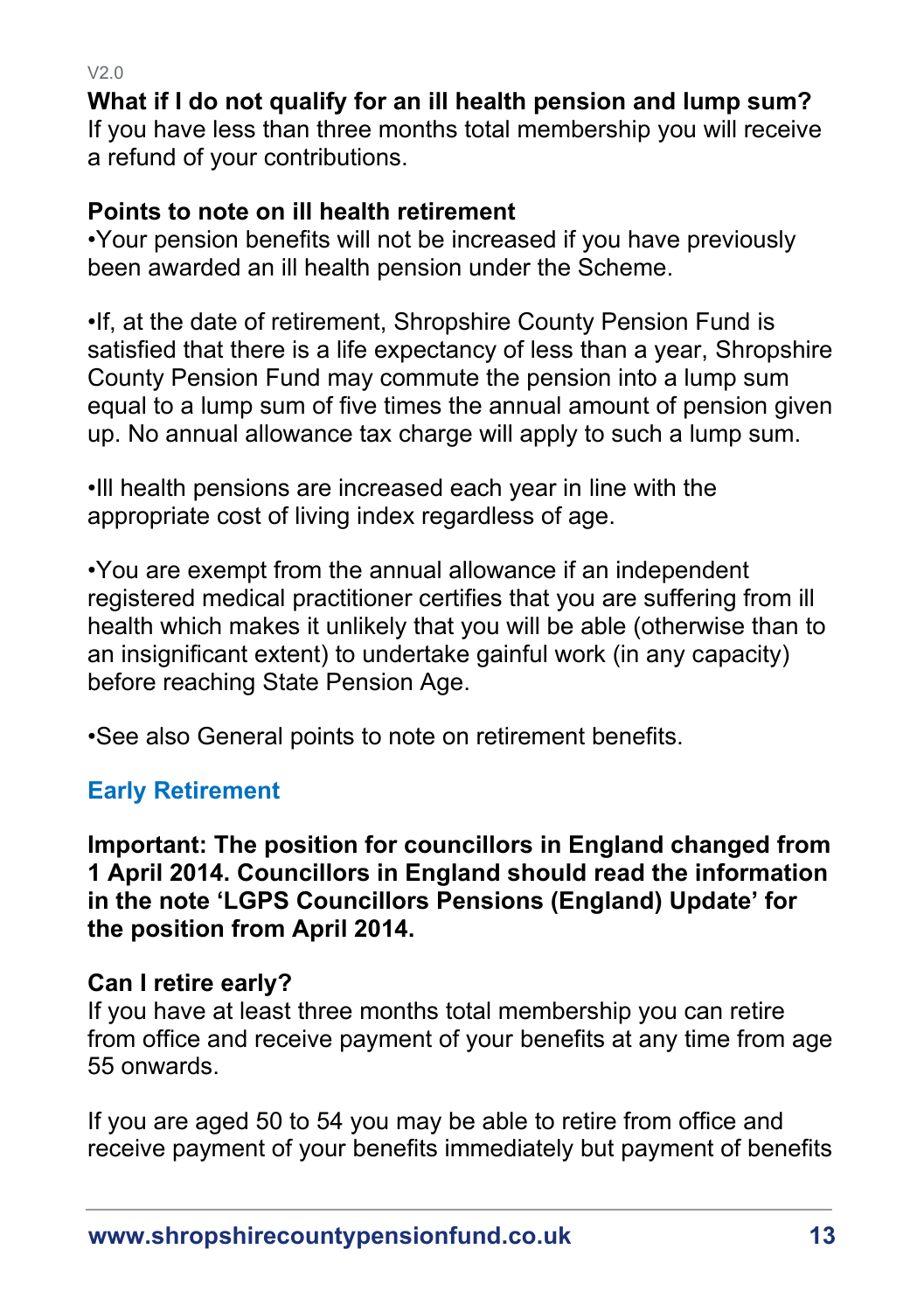**What if I do not qualify for an ill health pension and lump sum?**
If you have less than three months total membership you will receive a refund of your contributions.

**Points to note on ill health retirement**

•Your pension benefits will not be increased if you have previously been awarded an ill health pension under the Scheme.

•If, at the date of retirement, Shropshire County Pension Fund is satisfied that there is a life expectancy of less than a year, Shropshire County Pension Fund may commute the pension into a lump sum equal to a lump sum of five times the annual amount of pension given up. No annual allowance tax charge will apply to such a lump sum.

•Ill health pensions are increased each year in line with the appropriate cost of living index regardless of age.

•You are exempt from the annual allowance if an independent registered medical practitioner certifies that you are suffering from ill health which makes it unlikely that you will be able (otherwise than to an insignificant extent) to undertake gainful work (in any capacity) before reaching State Pension Age.

•See also General points to note on retirement benefits.

## Early Retirement

**Important: The position for councillors in England changed from 1 April 2014. Councillors in England should read the information in the note 'LGPS Councillors Pensions (England) Update' for the position from April 2014.**

**Can I retire early?**
If you have at least three months total membership you can retire from office and receive payment of your benefits at any time from age 55 onwards.

If you are aged 50 to 54 you may be able to retire from office and receive payment of your benefits immediately but payment of benefits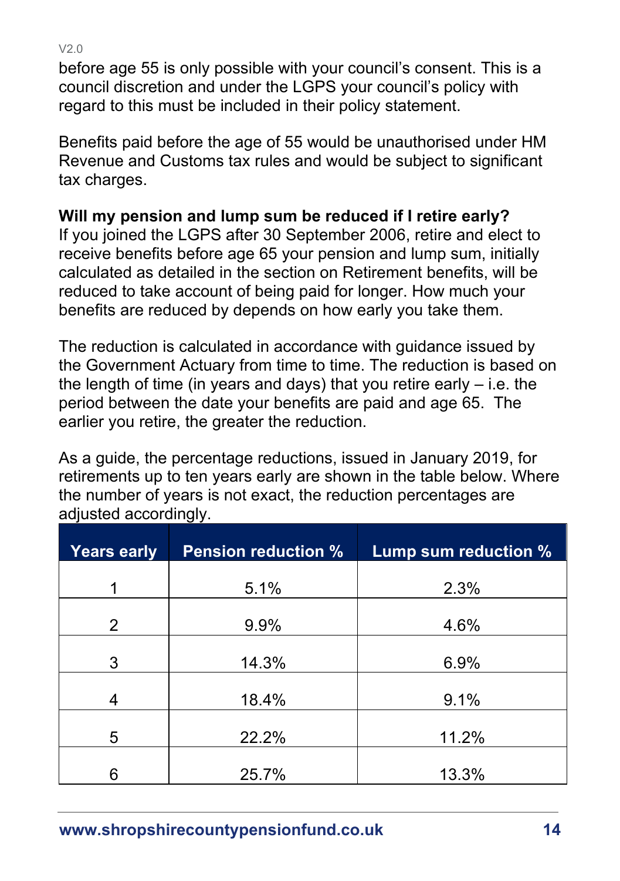before age 55 is only possible with your council's consent. This is a council discretion and under the LGPS your council's policy with regard to this must be included in their policy statement.

Benefits paid before the age of 55 would be unauthorised under HM Revenue and Customs tax rules and would be subject to significant tax charges.

**Will my pension and lump sum be reduced if I retire early?**

If you joined the LGPS after 30 September 2006, retire and elect to receive benefits before age 65 your pension and lump sum, initially calculated as detailed in the section on Retirement benefits, will be reduced to take account of being paid for longer. How much your benefits are reduced by depends on how early you take them.

The reduction is calculated in accordance with guidance issued by the Government Actuary from time to time. The reduction is based on the length of time (in years and days) that you retire early – i.e. the period between the date your benefits are paid and age 65. The earlier you retire, the greater the reduction.

As a guide, the percentage reductions, issued in January 2019, for retirements up to ten years early are shown in the table below. Where the number of years is not exact, the reduction percentages are adjusted accordingly.

| Years early | Pension reduction % | Lump sum reduction % |
|---|---|---|
| 1 | 5.1% | 2.3% |
| 2 | 9.9% | 4.6% |
| 3 | 14.3% | 6.9% |
| 4 | 18.4% | 9.1% |
| 5 | 22.2% | 11.2% |
| 6 | 25.7% | 13.3% |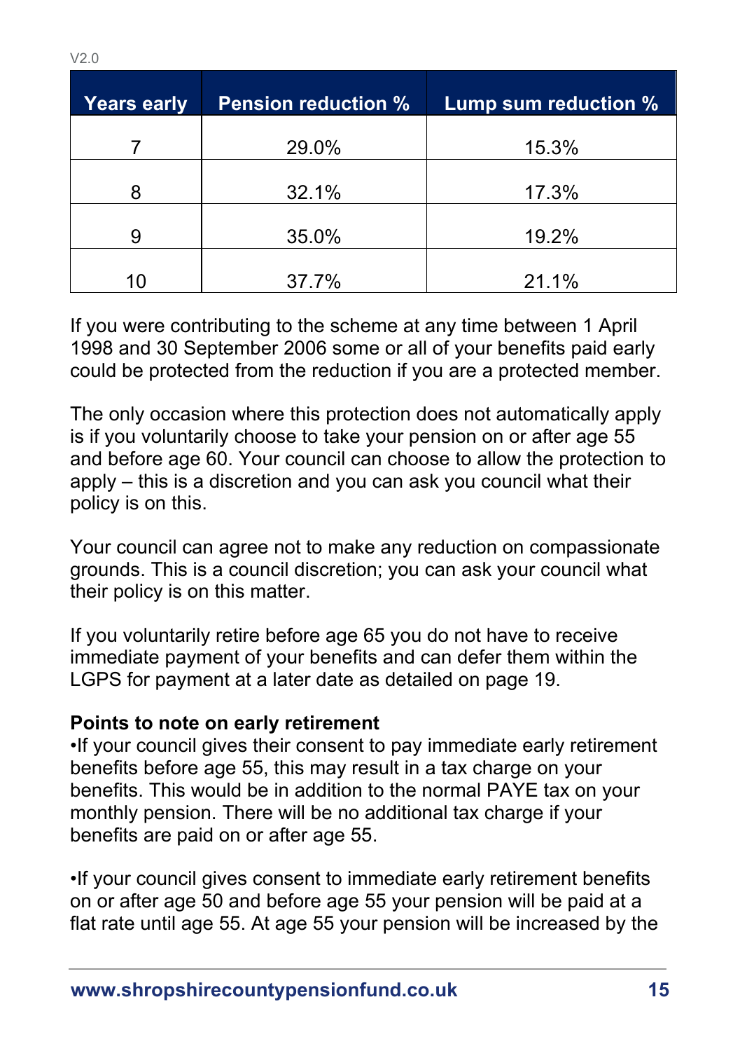| Years early | Pension reduction % | Lump sum reduction % |
|---|---|---|
| 7 | 29.0% | 15.3% |
| 8 | 32.1% | 17.3% |
| 9 | 35.0% | 19.2% |
| 10 | 37.7% | 21.1% |

If you were contributing to the scheme at any time between 1 April 1998 and 30 September 2006 some or all of your benefits paid early could be protected from the reduction if you are a protected member.

The only occasion where this protection does not automatically apply is if you voluntarily choose to take your pension on or after age 55 and before age 60. Your council can choose to allow the protection to apply – this is a discretion and you can ask you council what their policy is on this.

Your council can agree not to make any reduction on compassionate grounds. This is a council discretion; you can ask your council what their policy is on this matter.

If you voluntarily retire before age 65 you do not have to receive immediate payment of your benefits and can defer them within the LGPS for payment at a later date as detailed on page 19.

**Points to note on early retirement**

•If your council gives their consent to pay immediate early retirement benefits before age 55, this may result in a tax charge on your benefits. This would be in addition to the normal PAYE tax on your monthly pension. There will be no additional tax charge if your benefits are paid on or after age 55.

•If your council gives consent to immediate early retirement benefits on or after age 50 and before age 55 your pension will be paid at a flat rate until age 55. At age 55 your pension will be increased by the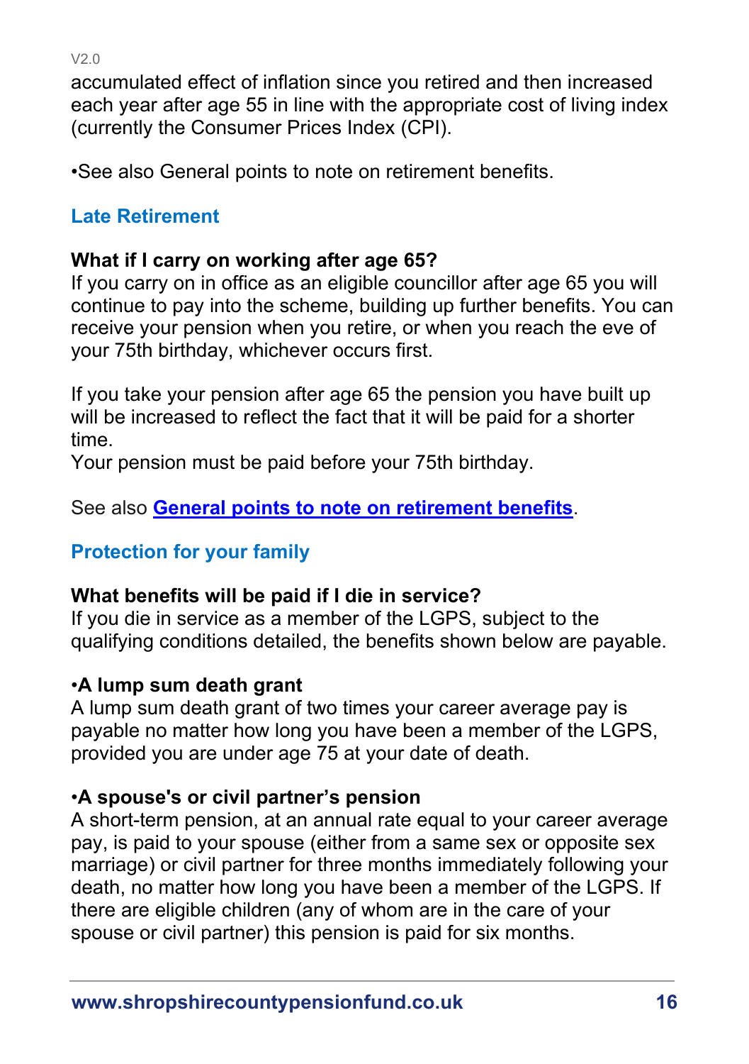accumulated effect of inflation since you retired and then increased each year after age 55 in line with the appropriate cost of living index (currently the Consumer Prices Index (CPI).

•See also General points to note on retirement benefits.

## Late Retirement

**What if I carry on working after age 65?**
If you carry on in office as an eligible councillor after age 65 you will continue to pay into the scheme, building up further benefits. You can receive your pension when you retire, or when you reach the eve of your 75th birthday, whichever occurs first.

If you take your pension after age 65 the pension you have built up will be increased to reflect the fact that it will be paid for a shorter time.
Your pension must be paid before your 75th birthday.

See also **General points to note on retirement benefits**.

## Protection for your family

**What benefits will be paid if I die in service?**
If you die in service as a member of the LGPS, subject to the qualifying conditions detailed, the benefits shown below are payable.

**•A lump sum death grant**
A lump sum death grant of two times your career average pay is payable no matter how long you have been a member of the LGPS, provided you are under age 75 at your date of death.

**•A spouse's or civil partner's pension**
A short-term pension, at an annual rate equal to your career average pay, is paid to your spouse (either from a same sex or opposite sex marriage) or civil partner for three months immediately following your death, no matter how long you have been a member of the LGPS. If there are eligible children (any of whom are in the care of your spouse or civil partner) this pension is paid for six months.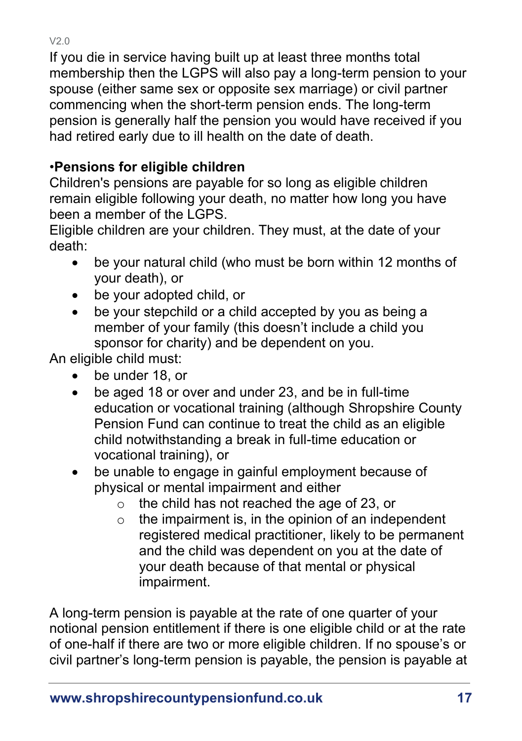If you die in service having built up at least three months total membership then the LGPS will also pay a long-term pension to your spouse (either same sex or opposite sex marriage) or civil partner commencing when the short-term pension ends. The long-term pension is generally half the pension you would have received if you had retired early due to ill health on the date of death.

**•Pensions for eligible children**

Children's pensions are payable for so long as eligible children remain eligible following your death, no matter how long you have been a member of the LGPS.

Eligible children are your children. They must, at the date of your death:

- be your natural child (who must be born within 12 months of your death), or
- be your adopted child, or
- be your stepchild or a child accepted by you as being a member of your family (this doesn't include a child you sponsor for charity) and be dependent on you.

An eligible child must:

- be under 18, or
- be aged 18 or over and under 23, and be in full-time education or vocational training (although Shropshire County Pension Fund can continue to treat the child as an eligible child notwithstanding a break in full-time education or vocational training), or
- be unable to engage in gainful employment because of physical or mental impairment and either
  - the child has not reached the age of 23, or
  - the impairment is, in the opinion of an independent registered medical practitioner, likely to be permanent and the child was dependent on you at the date of your death because of that mental or physical impairment.

A long-term pension is payable at the rate of one quarter of your notional pension entitlement if there is one eligible child or at the rate of one-half if there are two or more eligible children. If no spouse's or civil partner's long-term pension is payable, the pension is payable at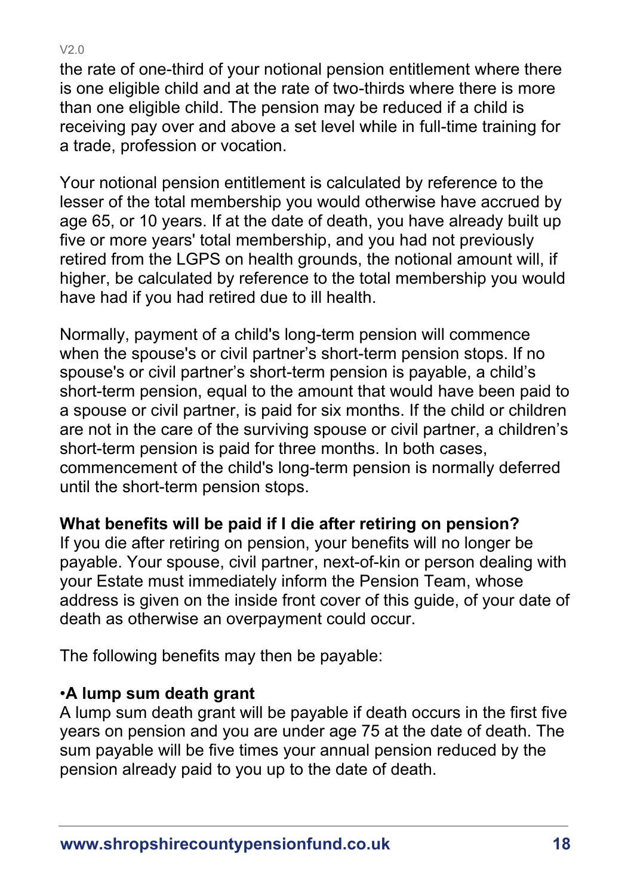the rate of one-third of your notional pension entitlement where there is one eligible child and at the rate of two-thirds where there is more than one eligible child. The pension may be reduced if a child is receiving pay over and above a set level while in full-time training for a trade, profession or vocation.

Your notional pension entitlement is calculated by reference to the lesser of the total membership you would otherwise have accrued by age 65, or 10 years. If at the date of death, you have already built up five or more years' total membership, and you had not previously retired from the LGPS on health grounds, the notional amount will, if higher, be calculated by reference to the total membership you would have had if you had retired due to ill health.

Normally, payment of a child's long-term pension will commence when the spouse's or civil partner's short-term pension stops. If no spouse's or civil partner's short-term pension is payable, a child's short-term pension, equal to the amount that would have been paid to a spouse or civil partner, is paid for six months. If the child or children are not in the care of the surviving spouse or civil partner, a children's short-term pension is paid for three months. In both cases, commencement of the child's long-term pension is normally deferred until the short-term pension stops.

**What benefits will be paid if I die after retiring on pension?**

If you die after retiring on pension, your benefits will no longer be payable. Your spouse, civil partner, next-of-kin or person dealing with your Estate must immediately inform the Pension Team, whose address is given on the inside front cover of this guide, of your date of death as otherwise an overpayment could occur.

The following benefits may then be payable:

•**A lump sum death grant**

A lump sum death grant will be payable if death occurs in the first five years on pension and you are under age 75 at the date of death. The sum payable will be five times your annual pension reduced by the pension already paid to you up to the date of death.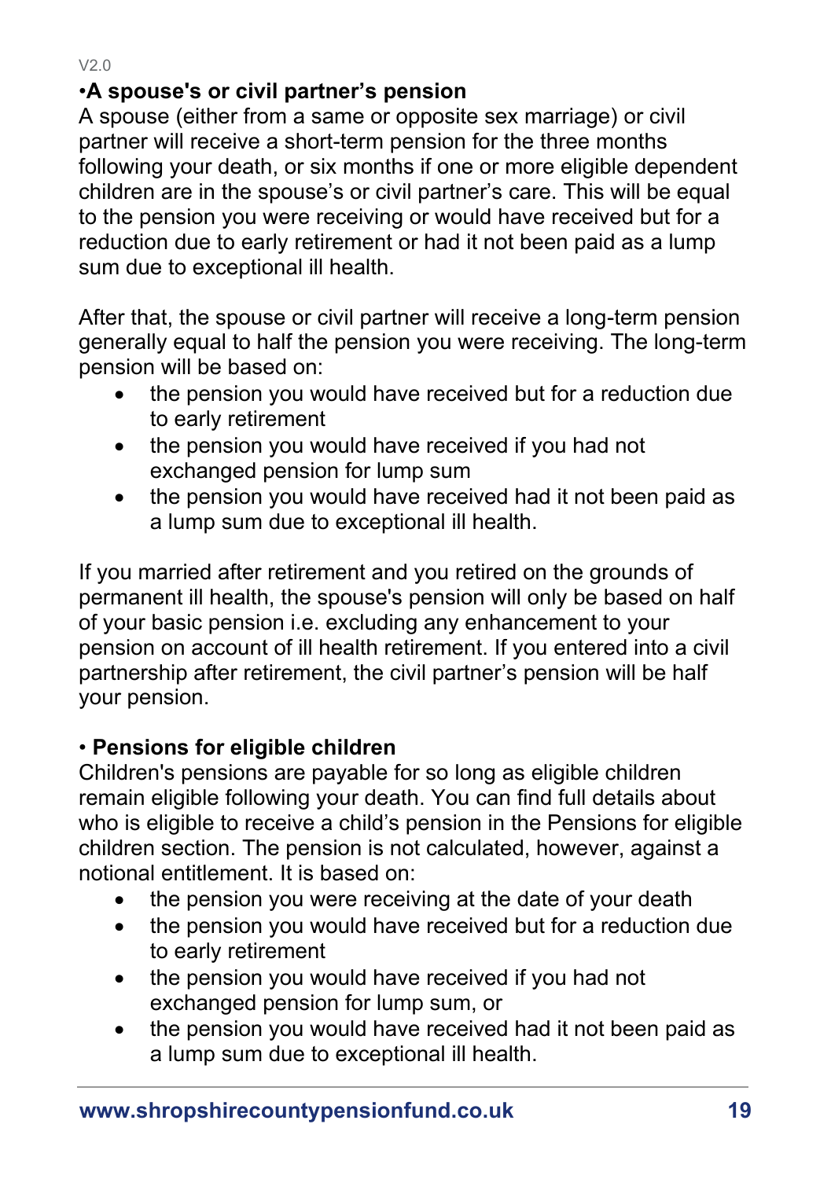•**A spouse's or civil partner's pension**

A spouse (either from a same or opposite sex marriage) or civil partner will receive a short-term pension for the three months following your death, or six months if one or more eligible dependent children are in the spouse's or civil partner's care. This will be equal to the pension you were receiving or would have received but for a reduction due to early retirement or had it not been paid as a lump sum due to exceptional ill health.

After that, the spouse or civil partner will receive a long-term pension generally equal to half the pension you were receiving. The long-term pension will be based on:

- the pension you would have received but for a reduction due to early retirement
- the pension you would have received if you had not exchanged pension for lump sum
- the pension you would have received had it not been paid as a lump sum due to exceptional ill health.

If you married after retirement and you retired on the grounds of permanent ill health, the spouse's pension will only be based on half of your basic pension i.e. excluding any enhancement to your pension on account of ill health retirement. If you entered into a civil partnership after retirement, the civil partner's pension will be half your pension.

• **Pensions for eligible children**

Children's pensions are payable for so long as eligible children remain eligible following your death. You can find full details about who is eligible to receive a child's pension in the Pensions for eligible children section. The pension is not calculated, however, against a notional entitlement. It is based on:

- the pension you were receiving at the date of your death
- the pension you would have received but for a reduction due to early retirement
- the pension you would have received if you had not exchanged pension for lump sum, or
- the pension you would have received had it not been paid as a lump sum due to exceptional ill health.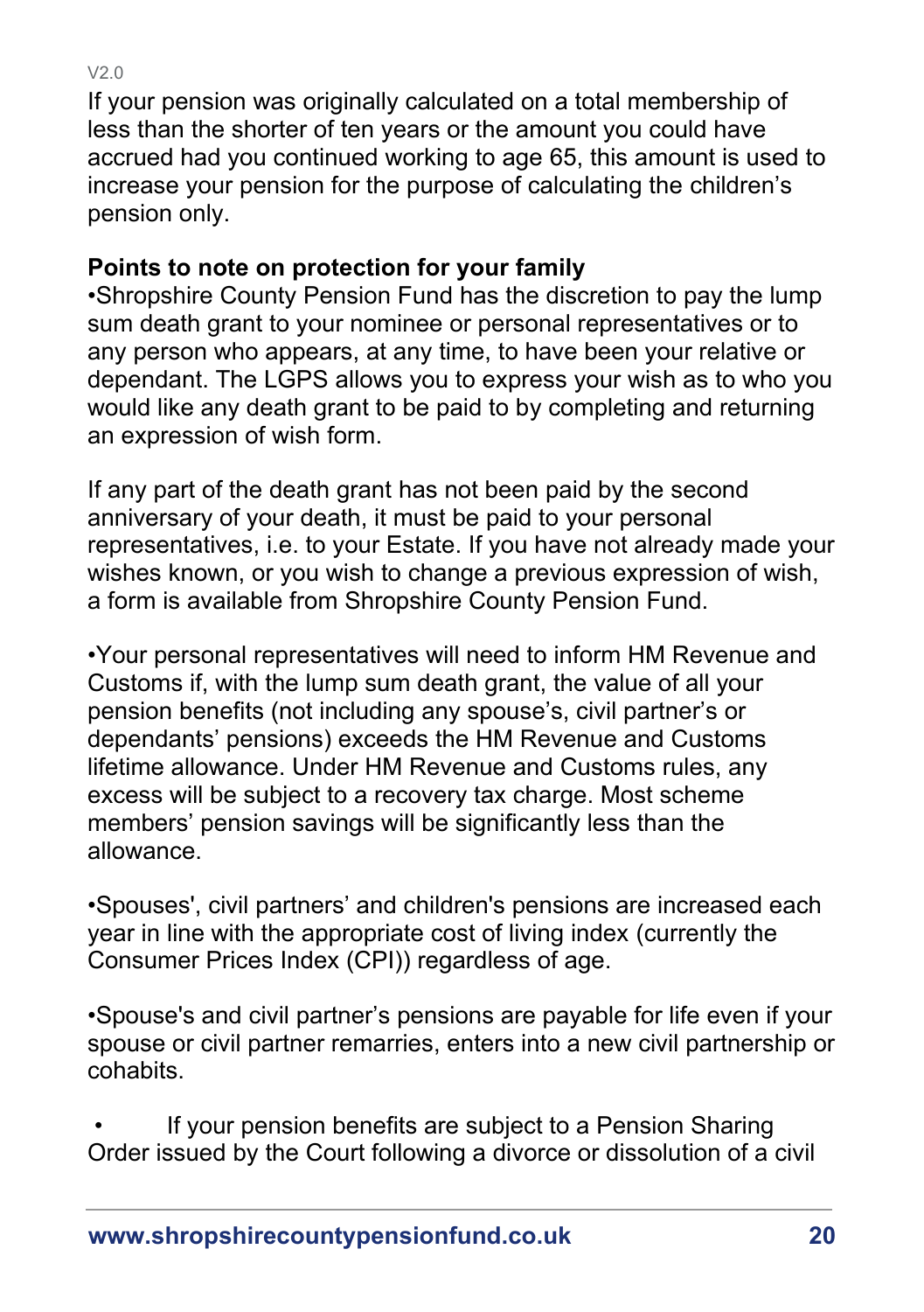If your pension was originally calculated on a total membership of less than the shorter of ten years or the amount you could have accrued had you continued working to age 65, this amount is used to increase your pension for the purpose of calculating the children's pension only.

**Points to note on protection for your family**

- Shropshire County Pension Fund has the discretion to pay the lump sum death grant to your nominee or personal representatives or to any person who appears, at any time, to have been your relative or dependant. The LGPS allows you to express your wish as to who you would like any death grant to be paid to by completing and returning an expression of wish form.

If any part of the death grant has not been paid by the second anniversary of your death, it must be paid to your personal representatives, i.e. to your Estate. If you have not already made your wishes known, or you wish to change a previous expression of wish, a form is available from Shropshire County Pension Fund.

- Your personal representatives will need to inform HM Revenue and Customs if, with the lump sum death grant, the value of all your pension benefits (not including any spouse's, civil partner's or dependants' pensions) exceeds the HM Revenue and Customs lifetime allowance. Under HM Revenue and Customs rules, any excess will be subject to a recovery tax charge. Most scheme members' pension savings will be significantly less than the allowance.

- Spouses', civil partners' and children's pensions are increased each year in line with the appropriate cost of living index (currently the Consumer Prices Index (CPI)) regardless of age.

- Spouse's and civil partner's pensions are payable for life even if your spouse or civil partner remarries, enters into a new civil partnership or cohabits.

- If your pension benefits are subject to a Pension Sharing Order issued by the Court following a divorce or dissolution of a civil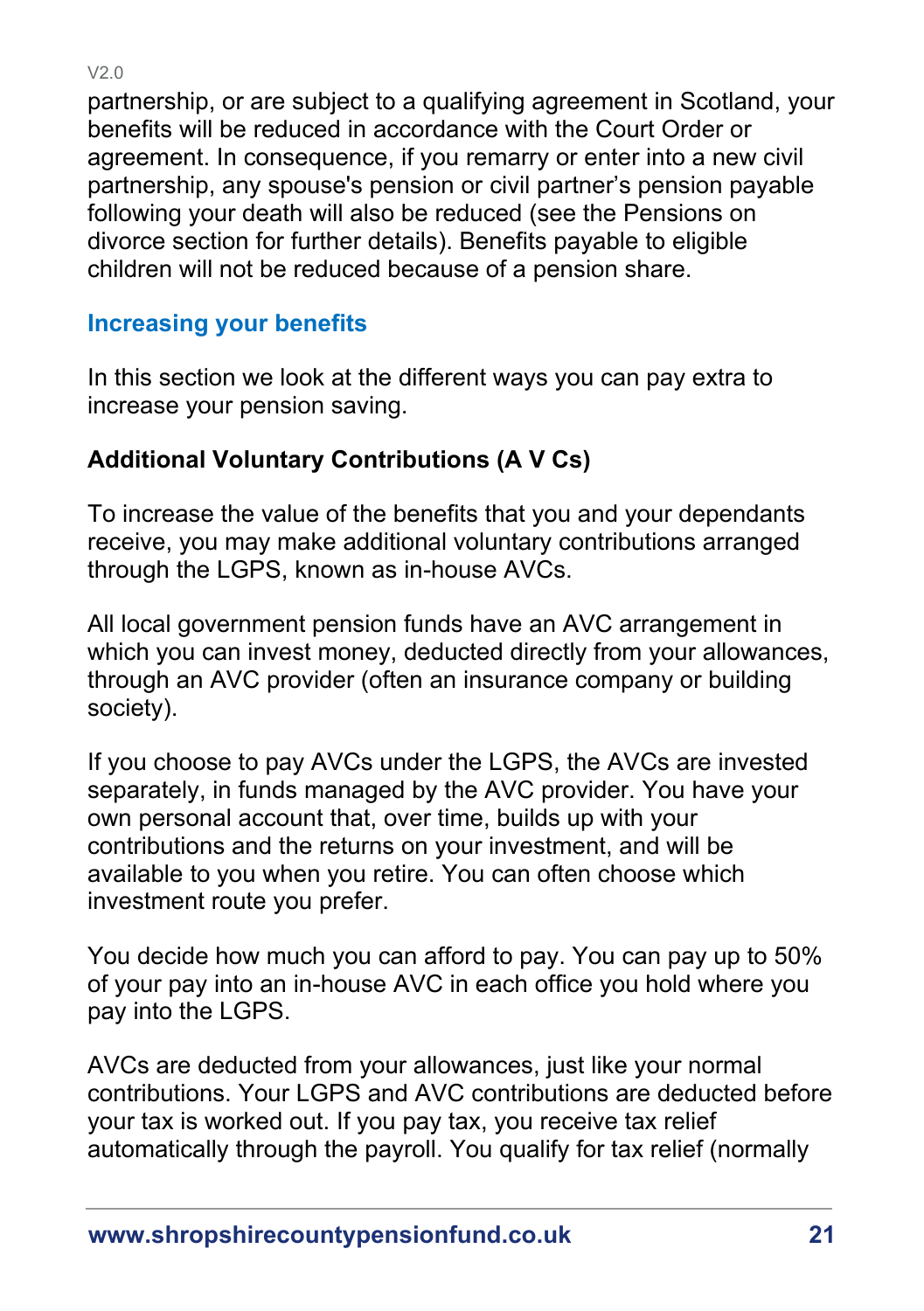partnership, or are subject to a qualifying agreement in Scotland, your benefits will be reduced in accordance with the Court Order or agreement. In consequence, if you remarry or enter into a new civil partnership, any spouse's pension or civil partner's pension payable following your death will also be reduced (see the Pensions on divorce section for further details). Benefits payable to eligible children will not be reduced because of a pension share.

## Increasing your benefits

In this section we look at the different ways you can pay extra to increase your pension saving.

### Additional Voluntary Contributions (A V Cs)

To increase the value of the benefits that you and your dependants receive, you may make additional voluntary contributions arranged through the LGPS, known as in-house AVCs.

All local government pension funds have an AVC arrangement in which you can invest money, deducted directly from your allowances, through an AVC provider (often an insurance company or building society).

If you choose to pay AVCs under the LGPS, the AVCs are invested separately, in funds managed by the AVC provider. You have your own personal account that, over time, builds up with your contributions and the returns on your investment, and will be available to you when you retire. You can often choose which investment route you prefer.

You decide how much you can afford to pay. You can pay up to 50% of your pay into an in-house AVC in each office you hold where you pay into the LGPS.

AVCs are deducted from your allowances, just like your normal contributions. Your LGPS and AVC contributions are deducted before your tax is worked out. If you pay tax, you receive tax relief automatically through the payroll. You qualify for tax relief (normally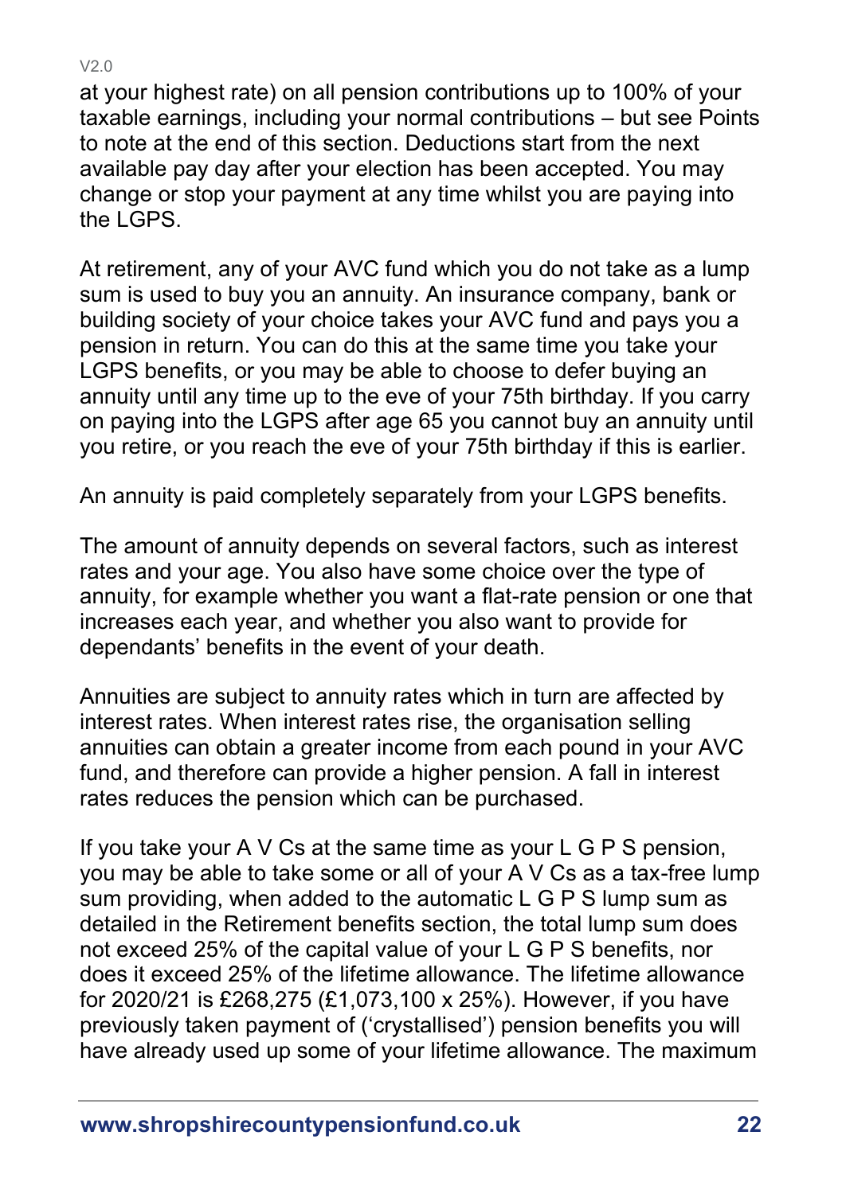at your highest rate) on all pension contributions up to 100% of your taxable earnings, including your normal contributions – but see Points to note at the end of this section. Deductions start from the next available pay day after your election has been accepted. You may change or stop your payment at any time whilst you are paying into the LGPS.

At retirement, any of your AVC fund which you do not take as a lump sum is used to buy you an annuity. An insurance company, bank or building society of your choice takes your AVC fund and pays you a pension in return. You can do this at the same time you take your LGPS benefits, or you may be able to choose to defer buying an annuity until any time up to the eve of your 75th birthday. If you carry on paying into the LGPS after age 65 you cannot buy an annuity until you retire, or you reach the eve of your 75th birthday if this is earlier.

An annuity is paid completely separately from your LGPS benefits.

The amount of annuity depends on several factors, such as interest rates and your age. You also have some choice over the type of annuity, for example whether you want a flat-rate pension or one that increases each year, and whether you also want to provide for dependants' benefits in the event of your death.

Annuities are subject to annuity rates which in turn are affected by interest rates. When interest rates rise, the organisation selling annuities can obtain a greater income from each pound in your AVC fund, and therefore can provide a higher pension. A fall in interest rates reduces the pension which can be purchased.

If you take your A V Cs at the same time as your L G P S pension, you may be able to take some or all of your A V Cs as a tax-free lump sum providing, when added to the automatic L G P S lump sum as detailed in the Retirement benefits section, the total lump sum does not exceed 25% of the capital value of your L G P S benefits, nor does it exceed 25% of the lifetime allowance. The lifetime allowance for 2020/21 is £268,275 (£1,073,100 x 25%). However, if you have previously taken payment of ('crystallised') pension benefits you will have already used up some of your lifetime allowance. The maximum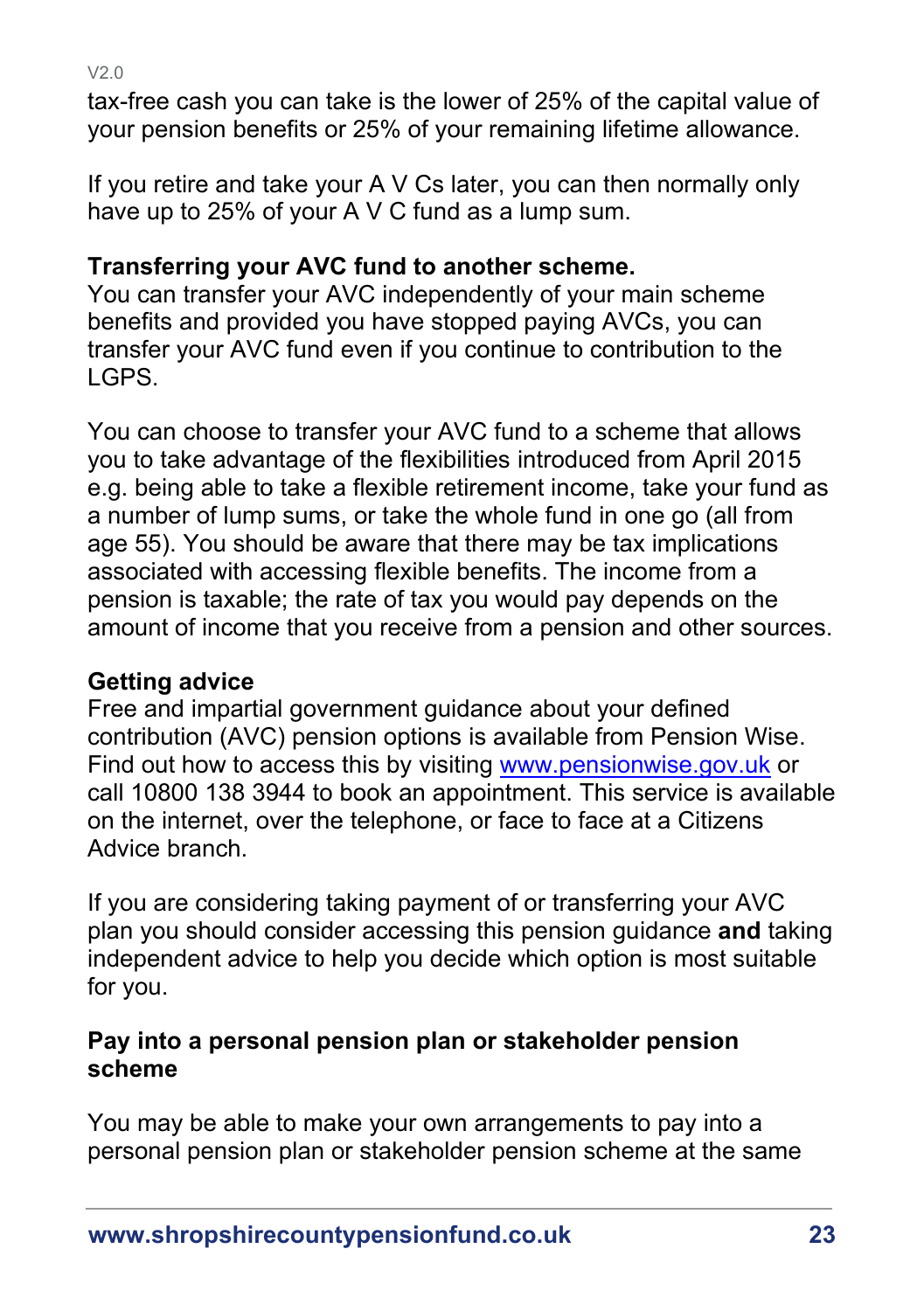tax-free cash you can take is the lower of 25% of the capital value of your pension benefits or 25% of your remaining lifetime allowance.

If you retire and take your A V Cs later, you can then normally only have up to 25% of your A V C fund as a lump sum.

**Transferring your AVC fund to another scheme.**

You can transfer your AVC independently of your main scheme benefits and provided you have stopped paying AVCs, you can transfer your AVC fund even if you continue to contribution to the LGPS.

You can choose to transfer your AVC fund to a scheme that allows you to take advantage of the flexibilities introduced from April 2015 e.g. being able to take a flexible retirement income, take your fund as a number of lump sums, or take the whole fund in one go (all from age 55). You should be aware that there may be tax implications associated with accessing flexible benefits. The income from a pension is taxable; the rate of tax you would pay depends on the amount of income that you receive from a pension and other sources.

**Getting advice**

Free and impartial government guidance about your defined contribution (AVC) pension options is available from Pension Wise. Find out how to access this by visiting [www.pensionwise.gov.uk](http://www.pensionwise.gov.uk) or call 10800 138 3944 to book an appointment. This service is available on the internet, over the telephone, or face to face at a Citizens Advice branch.

If you are considering taking payment of or transferring your AVC plan you should consider accessing this pension guidance **and** taking independent advice to help you decide which option is most suitable for you.

**Pay into a personal pension plan or stakeholder pension scheme**

You may be able to make your own arrangements to pay into a personal pension plan or stakeholder pension scheme at the same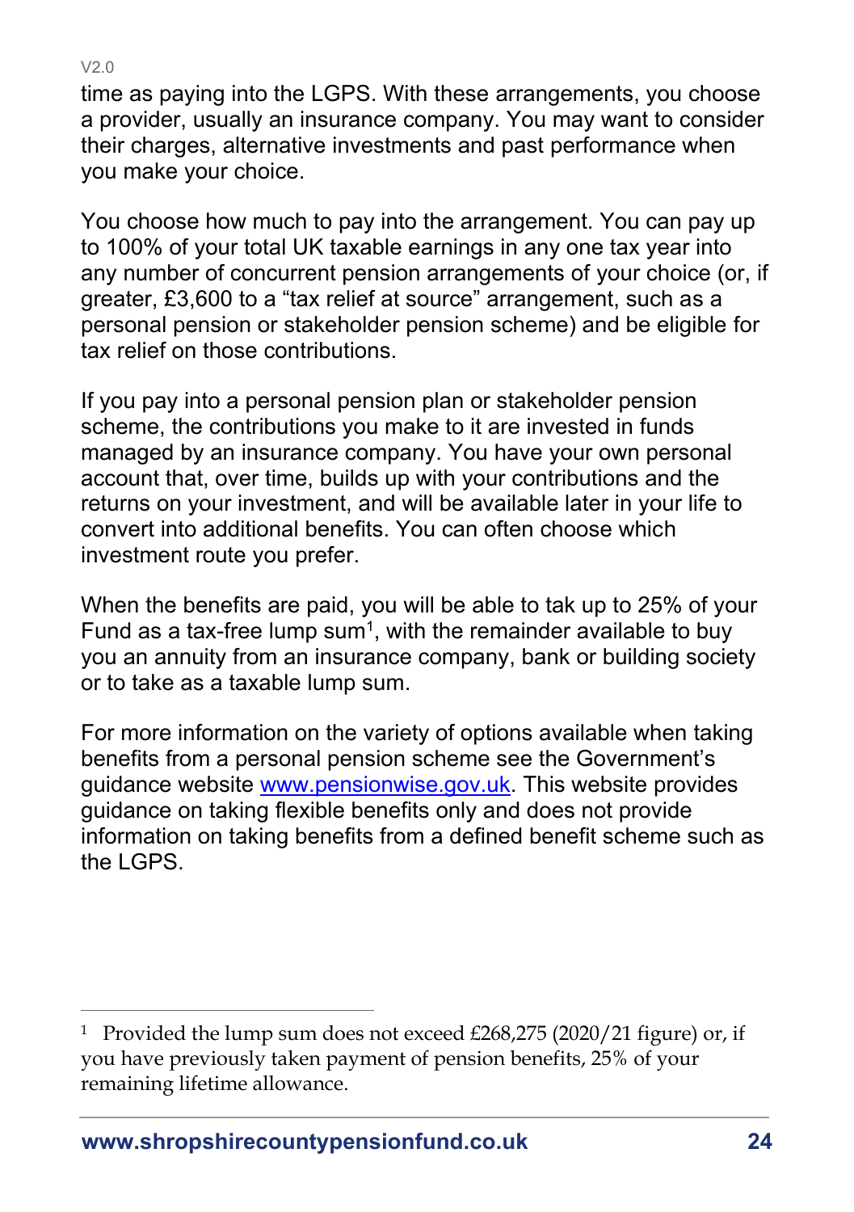time as paying into the LGPS. With these arrangements, you choose a provider, usually an insurance company. You may want to consider their charges, alternative investments and past performance when you make your choice.

You choose how much to pay into the arrangement. You can pay up to 100% of your total UK taxable earnings in any one tax year into any number of concurrent pension arrangements of your choice (or, if greater, £3,600 to a "tax relief at source" arrangement, such as a personal pension or stakeholder pension scheme) and be eligible for tax relief on those contributions.

If you pay into a personal pension plan or stakeholder pension scheme, the contributions you make to it are invested in funds managed by an insurance company. You have your own personal account that, over time, builds up with your contributions and the returns on your investment, and will be available later in your life to convert into additional benefits. You can often choose which investment route you prefer.

When the benefits are paid, you will be able to tak up to 25% of your Fund as a tax-free lump sum[1], with the remainder available to buy you an annuity from an insurance company, bank or building society or to take as a taxable lump sum.

For more information on the variety of options available when taking benefits from a personal pension scheme see the Government's guidance website [www.pensionwise.gov.uk](http://www.pensionwise.gov.uk). This website provides guidance on taking flexible benefits only and does not provide information on taking benefits from a defined benefit scheme such as the LGPS.

---

[1] Provided the lump sum does not exceed £268,275 (2020/21 figure) or, if you have previously taken payment of pension benefits, 25% of your remaining lifetime allowance.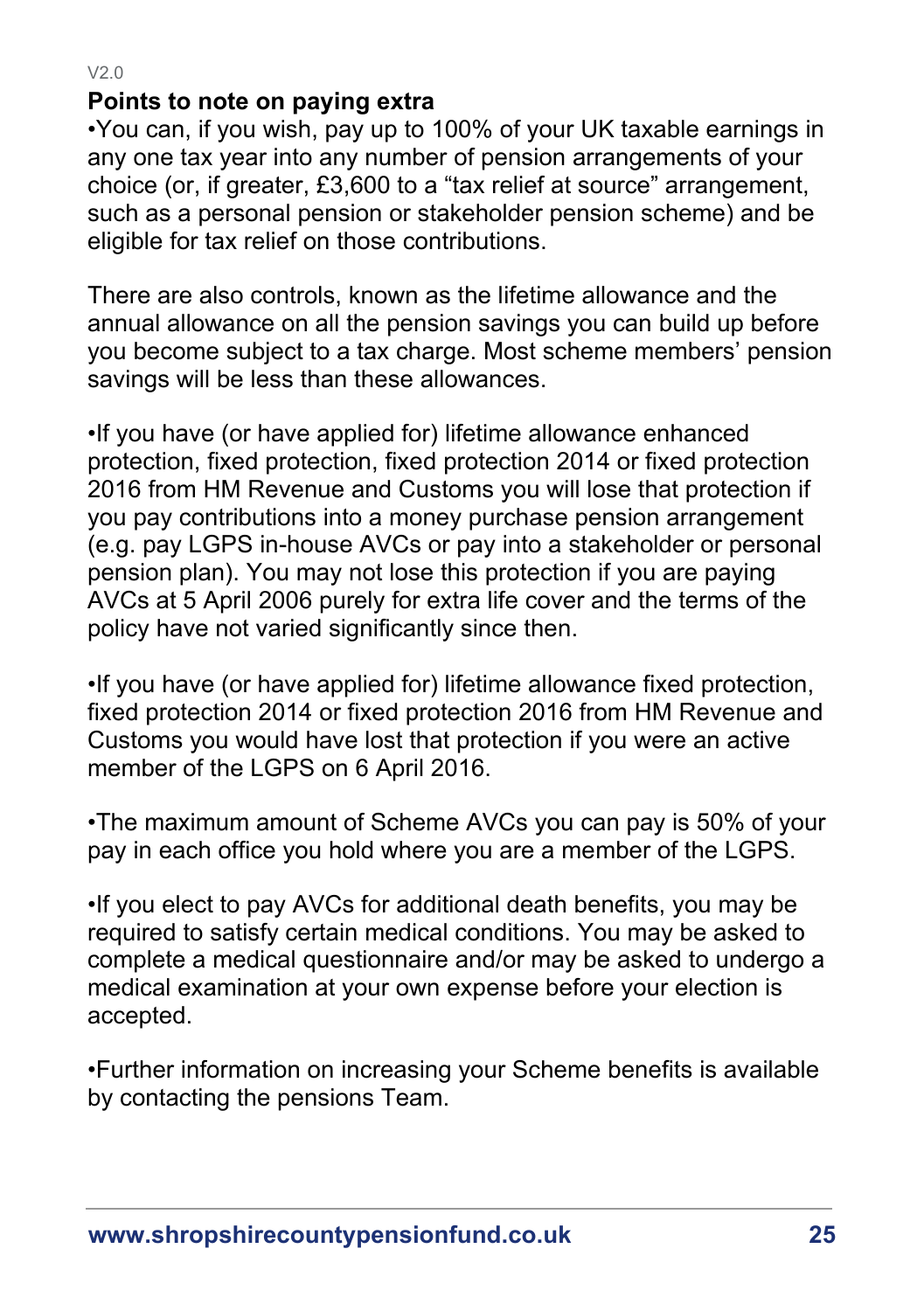## Points to note on paying extra

- You can, if you wish, pay up to 100% of your UK taxable earnings in any one tax year into any number of pension arrangements of your choice (or, if greater, £3,600 to a "tax relief at source" arrangement, such as a personal pension or stakeholder pension scheme) and be eligible for tax relief on those contributions.

There are also controls, known as the lifetime allowance and the annual allowance on all the pension savings you can build up before you become subject to a tax charge. Most scheme members' pension savings will be less than these allowances.

- If you have (or have applied for) lifetime allowance enhanced protection, fixed protection, fixed protection 2014 or fixed protection 2016 from HM Revenue and Customs you will lose that protection if you pay contributions into a money purchase pension arrangement (e.g. pay LGPS in-house AVCs or pay into a stakeholder or personal pension plan). You may not lose this protection if you are paying AVCs at 5 April 2006 purely for extra life cover and the terms of the policy have not varied significantly since then.

- If you have (or have applied for) lifetime allowance fixed protection, fixed protection 2014 or fixed protection 2016 from HM Revenue and Customs you would have lost that protection if you were an active member of the LGPS on 6 April 2016.

- The maximum amount of Scheme AVCs you can pay is 50% of your pay in each office you hold where you are a member of the LGPS.

- If you elect to pay AVCs for additional death benefits, you may be required to satisfy certain medical conditions. You may be asked to complete a medical questionnaire and/or may be asked to undergo a medical examination at your own expense before your election is accepted.

- Further information on increasing your Scheme benefits is available by contacting the pensions Team.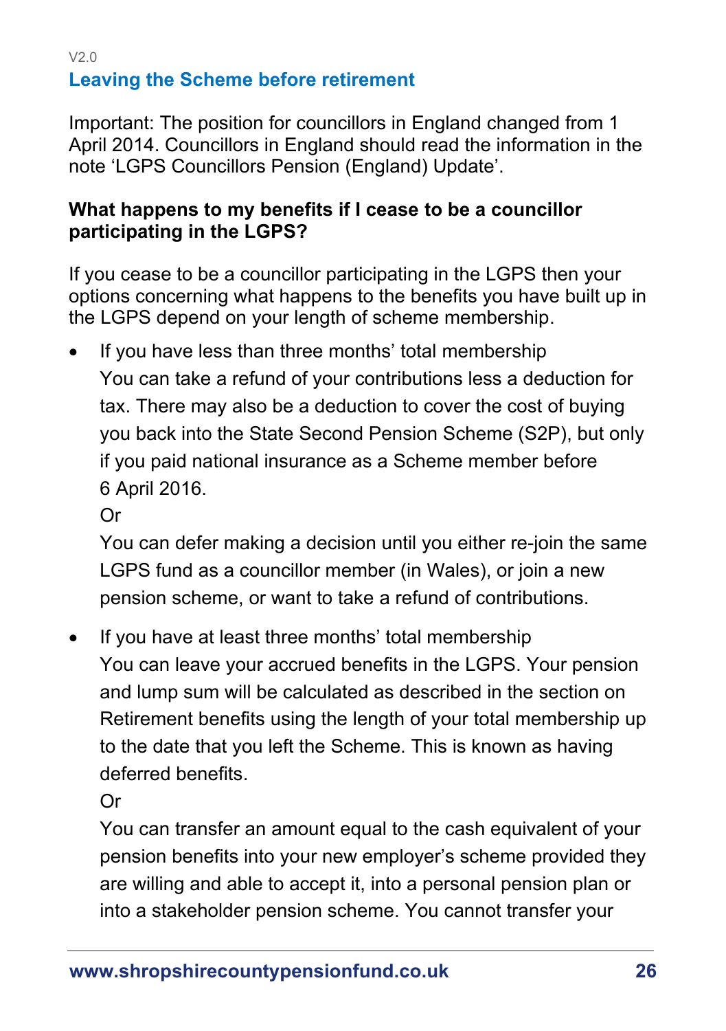V2.0

## Leaving the Scheme before retirement

Important: The position for councillors in England changed from 1 April 2014. Councillors in England should read the information in the note 'LGPS Councillors Pension (England) Update'.

**What happens to my benefits if I cease to be a councillor participating in the LGPS?**

If you cease to be a councillor participating in the LGPS then your options concerning what happens to the benefits you have built up in the LGPS depend on your length of scheme membership.

- If you have less than three months' total membership
  You can take a refund of your contributions less a deduction for tax. There may also be a deduction to cover the cost of buying you back into the State Second Pension Scheme (S2P), but only if you paid national insurance as a Scheme member before 6 April 2016.
  Or
  You can defer making a decision until you either re-join the same LGPS fund as a councillor member (in Wales), or join a new pension scheme, or want to take a refund of contributions.

- If you have at least three months' total membership
  You can leave your accrued benefits in the LGPS. Your pension and lump sum will be calculated as described in the section on Retirement benefits using the length of your total membership up to the date that you left the Scheme. This is known as having deferred benefits.
  Or
  You can transfer an amount equal to the cash equivalent of your pension benefits into your new employer's scheme provided they are willing and able to accept it, into a personal pension plan or into a stakeholder pension scheme. You cannot transfer your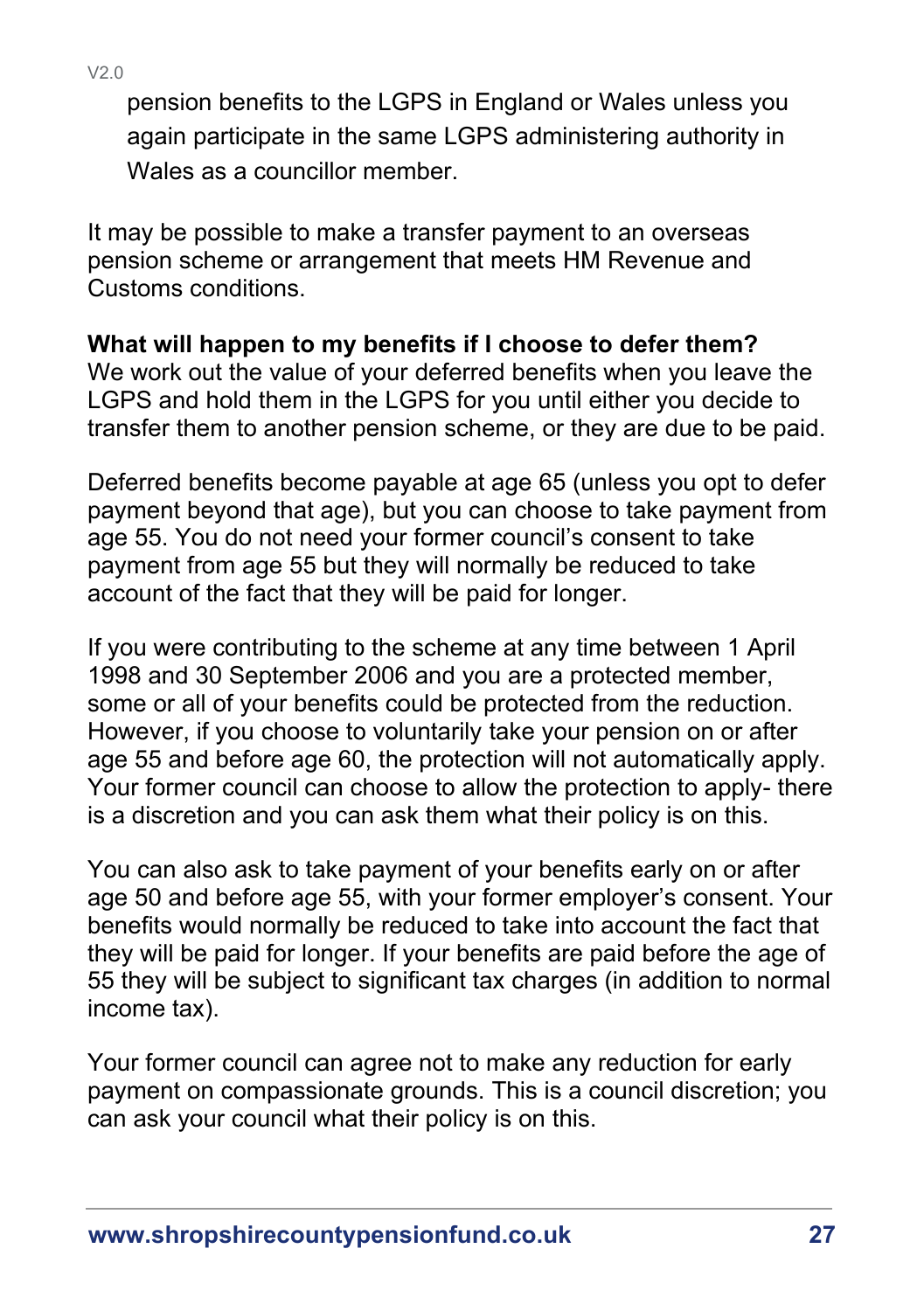pension benefits to the LGPS in England or Wales unless you again participate in the same LGPS administering authority in Wales as a councillor member.

It may be possible to make a transfer payment to an overseas pension scheme or arrangement that meets HM Revenue and Customs conditions.

**What will happen to my benefits if I choose to defer them?**

We work out the value of your deferred benefits when you leave the LGPS and hold them in the LGPS for you until either you decide to transfer them to another pension scheme, or they are due to be paid.

Deferred benefits become payable at age 65 (unless you opt to defer payment beyond that age), but you can choose to take payment from age 55. You do not need your former council's consent to take payment from age 55 but they will normally be reduced to take account of the fact that they will be paid for longer.

If you were contributing to the scheme at any time between 1 April 1998 and 30 September 2006 and you are a protected member, some or all of your benefits could be protected from the reduction. However, if you choose to voluntarily take your pension on or after age 55 and before age 60, the protection will not automatically apply. Your former council can choose to allow the protection to apply- there is a discretion and you can ask them what their policy is on this.

You can also ask to take payment of your benefits early on or after age 50 and before age 55, with your former employer's consent. Your benefits would normally be reduced to take into account the fact that they will be paid for longer. If your benefits are paid before the age of 55 they will be subject to significant tax charges (in addition to normal income tax).

Your former council can agree not to make any reduction for early payment on compassionate grounds. This is a council discretion; you can ask your council what their policy is on this.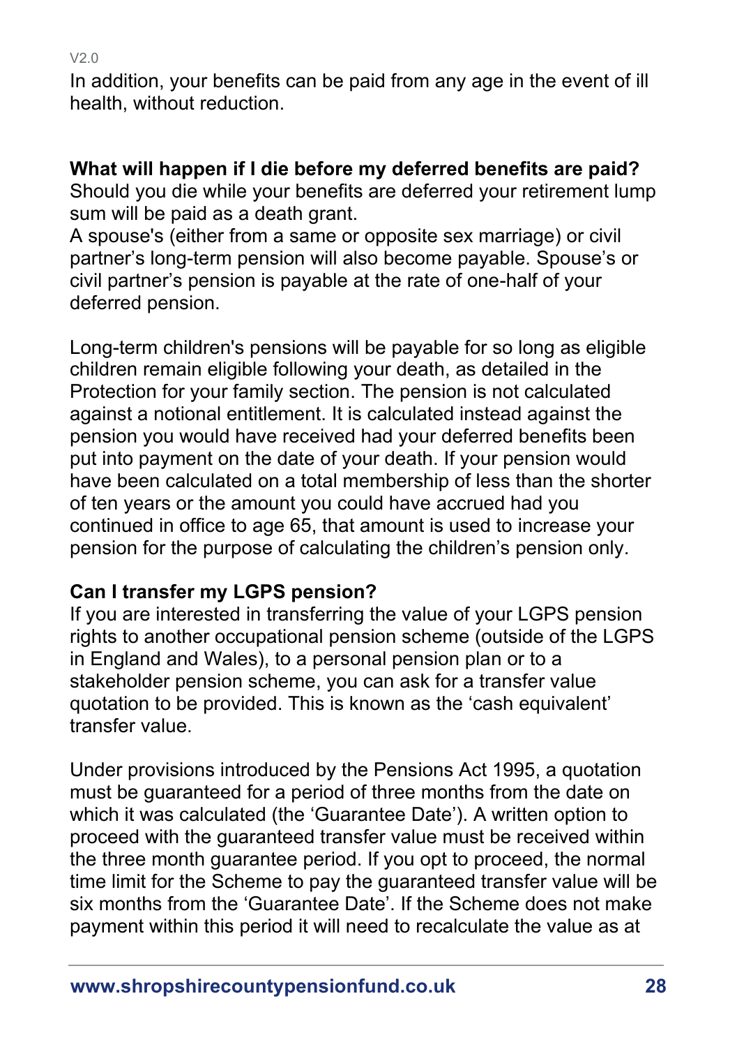In addition, your benefits can be paid from any age in the event of ill health, without reduction.

**What will happen if I die before my deferred benefits are paid?**

Should you die while your benefits are deferred your retirement lump sum will be paid as a death grant.

A spouse's (either from a same or opposite sex marriage) or civil partner's long-term pension will also become payable. Spouse's or civil partner's pension is payable at the rate of one-half of your deferred pension.

Long-term children's pensions will be payable for so long as eligible children remain eligible following your death, as detailed in the Protection for your family section. The pension is not calculated against a notional entitlement. It is calculated instead against the pension you would have received had your deferred benefits been put into payment on the date of your death. If your pension would have been calculated on a total membership of less than the shorter of ten years or the amount you could have accrued had you continued in office to age 65, that amount is used to increase your pension for the purpose of calculating the children's pension only.

**Can I transfer my LGPS pension?**

If you are interested in transferring the value of your LGPS pension rights to another occupational pension scheme (outside of the LGPS in England and Wales), to a personal pension plan or to a stakeholder pension scheme, you can ask for a transfer value quotation to be provided. This is known as the 'cash equivalent' transfer value.

Under provisions introduced by the Pensions Act 1995, a quotation must be guaranteed for a period of three months from the date on which it was calculated (the 'Guarantee Date'). A written option to proceed with the guaranteed transfer value must be received within the three month guarantee period. If you opt to proceed, the normal time limit for the Scheme to pay the guaranteed transfer value will be six months from the 'Guarantee Date'. If the Scheme does not make payment within this period it will need to recalculate the value as at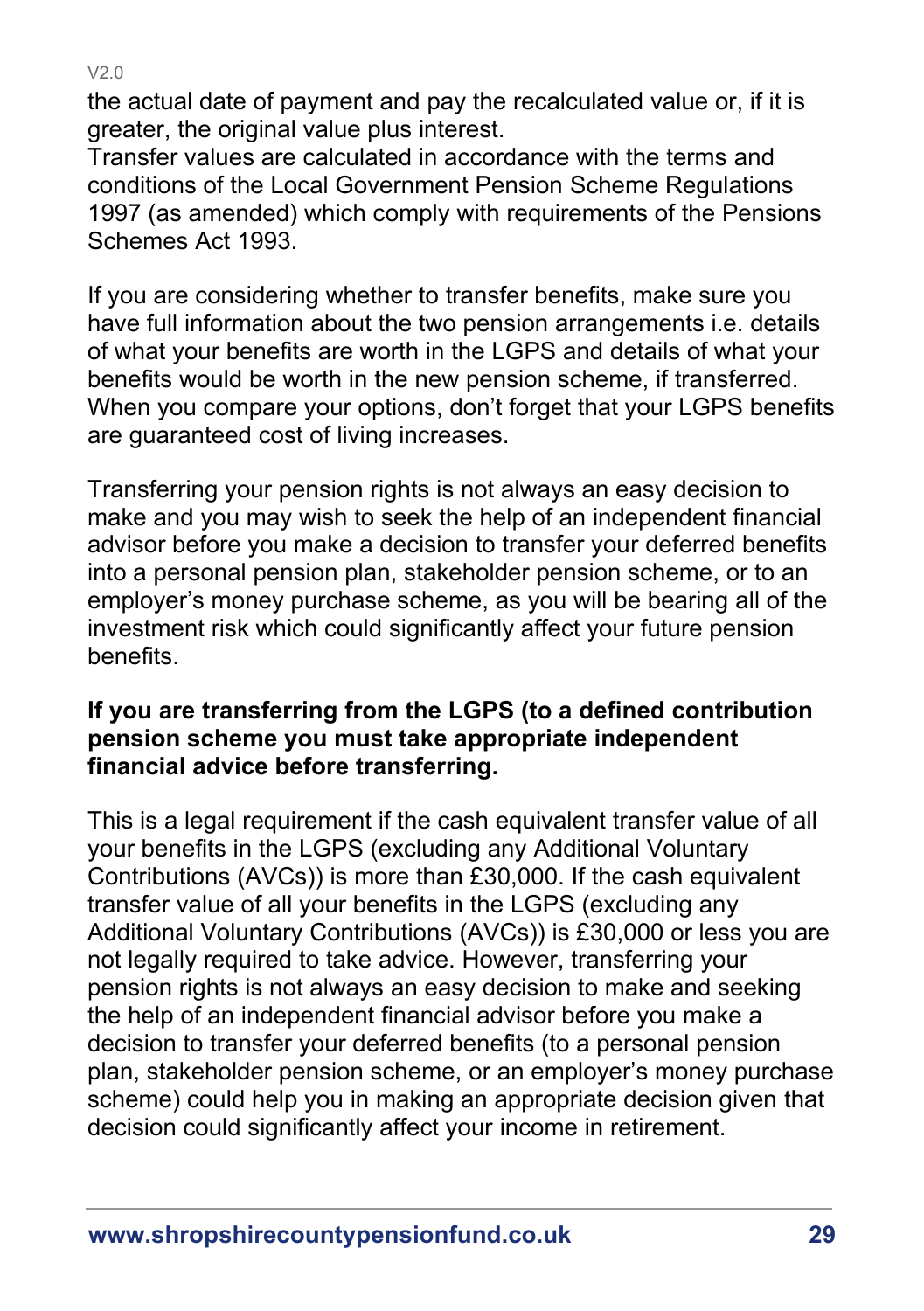the actual date of payment and pay the recalculated value or, if it is greater, the original value plus interest.
Transfer values are calculated in accordance with the terms and conditions of the Local Government Pension Scheme Regulations 1997 (as amended) which comply with requirements of the Pensions Schemes Act 1993.

If you are considering whether to transfer benefits, make sure you have full information about the two pension arrangements i.e. details of what your benefits are worth in the LGPS and details of what your benefits would be worth in the new pension scheme, if transferred. When you compare your options, don't forget that your LGPS benefits are guaranteed cost of living increases.

Transferring your pension rights is not always an easy decision to make and you may wish to seek the help of an independent financial advisor before you make a decision to transfer your deferred benefits into a personal pension plan, stakeholder pension scheme, or to an employer's money purchase scheme, as you will be bearing all of the investment risk which could significantly affect your future pension benefits.

**If you are transferring from the LGPS (to a defined contribution pension scheme you must take appropriate independent financial advice before transferring.**

This is a legal requirement if the cash equivalent transfer value of all your benefits in the LGPS (excluding any Additional Voluntary Contributions (AVCs)) is more than £30,000. If the cash equivalent transfer value of all your benefits in the LGPS (excluding any Additional Voluntary Contributions (AVCs)) is £30,000 or less you are not legally required to take advice. However, transferring your pension rights is not always an easy decision to make and seeking the help of an independent financial advisor before you make a decision to transfer your deferred benefits (to a personal pension plan, stakeholder pension scheme, or an employer's money purchase scheme) could help you in making an appropriate decision given that decision could significantly affect your income in retirement.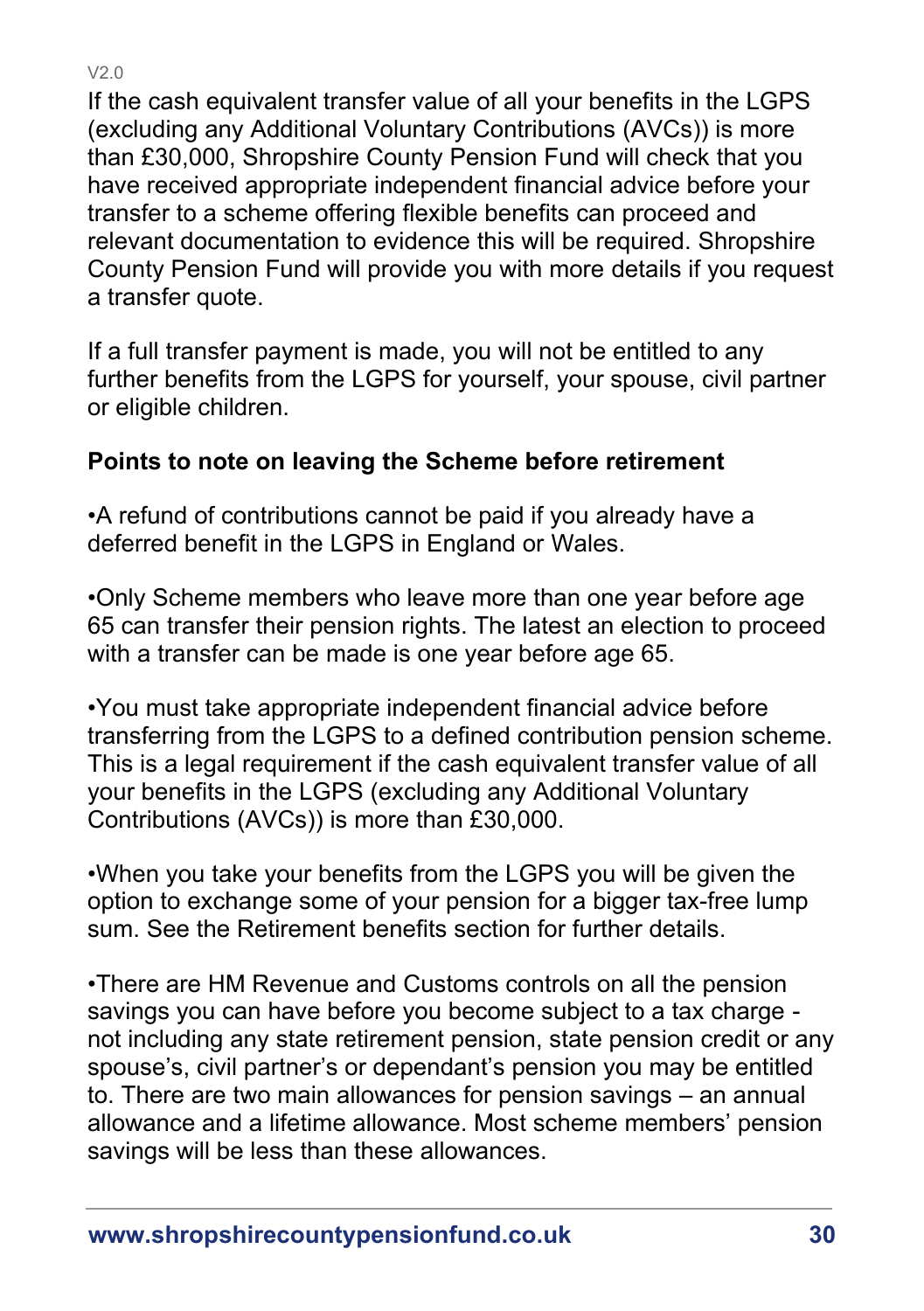If the cash equivalent transfer value of all your benefits in the LGPS (excluding any Additional Voluntary Contributions (AVCs)) is more than £30,000, Shropshire County Pension Fund will check that you have received appropriate independent financial advice before your transfer to a scheme offering flexible benefits can proceed and relevant documentation to evidence this will be required. Shropshire County Pension Fund will provide you with more details if you request a transfer quote.

If a full transfer payment is made, you will not be entitled to any further benefits from the LGPS for yourself, your spouse, civil partner or eligible children.

**Points to note on leaving the Scheme before retirement**

- A refund of contributions cannot be paid if you already have a deferred benefit in the LGPS in England or Wales.

- Only Scheme members who leave more than one year before age 65 can transfer their pension rights. The latest an election to proceed with a transfer can be made is one year before age 65.

- You must take appropriate independent financial advice before transferring from the LGPS to a defined contribution pension scheme. This is a legal requirement if the cash equivalent transfer value of all your benefits in the LGPS (excluding any Additional Voluntary Contributions (AVCs)) is more than £30,000.

- When you take your benefits from the LGPS you will be given the option to exchange some of your pension for a bigger tax-free lump sum. See the Retirement benefits section for further details.

- There are HM Revenue and Customs controls on all the pension savings you can have before you become subject to a tax charge - not including any state retirement pension, state pension credit or any spouse's, civil partner's or dependant's pension you may be entitled to. There are two main allowances for pension savings – an annual allowance and a lifetime allowance. Most scheme members' pension savings will be less than these allowances.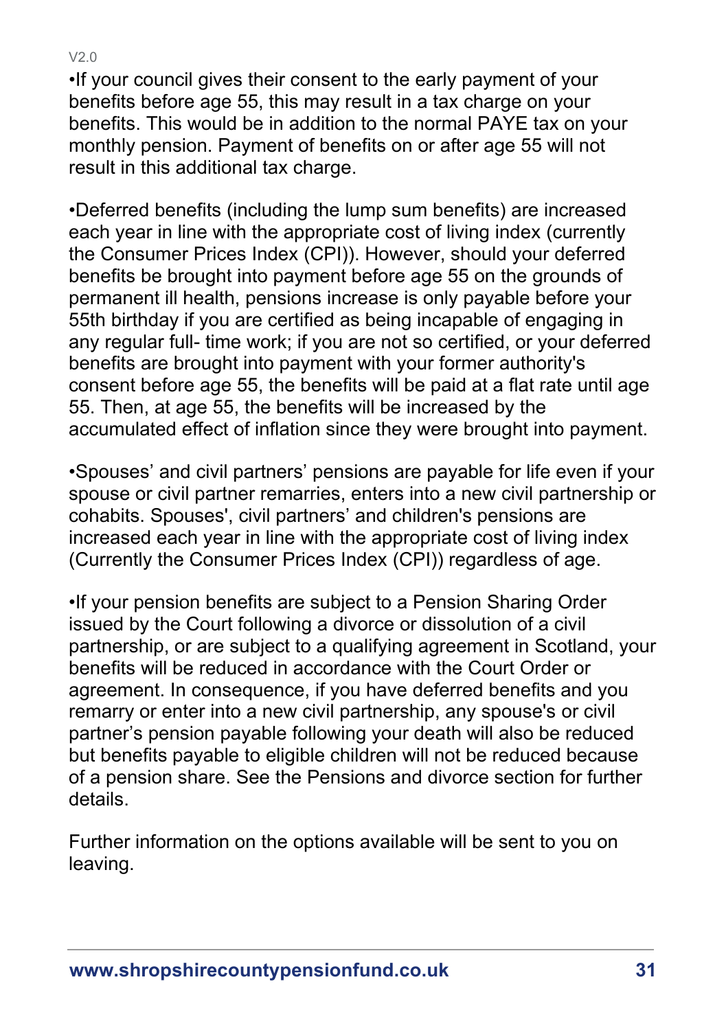- If your council gives their consent to the early payment of your benefits before age 55, this may result in a tax charge on your benefits. This would be in addition to the normal PAYE tax on your monthly pension. Payment of benefits on or after age 55 will not result in this additional tax charge.

- Deferred benefits (including the lump sum benefits) are increased each year in line with the appropriate cost of living index (currently the Consumer Prices Index (CPI)). However, should your deferred benefits be brought into payment before age 55 on the grounds of permanent ill health, pensions increase is only payable before your 55th birthday if you are certified as being incapable of engaging in any regular full- time work; if you are not so certified, or your deferred benefits are brought into payment with your former authority's consent before age 55, the benefits will be paid at a flat rate until age 55. Then, at age 55, the benefits will be increased by the accumulated effect of inflation since they were brought into payment.

- Spouses' and civil partners' pensions are payable for life even if your spouse or civil partner remarries, enters into a new civil partnership or cohabits. Spouses', civil partners' and children's pensions are increased each year in line with the appropriate cost of living index (Currently the Consumer Prices Index (CPI)) regardless of age.

- If your pension benefits are subject to a Pension Sharing Order issued by the Court following a divorce or dissolution of a civil partnership, or are subject to a qualifying agreement in Scotland, your benefits will be reduced in accordance with the Court Order or agreement. In consequence, if you have deferred benefits and you remarry or enter into a new civil partnership, any spouse's or civil partner's pension payable following your death will also be reduced but benefits payable to eligible children will not be reduced because of a pension share. See the Pensions and divorce section for further details.

Further information on the options available will be sent to you on leaving.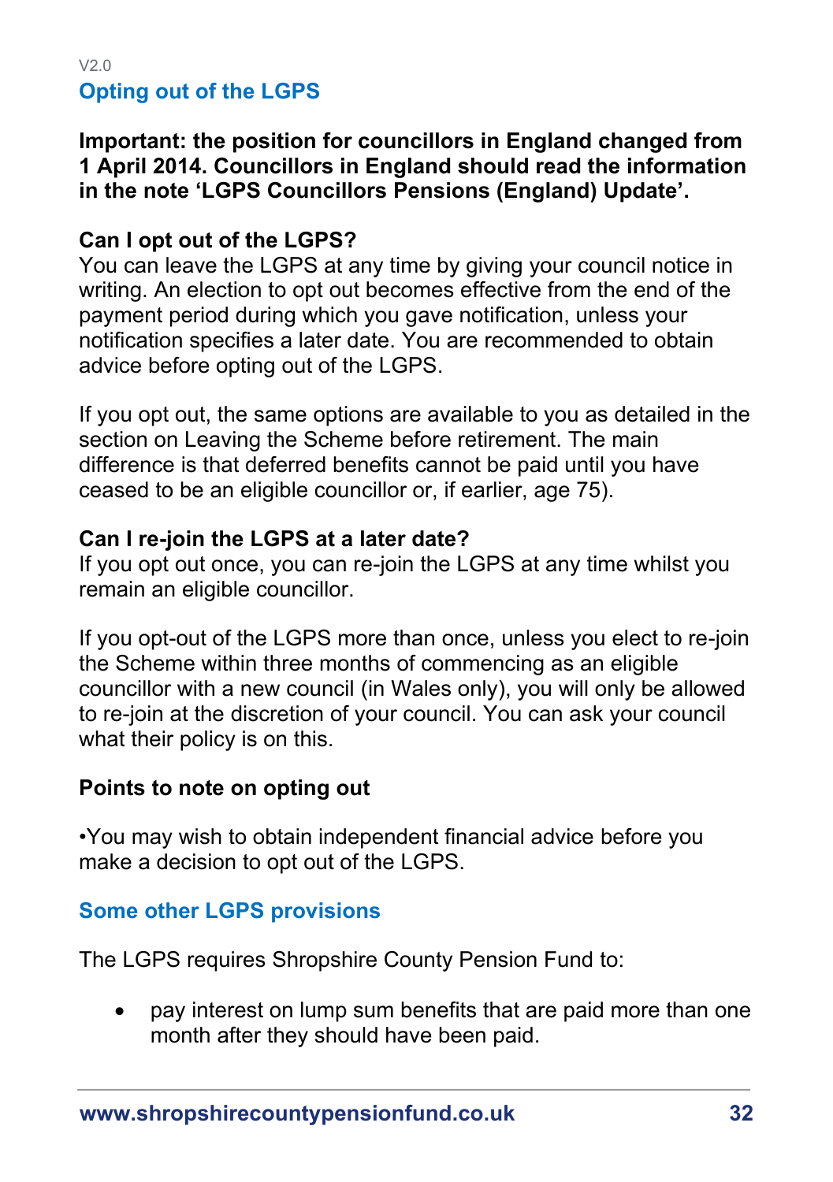V2.0

## Opting out of the LGPS

**Important: the position for councillors in England changed from 1 April 2014. Councillors in England should read the information in the note 'LGPS Councillors Pensions (England) Update'.**

**Can I opt out of the LGPS?**
You can leave the LGPS at any time by giving your council notice in writing. An election to opt out becomes effective from the end of the payment period during which you gave notification, unless your notification specifies a later date. You are recommended to obtain advice before opting out of the LGPS.

If you opt out, the same options are available to you as detailed in the section on Leaving the Scheme before retirement. The main difference is that deferred benefits cannot be paid until you have ceased to be an eligible councillor or, if earlier, age 75).

**Can I re-join the LGPS at a later date?**
If you opt out once, you can re-join the LGPS at any time whilst you remain an eligible councillor.

If you opt-out of the LGPS more than once, unless you elect to re-join the Scheme within three months of commencing as an eligible councillor with a new council (in Wales only), you will only be allowed to re-join at the discretion of your council. You can ask your council what their policy is on this.

**Points to note on opting out**

•You may wish to obtain independent financial advice before you make a decision to opt out of the LGPS.

## Some other LGPS provisions

The LGPS requires Shropshire County Pension Fund to:

- pay interest on lump sum benefits that are paid more than one month after they should have been paid.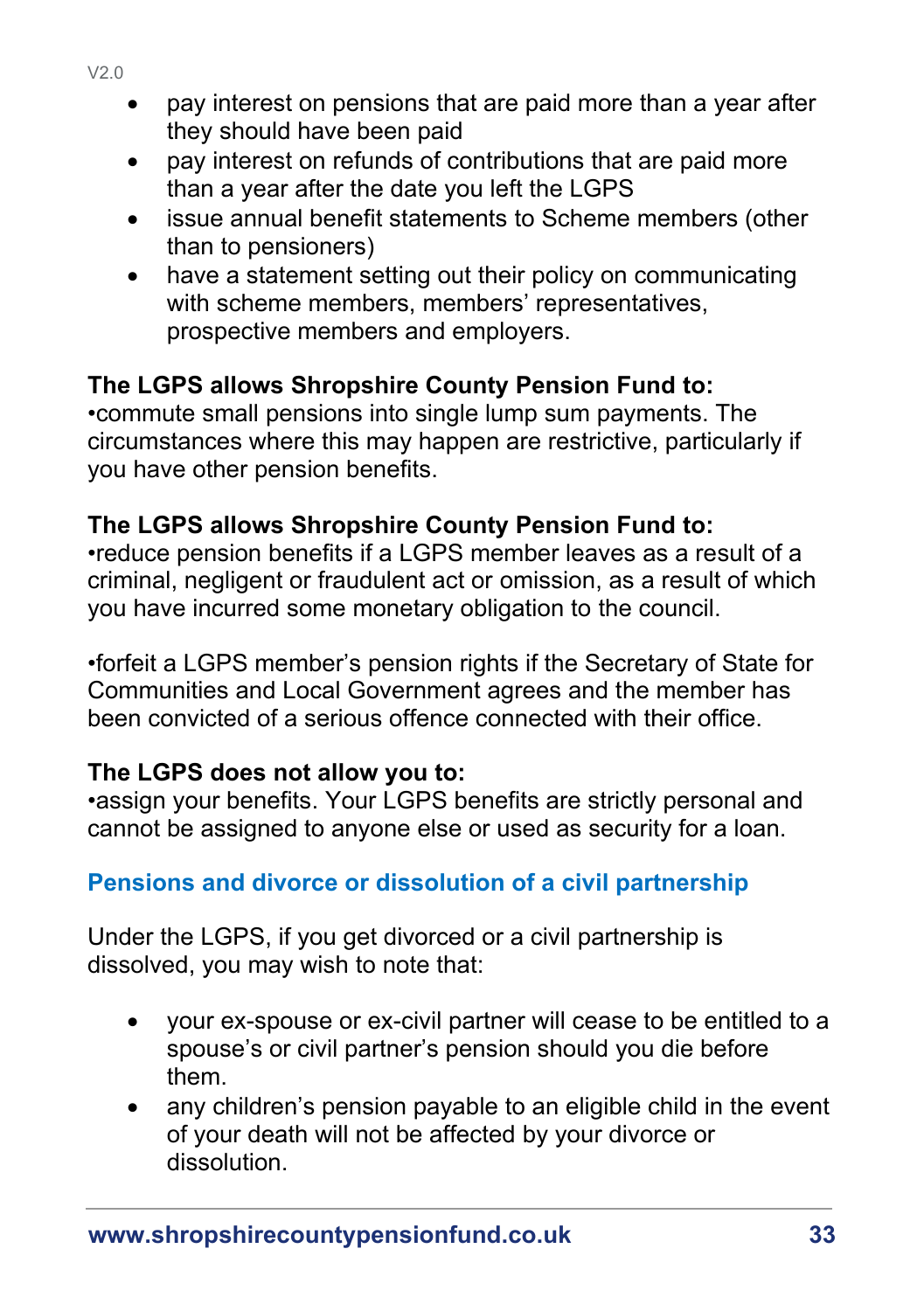- pay interest on pensions that are paid more than a year after they should have been paid
- pay interest on refunds of contributions that are paid more than a year after the date you left the LGPS
- issue annual benefit statements to Scheme members (other than to pensioners)
- have a statement setting out their policy on communicating with scheme members, members' representatives, prospective members and employers.

**The LGPS allows Shropshire County Pension Fund to:**
•commute small pensions into single lump sum payments. The circumstances where this may happen are restrictive, particularly if you have other pension benefits.

**The LGPS allows Shropshire County Pension Fund to:**
•reduce pension benefits if a LGPS member leaves as a result of a criminal, negligent or fraudulent act or omission, as a result of which you have incurred some monetary obligation to the council.

•forfeit a LGPS member's pension rights if the Secretary of State for Communities and Local Government agrees and the member has been convicted of a serious offence connected with their office.

**The LGPS does not allow you to:**
•assign your benefits. Your LGPS benefits are strictly personal and cannot be assigned to anyone else or used as security for a loan.

## Pensions and divorce or dissolution of a civil partnership

Under the LGPS, if you get divorced or a civil partnership is dissolved, you may wish to note that:

- your ex-spouse or ex-civil partner will cease to be entitled to a spouse's or civil partner's pension should you die before them.
- any children's pension payable to an eligible child in the event of your death will not be affected by your divorce or dissolution.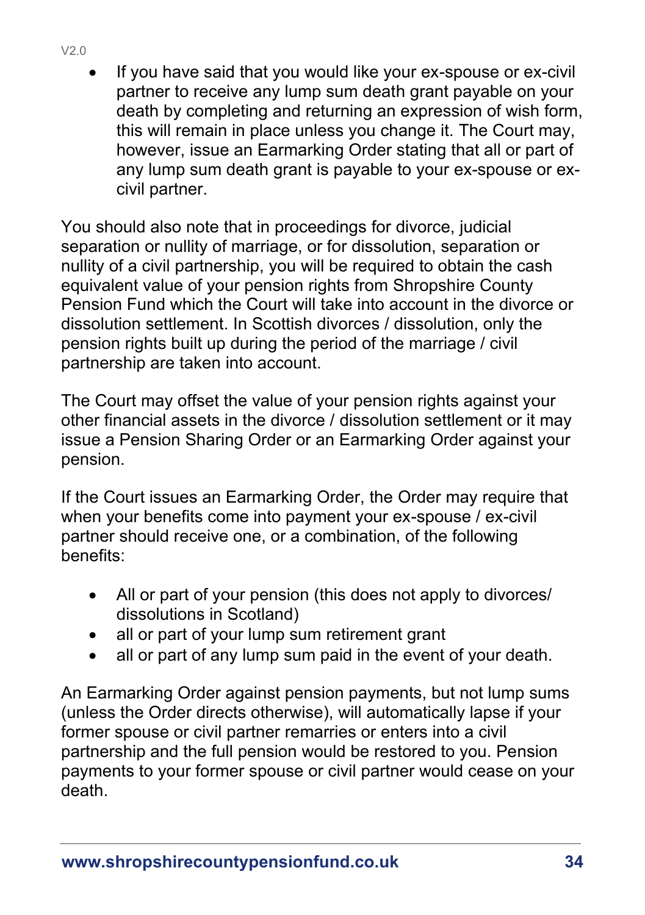- If you have said that you would like your ex-spouse or ex-civil partner to receive any lump sum death grant payable on your death by completing and returning an expression of wish form, this will remain in place unless you change it. The Court may, however, issue an Earmarking Order stating that all or part of any lump sum death grant is payable to your ex-spouse or ex-civil partner.

You should also note that in proceedings for divorce, judicial separation or nullity of marriage, or for dissolution, separation or nullity of a civil partnership, you will be required to obtain the cash equivalent value of your pension rights from Shropshire County Pension Fund which the Court will take into account in the divorce or dissolution settlement. In Scottish divorces / dissolution, only the pension rights built up during the period of the marriage / civil partnership are taken into account.

The Court may offset the value of your pension rights against your other financial assets in the divorce / dissolution settlement or it may issue a Pension Sharing Order or an Earmarking Order against your pension.

If the Court issues an Earmarking Order, the Order may require that when your benefits come into payment your ex-spouse / ex-civil partner should receive one, or a combination, of the following benefits:

- All or part of your pension (this does not apply to divorces/ dissolutions in Scotland)
- all or part of your lump sum retirement grant
- all or part of any lump sum paid in the event of your death.

An Earmarking Order against pension payments, but not lump sums (unless the Order directs otherwise), will automatically lapse if your former spouse or civil partner remarries or enters into a civil partnership and the full pension would be restored to you. Pension payments to your former spouse or civil partner would cease on your death.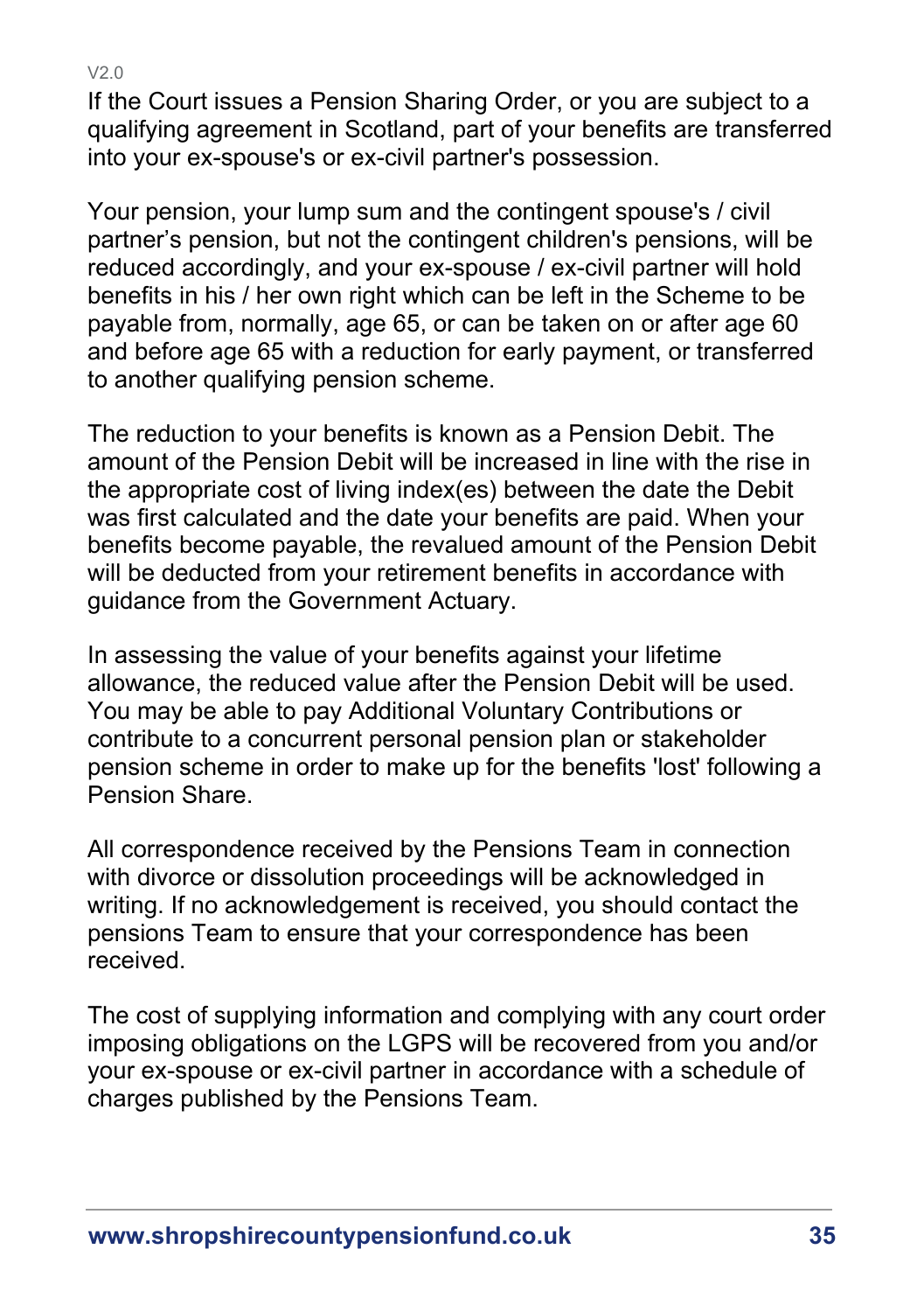If the Court issues a Pension Sharing Order, or you are subject to a qualifying agreement in Scotland, part of your benefits are transferred into your ex-spouse's or ex-civil partner's possession.

Your pension, your lump sum and the contingent spouse's / civil partner's pension, but not the contingent children's pensions, will be reduced accordingly, and your ex-spouse / ex-civil partner will hold benefits in his / her own right which can be left in the Scheme to be payable from, normally, age 65, or can be taken on or after age 60 and before age 65 with a reduction for early payment, or transferred to another qualifying pension scheme.

The reduction to your benefits is known as a Pension Debit. The amount of the Pension Debit will be increased in line with the rise in the appropriate cost of living index(es) between the date the Debit was first calculated and the date your benefits are paid. When your benefits become payable, the revalued amount of the Pension Debit will be deducted from your retirement benefits in accordance with guidance from the Government Actuary.

In assessing the value of your benefits against your lifetime allowance, the reduced value after the Pension Debit will be used. You may be able to pay Additional Voluntary Contributions or contribute to a concurrent personal pension plan or stakeholder pension scheme in order to make up for the benefits 'lost' following a Pension Share.

All correspondence received by the Pensions Team in connection with divorce or dissolution proceedings will be acknowledged in writing. If no acknowledgement is received, you should contact the pensions Team to ensure that your correspondence has been received.

The cost of supplying information and complying with any court order imposing obligations on the LGPS will be recovered from you and/or your ex-spouse or ex-civil partner in accordance with a schedule of charges published by the Pensions Team.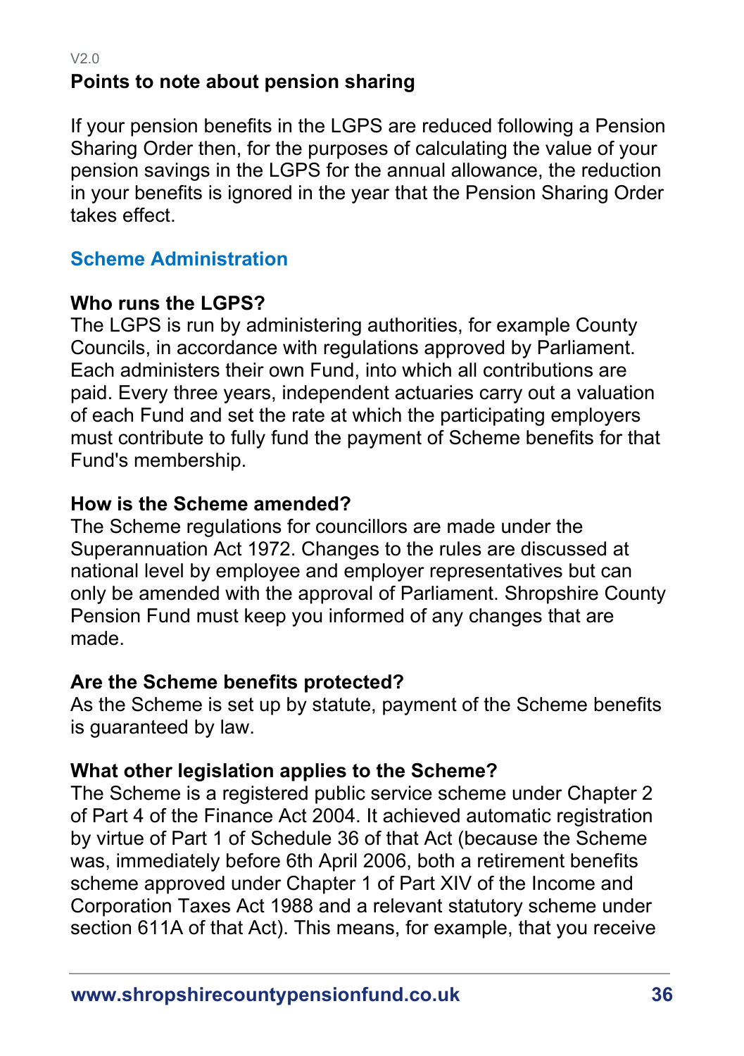### Points to note about pension sharing

If your pension benefits in the LGPS are reduced following a Pension Sharing Order then, for the purposes of calculating the value of your pension savings in the LGPS for the annual allowance, the reduction in your benefits is ignored in the year that the Pension Sharing Order takes effect.

## Scheme Administration

### Who runs the LGPS?

The LGPS is run by administering authorities, for example County Councils, in accordance with regulations approved by Parliament. Each administers their own Fund, into which all contributions are paid. Every three years, independent actuaries carry out a valuation of each Fund and set the rate at which the participating employers must contribute to fully fund the payment of Scheme benefits for that Fund's membership.

### How is the Scheme amended?

The Scheme regulations for councillors are made under the Superannuation Act 1972. Changes to the rules are discussed at national level by employee and employer representatives but can only be amended with the approval of Parliament. Shropshire County Pension Fund must keep you informed of any changes that are made.

### Are the Scheme benefits protected?

As the Scheme is set up by statute, payment of the Scheme benefits is guaranteed by law.

### What other legislation applies to the Scheme?

The Scheme is a registered public service scheme under Chapter 2 of Part 4 of the Finance Act 2004. It achieved automatic registration by virtue of Part 1 of Schedule 36 of that Act (because the Scheme was, immediately before 6th April 2006, both a retirement benefits scheme approved under Chapter 1 of Part XIV of the Income and Corporation Taxes Act 1988 and a relevant statutory scheme under section 611A of that Act). This means, for example, that you receive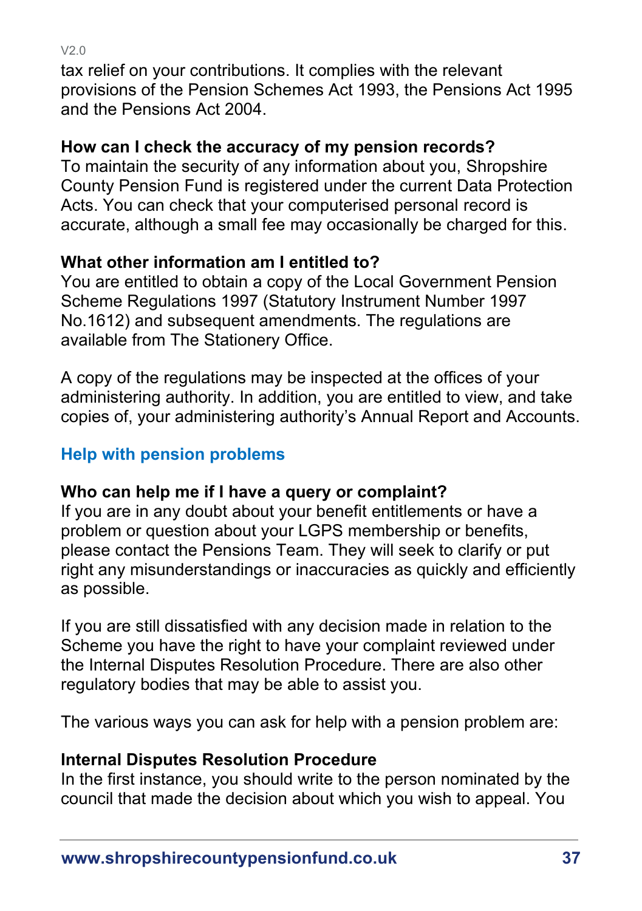tax relief on your contributions. It complies with the relevant provisions of the Pension Schemes Act 1993, the Pensions Act 1995 and the Pensions Act 2004.

**How can I check the accuracy of my pension records?**
To maintain the security of any information about you, Shropshire County Pension Fund is registered under the current Data Protection Acts. You can check that your computerised personal record is accurate, although a small fee may occasionally be charged for this.

**What other information am I entitled to?**
You are entitled to obtain a copy of the Local Government Pension Scheme Regulations 1997 (Statutory Instrument Number 1997 No.1612) and subsequent amendments. The regulations are available from The Stationery Office.

A copy of the regulations may be inspected at the offices of your administering authority. In addition, you are entitled to view, and take copies of, your administering authority's Annual Report and Accounts.

## Help with pension problems

**Who can help me if I have a query or complaint?**
If you are in any doubt about your benefit entitlements or have a problem or question about your LGPS membership or benefits, please contact the Pensions Team. They will seek to clarify or put right any misunderstandings or inaccuracies as quickly and efficiently as possible.

If you are still dissatisfied with any decision made in relation to the Scheme you have the right to have your complaint reviewed under the Internal Disputes Resolution Procedure. There are also other regulatory bodies that may be able to assist you.

The various ways you can ask for help with a pension problem are:

**Internal Disputes Resolution Procedure**
In the first instance, you should write to the person nominated by the council that made the decision about which you wish to appeal. You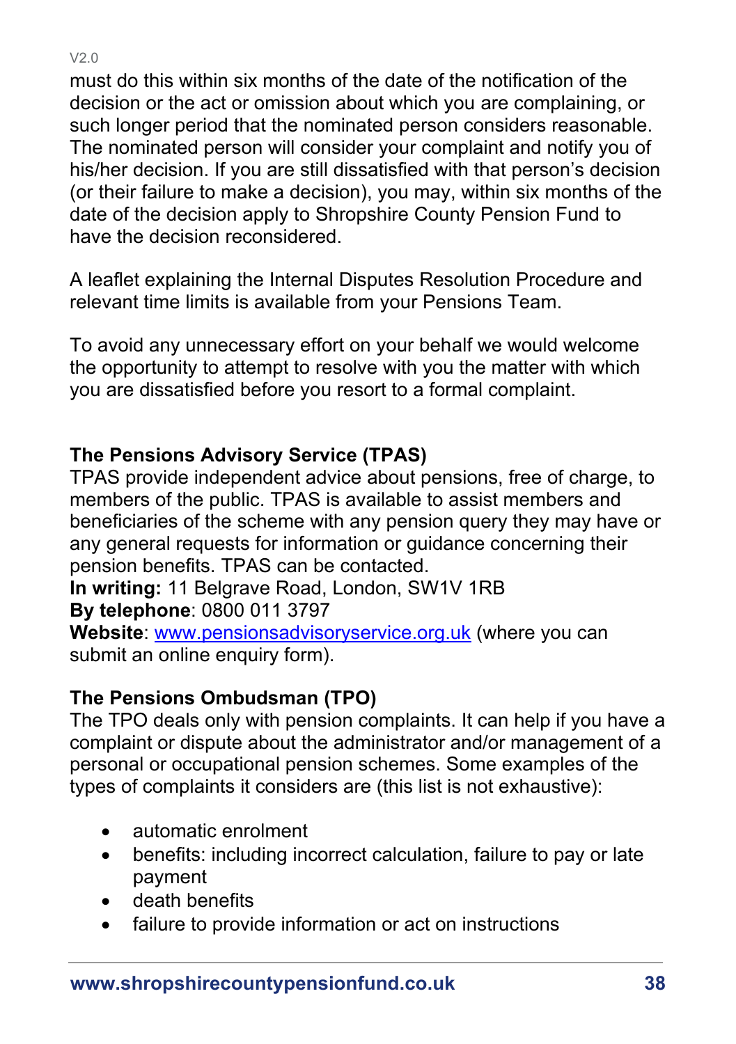must do this within six months of the date of the notification of the decision or the act or omission about which you are complaining, or such longer period that the nominated person considers reasonable. The nominated person will consider your complaint and notify you of his/her decision. If you are still dissatisfied with that person's decision (or their failure to make a decision), you may, within six months of the date of the decision apply to Shropshire County Pension Fund to have the decision reconsidered.

A leaflet explaining the Internal Disputes Resolution Procedure and relevant time limits is available from your Pensions Team.

To avoid any unnecessary effort on your behalf we would welcome the opportunity to attempt to resolve with you the matter with which you are dissatisfied before you resort to a formal complaint.

**The Pensions Advisory Service (TPAS)**

TPAS provide independent advice about pensions, free of charge, to members of the public. TPAS is available to assist members and beneficiaries of the scheme with any pension query they may have or any general requests for information or guidance concerning their pension benefits. TPAS can be contacted.

**In writing:** 11 Belgrave Road, London, SW1V 1RB
**By telephone**: 0800 011 3797
**Website**: www.pensionsadvisoryservice.org.uk (where you can submit an online enquiry form).

**The Pensions Ombudsman (TPO)**

The TPO deals only with pension complaints. It can help if you have a complaint or dispute about the administrator and/or management of a personal or occupational pension schemes. Some examples of the types of complaints it considers are (this list is not exhaustive):

- automatic enrolment
- benefits: including incorrect calculation, failure to pay or late payment
- death benefits
- failure to provide information or act on instructions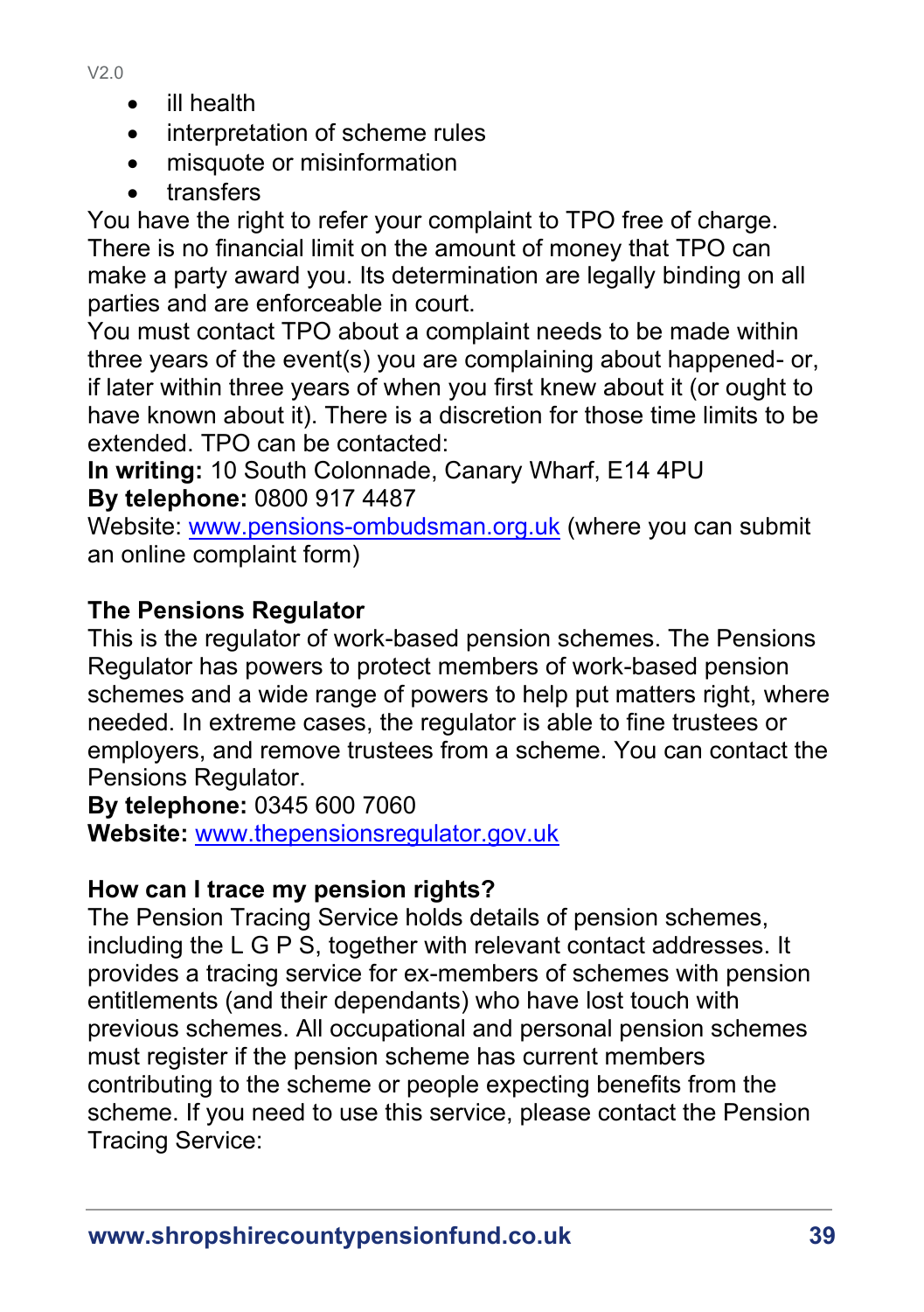- ill health
- interpretation of scheme rules
- misquote or misinformation
- transfers

You have the right to refer your complaint to TPO free of charge. There is no financial limit on the amount of money that TPO can make a party award you. Its determination are legally binding on all parties and are enforceable in court.

You must contact TPO about a complaint needs to be made within three years of the event(s) you are complaining about happened- or, if later within three years of when you first knew about it (or ought to have known about it). There is a discretion for those time limits to be extended. TPO can be contacted:

**In writing:** 10 South Colonnade, Canary Wharf, E14 4PU
**By telephone:** 0800 917 4487
Website: [www.pensions-ombudsman.org.uk](http://www.pensions-ombudsman.org.uk) (where you can submit an online complaint form)

**The Pensions Regulator**

This is the regulator of work-based pension schemes. The Pensions Regulator has powers to protect members of work-based pension schemes and a wide range of powers to help put matters right, where needed. In extreme cases, the regulator is able to fine trustees or employers, and remove trustees from a scheme. You can contact the Pensions Regulator.

**By telephone:** 0345 600 7060
**Website:** [www.thepensionsregulator.gov.uk](http://www.thepensionsregulator.gov.uk)

**How can I trace my pension rights?**

The Pension Tracing Service holds details of pension schemes, including the L G P S, together with relevant contact addresses. It provides a tracing service for ex-members of schemes with pension entitlements (and their dependants) who have lost touch with previous schemes. All occupational and personal pension schemes must register if the pension scheme has current members contributing to the scheme or people expecting benefits from the scheme. If you need to use this service, please contact the Pension Tracing Service: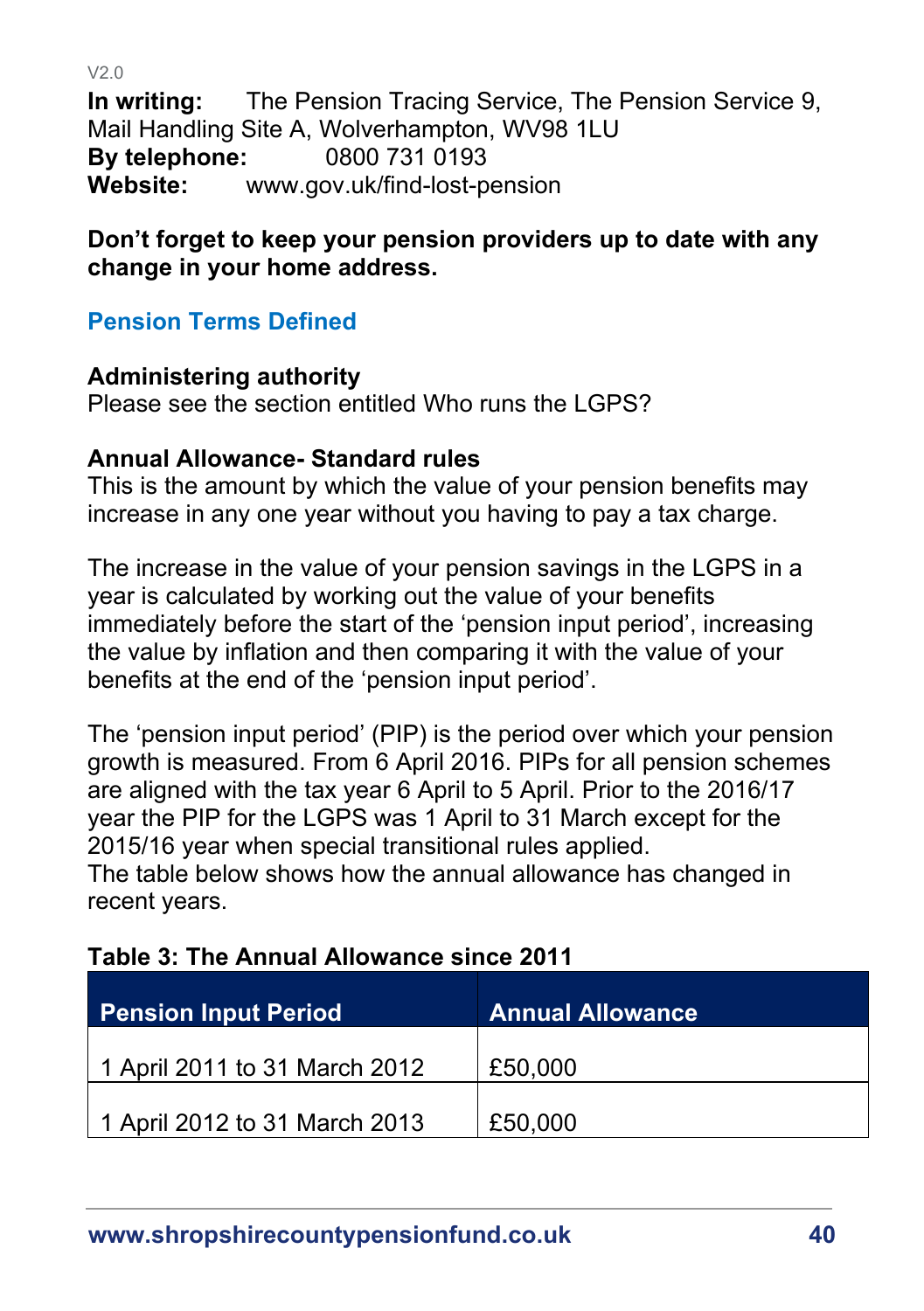**In writing:** The Pension Tracing Service, The Pension Service 9, Mail Handling Site A, Wolverhampton, WV98 1LU
**By telephone:** 0800 731 0193
**Website:** www.gov.uk/find-lost-pension

**Don't forget to keep your pension providers up to date with any change in your home address.**

## Pension Terms Defined

### Administering authority

Please see the section entitled Who runs the LGPS?

### Annual Allowance- Standard rules

This is the amount by which the value of your pension benefits may increase in any one year without you having to pay a tax charge.

The increase in the value of your pension savings in the LGPS in a year is calculated by working out the value of your benefits immediately before the start of the 'pension input period', increasing the value by inflation and then comparing it with the value of your benefits at the end of the 'pension input period'.

The 'pension input period' (PIP) is the period over which your pension growth is measured. From 6 April 2016. PIPs for all pension schemes are aligned with the tax year 6 April to 5 April. Prior to the 2016/17 year the PIP for the LGPS was 1 April to 31 March except for the 2015/16 year when special transitional rules applied.
The table below shows how the annual allowance has changed in recent years.

**Table 3: The Annual Allowance since 2011**

| Pension Input Period | Annual Allowance |
| --- | --- |
| 1 April 2011 to 31 March 2012 | £50,000 |
| 1 April 2012 to 31 March 2013 | £50,000 |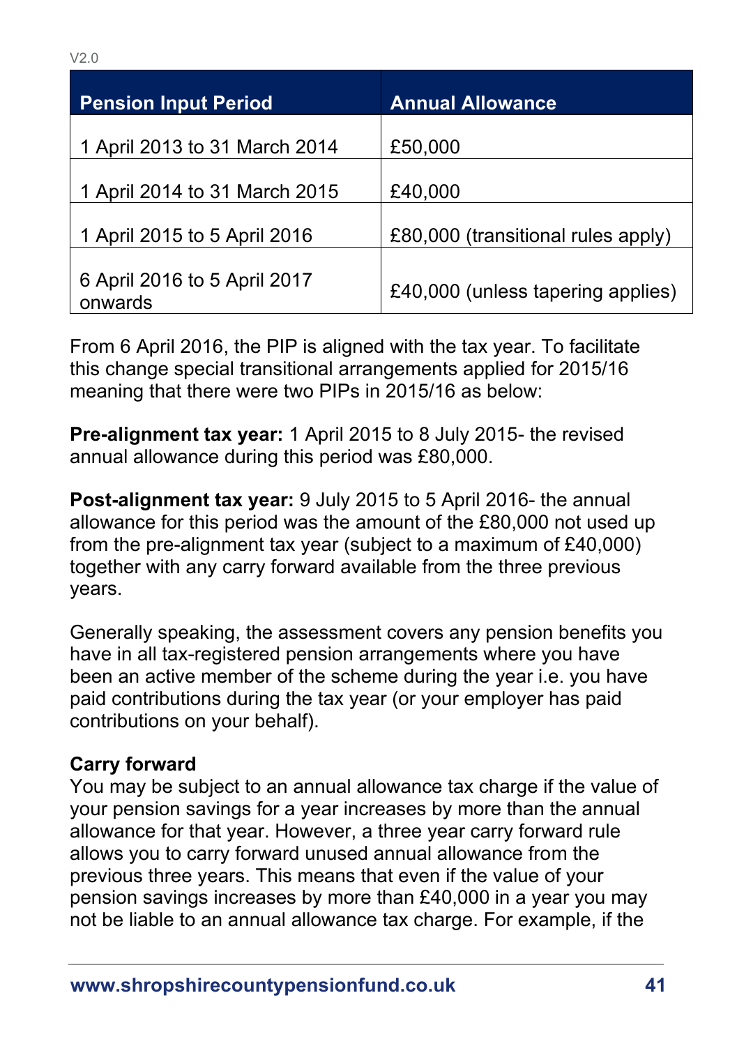| Pension Input Period | Annual Allowance |
|---|---|
| 1 April 2013 to 31 March 2014 | £50,000 |
| 1 April 2014 to 31 March 2015 | £40,000 |
| 1 April 2015 to 5 April 2016 | £80,000 (transitional rules apply) |
| 6 April 2016 to 5 April 2017 onwards | £40,000 (unless tapering applies) |

From 6 April 2016, the PIP is aligned with the tax year. To facilitate this change special transitional arrangements applied for 2015/16 meaning that there were two PIPs in 2015/16 as below:

**Pre-alignment tax year:** 1 April 2015 to 8 July 2015- the revised annual allowance during this period was £80,000.

**Post-alignment tax year:** 9 July 2015 to 5 April 2016- the annual allowance for this period was the amount of the £80,000 not used up from the pre-alignment tax year (subject to a maximum of £40,000) together with any carry forward available from the three previous years.

Generally speaking, the assessment covers any pension benefits you have in all tax-registered pension arrangements where you have been an active member of the scheme during the year i.e. you have paid contributions during the tax year (or your employer has paid contributions on your behalf).

**Carry forward**

You may be subject to an annual allowance tax charge if the value of your pension savings for a year increases by more than the annual allowance for that year. However, a three year carry forward rule allows you to carry forward unused annual allowance from the previous three years. This means that even if the value of your pension savings increases by more than £40,000 in a year you may not be liable to an annual allowance tax charge. For example, if the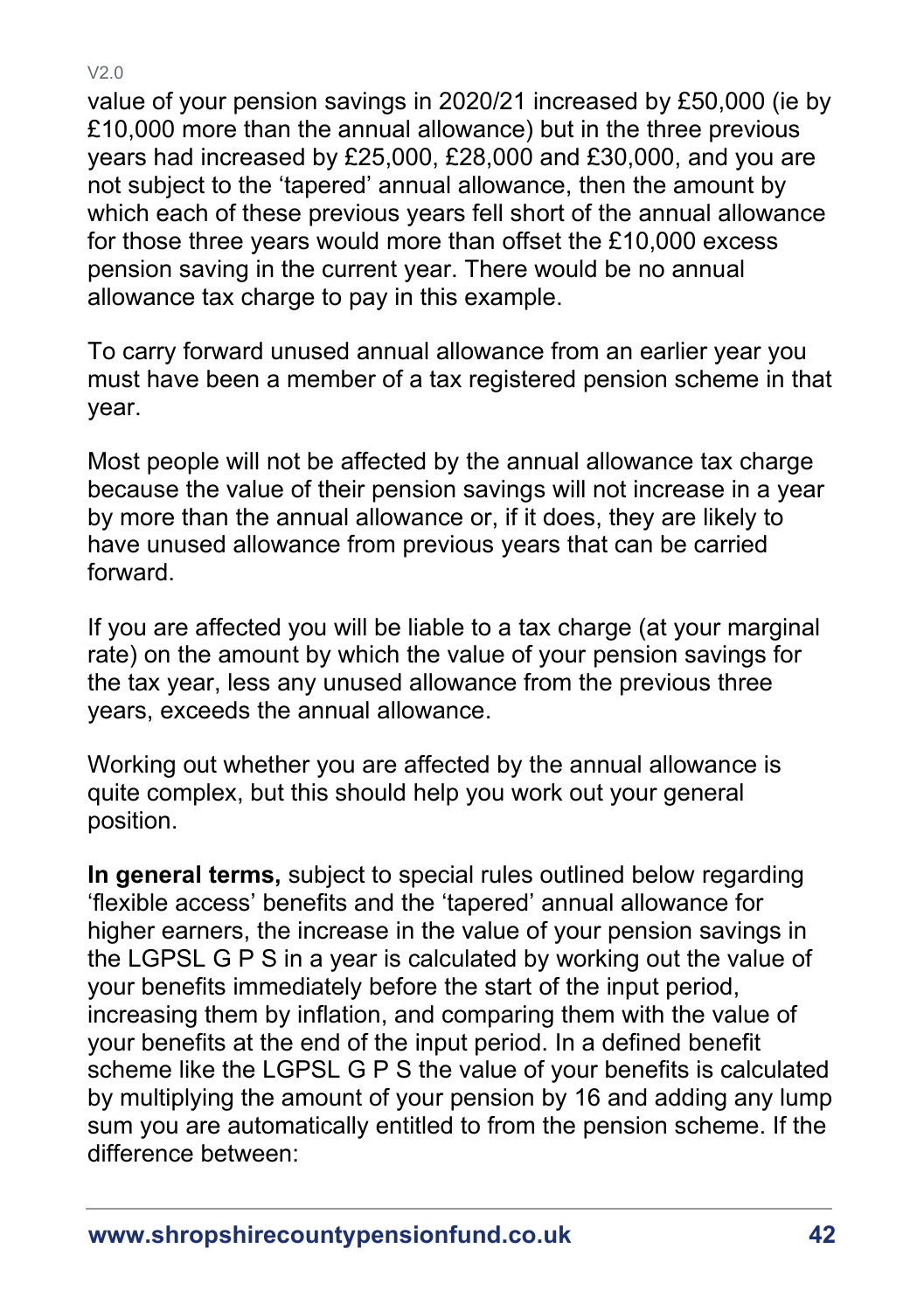value of your pension savings in 2020/21 increased by £50,000 (ie by £10,000 more than the annual allowance) but in the three previous years had increased by £25,000, £28,000 and £30,000, and you are not subject to the 'tapered' annual allowance, then the amount by which each of these previous years fell short of the annual allowance for those three years would more than offset the £10,000 excess pension saving in the current year. There would be no annual allowance tax charge to pay in this example.

To carry forward unused annual allowance from an earlier year you must have been a member of a tax registered pension scheme in that year.

Most people will not be affected by the annual allowance tax charge because the value of their pension savings will not increase in a year by more than the annual allowance or, if it does, they are likely to have unused allowance from previous years that can be carried forward.

If you are affected you will be liable to a tax charge (at your marginal rate) on the amount by which the value of your pension savings for the tax year, less any unused allowance from the previous three years, exceeds the annual allowance.

Working out whether you are affected by the annual allowance is quite complex, but this should help you work out your general position.

**In general terms,** subject to special rules outlined below regarding 'flexible access' benefits and the 'tapered' annual allowance for higher earners, the increase in the value of your pension savings in the LGPSL G P S in a year is calculated by working out the value of your benefits immediately before the start of the input period, increasing them by inflation, and comparing them with the value of your benefits at the end of the input period. In a defined benefit scheme like the LGPSL G P S the value of your benefits is calculated by multiplying the amount of your pension by 16 and adding any lump sum you are automatically entitled to from the pension scheme. If the difference between: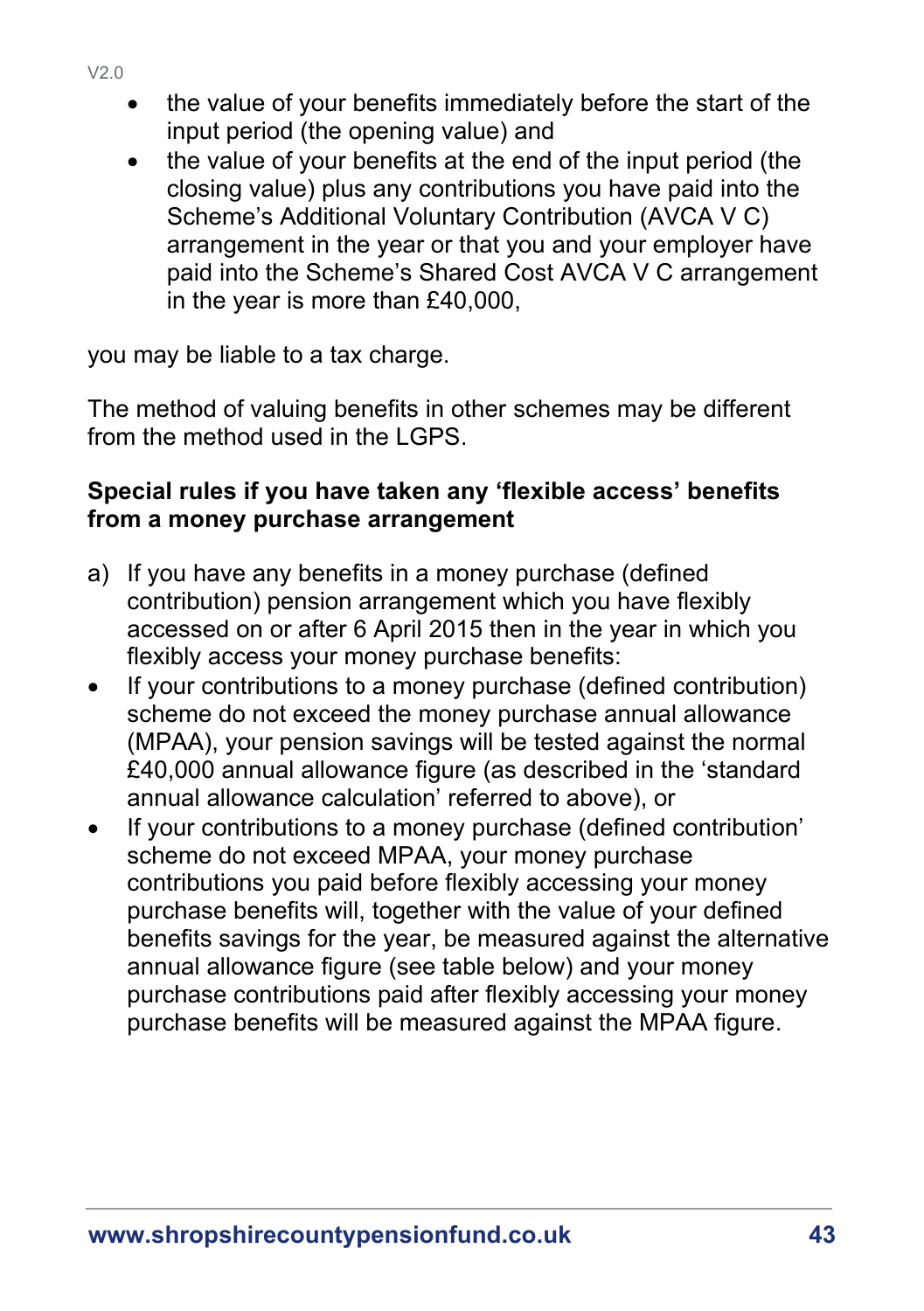- the value of your benefits immediately before the start of the input period (the opening value) and
- the value of your benefits at the end of the input period (the closing value) plus any contributions you have paid into the Scheme's Additional Voluntary Contribution (AVCA V C) arrangement in the year or that you and your employer have paid into the Scheme's Shared Cost AVCA V C arrangement in the year is more than £40,000,

you may be liable to a tax charge.

The method of valuing benefits in other schemes may be different from the method used in the LGPS.

**Special rules if you have taken any 'flexible access' benefits from a money purchase arrangement**

a) If you have any benefits in a money purchase (defined contribution) pension arrangement which you have flexibly accessed on or after 6 April 2015 then in the year in which you flexibly access your money purchase benefits:

- If your contributions to a money purchase (defined contribution) scheme do not exceed the money purchase annual allowance (MPAA), your pension savings will be tested against the normal £40,000 annual allowance figure (as described in the 'standard annual allowance calculation' referred to above), or
- If your contributions to a money purchase (defined contribution' scheme do not exceed MPAA, your money purchase contributions you paid before flexibly accessing your money purchase benefits will, together with the value of your defined benefits savings for the year, be measured against the alternative annual allowance figure (see table below) and your money purchase contributions paid after flexibly accessing your money purchase benefits will be measured against the MPAA figure.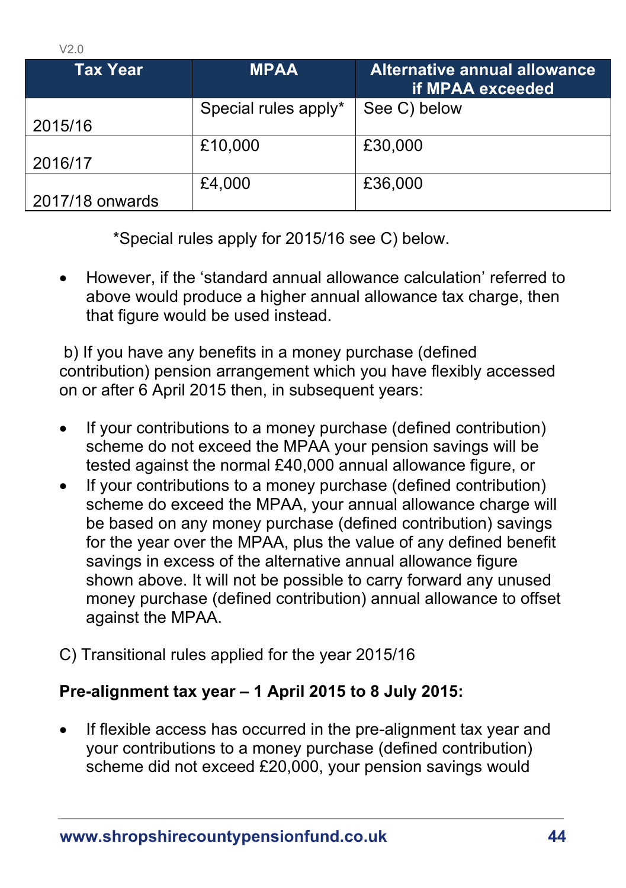| Tax Year | MPAA | Alternative annual allowance if MPAA exceeded |
|---|---|---|
| 2015/16 | Special rules apply* | See C) below |
| 2016/17 | £10,000 | £30,000 |
| 2017/18 onwards | £4,000 | £36,000 |

*Special rules apply for 2015/16 see C) below.

- However, if the 'standard annual allowance calculation' referred to above would produce a higher annual allowance tax charge, then that figure would be used instead.

b) If you have any benefits in a money purchase (defined contribution) pension arrangement which you have flexibly accessed on or after 6 April 2015 then, in subsequent years:

- If your contributions to a money purchase (defined contribution) scheme do not exceed the MPAA your pension savings will be tested against the normal £40,000 annual allowance figure, or
- If your contributions to a money purchase (defined contribution) scheme do exceed the MPAA, your annual allowance charge will be based on any money purchase (defined contribution) savings for the year over the MPAA, plus the value of any defined benefit savings in excess of the alternative annual allowance figure shown above. It will not be possible to carry forward any unused money purchase (defined contribution) annual allowance to offset against the MPAA.

C) Transitional rules applied for the year 2015/16

**Pre-alignment tax year – 1 April 2015 to 8 July 2015:**

- If flexible access has occurred in the pre-alignment tax year and your contributions to a money purchase (defined contribution) scheme did not exceed £20,000, your pension savings would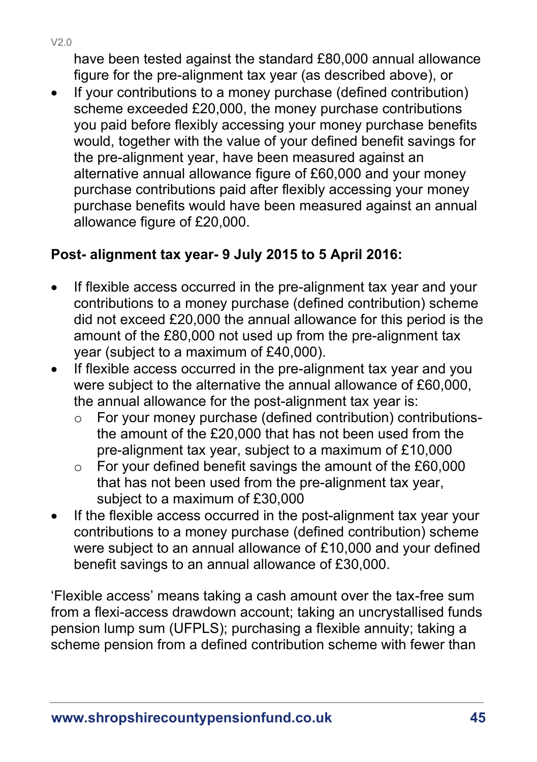have been tested against the standard £80,000 annual allowance figure for the pre-alignment tax year (as described above), or

- If your contributions to a money purchase (defined contribution) scheme exceeded £20,000, the money purchase contributions you paid before flexibly accessing your money purchase benefits would, together with the value of your defined benefit savings for the pre-alignment year, have been measured against an alternative annual allowance figure of £60,000 and your money purchase contributions paid after flexibly accessing your money purchase benefits would have been measured against an annual allowance figure of £20,000.

**Post- alignment tax year- 9 July 2015 to 5 April 2016:**

- If flexible access occurred in the pre-alignment tax year and your contributions to a money purchase (defined contribution) scheme did not exceed £20,000 the annual allowance for this period is the amount of the £80,000 not used up from the pre-alignment tax year (subject to a maximum of £40,000).
- If flexible access occurred in the pre-alignment tax year and you were subject to the alternative the annual allowance of £60,000, the annual allowance for the post-alignment tax year is:
  - For your money purchase (defined contribution) contributions- the amount of the £20,000 that has not been used from the pre-alignment tax year, subject to a maximum of £10,000
  - For your defined benefit savings the amount of the £60,000 that has not been used from the pre-alignment tax year, subject to a maximum of £30,000
- If the flexible access occurred in the post-alignment tax year your contributions to a money purchase (defined contribution) scheme were subject to an annual allowance of £10,000 and your defined benefit savings to an annual allowance of £30,000.

'Flexible access' means taking a cash amount over the tax-free sum from a flexi-access drawdown account; taking an uncrystallised funds pension lump sum (UFPLS); purchasing a flexible annuity; taking a scheme pension from a defined contribution scheme with fewer than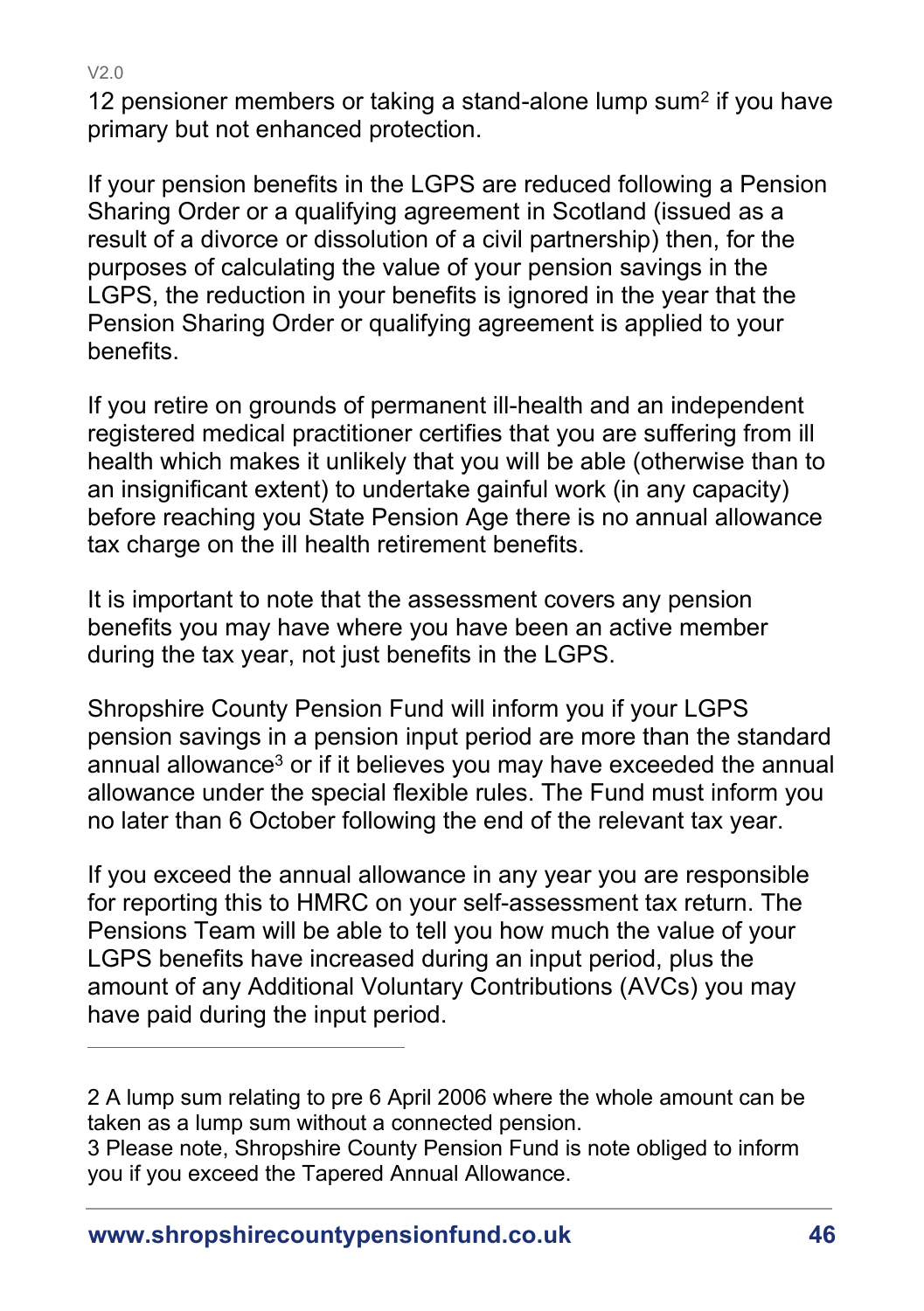12 pensioner members or taking a stand-alone lump sum[2] if you have primary but not enhanced protection.

If your pension benefits in the LGPS are reduced following a Pension Sharing Order or a qualifying agreement in Scotland (issued as a result of a divorce or dissolution of a civil partnership) then, for the purposes of calculating the value of your pension savings in the LGPS, the reduction in your benefits is ignored in the year that the Pension Sharing Order or qualifying agreement is applied to your benefits.

If you retire on grounds of permanent ill-health and an independent registered medical practitioner certifies that you are suffering from ill health which makes it unlikely that you will be able (otherwise than to an insignificant extent) to undertake gainful work (in any capacity) before reaching you State Pension Age there is no annual allowance tax charge on the ill health retirement benefits.

It is important to note that the assessment covers any pension benefits you may have where you have been an active member during the tax year, not just benefits in the LGPS.

Shropshire County Pension Fund will inform you if your LGPS pension savings in a pension input period are more than the standard annual allowance[3] or if it believes you may have exceeded the annual allowance under the special flexible rules. The Fund must inform you no later than 6 October following the end of the relevant tax year.

If you exceed the annual allowance in any year you are responsible for reporting this to HMRC on your self-assessment tax return. The Pensions Team will be able to tell you how much the value of your LGPS benefits have increased during an input period, plus the amount of any Additional Voluntary Contributions (AVCs) you may have paid during the input period.

---

2 A lump sum relating to pre 6 April 2006 where the whole amount can be taken as a lump sum without a connected pension.

3 Please note, Shropshire County Pension Fund is note obliged to inform you if you exceed the Tapered Annual Allowance.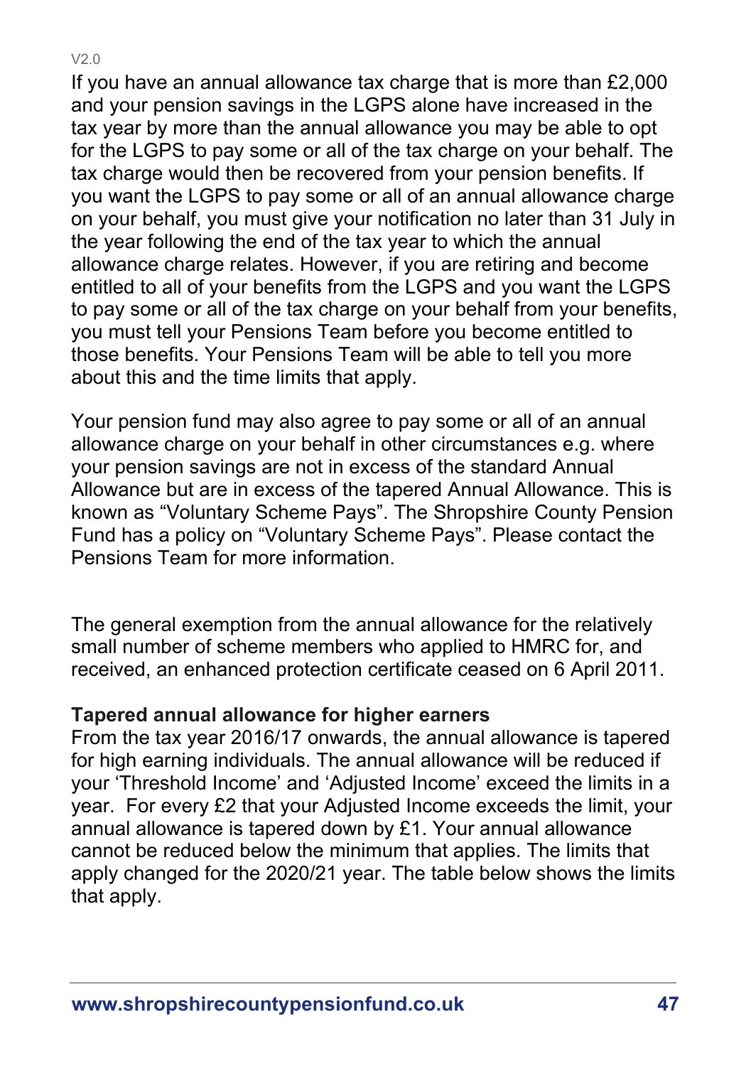If you have an annual allowance tax charge that is more than £2,000 and your pension savings in the LGPS alone have increased in the tax year by more than the annual allowance you may be able to opt for the LGPS to pay some or all of the tax charge on your behalf. The tax charge would then be recovered from your pension benefits. If you want the LGPS to pay some or all of an annual allowance charge on your behalf, you must give your notification no later than 31 July in the year following the end of the tax year to which the annual allowance charge relates. However, if you are retiring and become entitled to all of your benefits from the LGPS and you want the LGPS to pay some or all of the tax charge on your behalf from your benefits, you must tell your Pensions Team before you become entitled to those benefits. Your Pensions Team will be able to tell you more about this and the time limits that apply.

Your pension fund may also agree to pay some or all of an annual allowance charge on your behalf in other circumstances e.g. where your pension savings are not in excess of the standard Annual Allowance but are in excess of the tapered Annual Allowance. This is known as “Voluntary Scheme Pays”. The Shropshire County Pension Fund has a policy on “Voluntary Scheme Pays”. Please contact the Pensions Team for more information.

The general exemption from the annual allowance for the relatively small number of scheme members who applied to HMRC for, and received, an enhanced protection certificate ceased on 6 April 2011.

**Tapered annual allowance for higher earners**

From the tax year 2016/17 onwards, the annual allowance is tapered for high earning individuals. The annual allowance will be reduced if your ‘Threshold Income’ and ‘Adjusted Income’ exceed the limits in a year. For every £2 that your Adjusted Income exceeds the limit, your annual allowance is tapered down by £1. Your annual allowance cannot be reduced below the minimum that applies. The limits that apply changed for the 2020/21 year. The table below shows the limits that apply.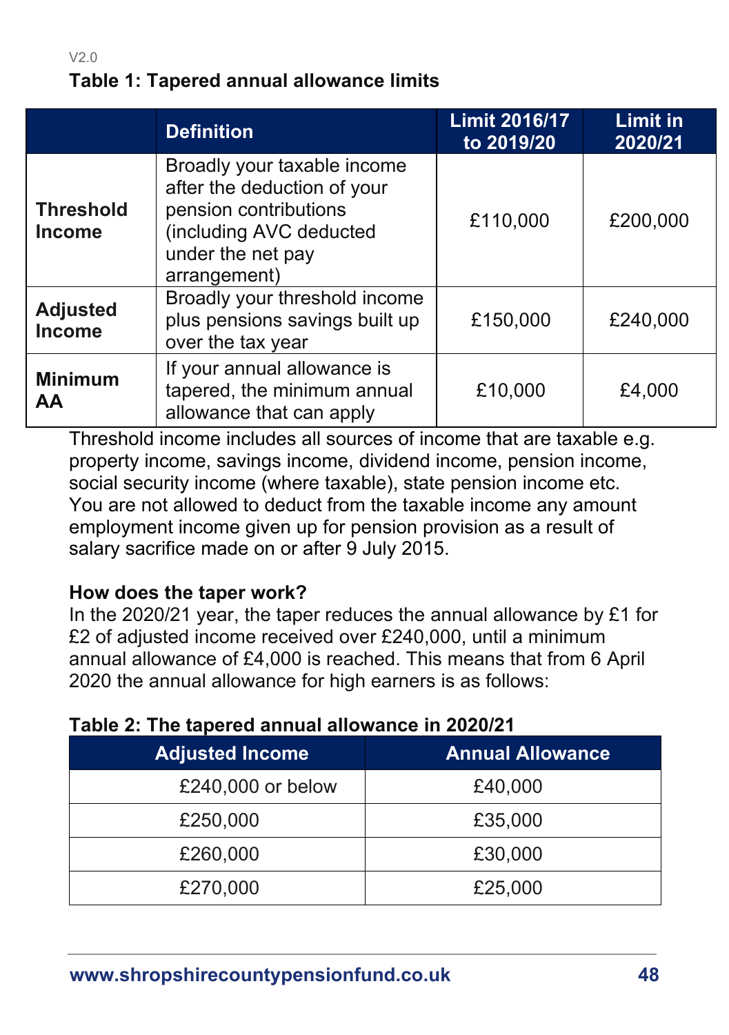### Table 1: Tapered annual allowance limits

| | Definition | Limit 2016/17 to 2019/20 | Limit in 2020/21 |
|---|---|---|---|
| **Threshold Income** | Broadly your taxable income after the deduction of your pension contributions (including AVC deducted under the net pay arrangement) | £110,000 | £200,000 |
| **Adjusted Income** | Broadly your threshold income plus pensions savings built up over the tax year | £150,000 | £240,000 |
| **Minimum AA** | If your annual allowance is tapered, the minimum annual allowance that can apply | £10,000 | £4,000 |

Threshold income includes all sources of income that are taxable e.g. property income, savings income, dividend income, pension income, social security income (where taxable), state pension income etc. You are not allowed to deduct from the taxable income any amount employment income given up for pension provision as a result of salary sacrifice made on or after 9 July 2015.

**How does the taper work?**

In the 2020/21 year, the taper reduces the annual allowance by £1 for £2 of adjusted income received over £240,000, until a minimum annual allowance of £4,000 is reached. This means that from 6 April 2020 the annual allowance for high earners is as follows:

### Table 2: The tapered annual allowance in 2020/21

| Adjusted Income | Annual Allowance |
|---|---|
| £240,000 or below | £40,000 |
| £250,000 | £35,000 |
| £260,000 | £30,000 |
| £270,000 | £25,000 |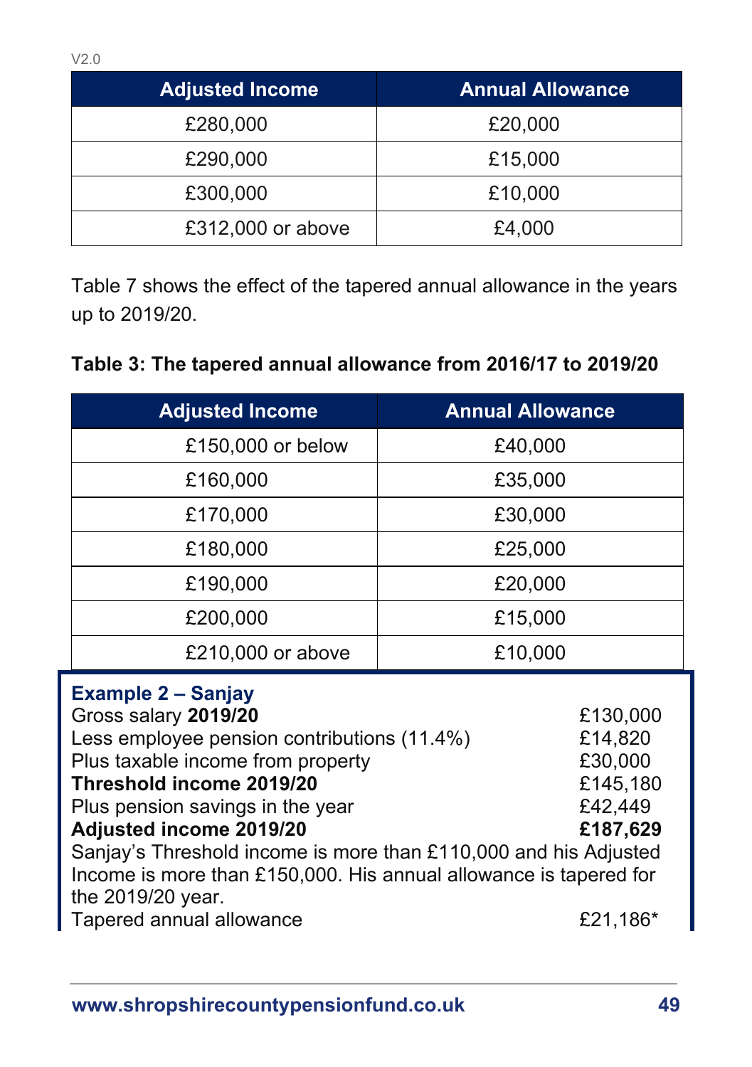V2.0

| Adjusted Income | Annual Allowance |
|---|---|
| £280,000 | £20,000 |
| £290,000 | £15,000 |
| £300,000 | £10,000 |
| £312,000 or above | £4,000 |

Table 7 shows the effect of the tapered annual allowance in the years up to 2019/20.

**Table 3: The tapered annual allowance from 2016/17 to 2019/20**

| Adjusted Income | Annual Allowance |
|---|---|
| £150,000 or below | £40,000 |
| £160,000 | £35,000 |
| £170,000 | £30,000 |
| £180,000 | £25,000 |
| £190,000 | £20,000 |
| £200,000 | £15,000 |
| £210,000 or above | £10,000 |

**Example 2 – Sanjay**

| | |
|---|---|
| Gross salary **2019/20** | £130,000 |
| Less employee pension contributions (11.4%) | £14,820 |
| Plus taxable income from property | £30,000 |
| **Threshold income 2019/20** | £145,180 |
| Plus pension savings in the year | £42,449 |
| **Adjusted income 2019/20** | **£187,629** |

Sanjay's Threshold income is more than £110,000 and his Adjusted Income is more than £150,000. His annual allowance is tapered for the 2019/20 year.

| | |
|---|---|
| Tapered annual allowance | £21,186* |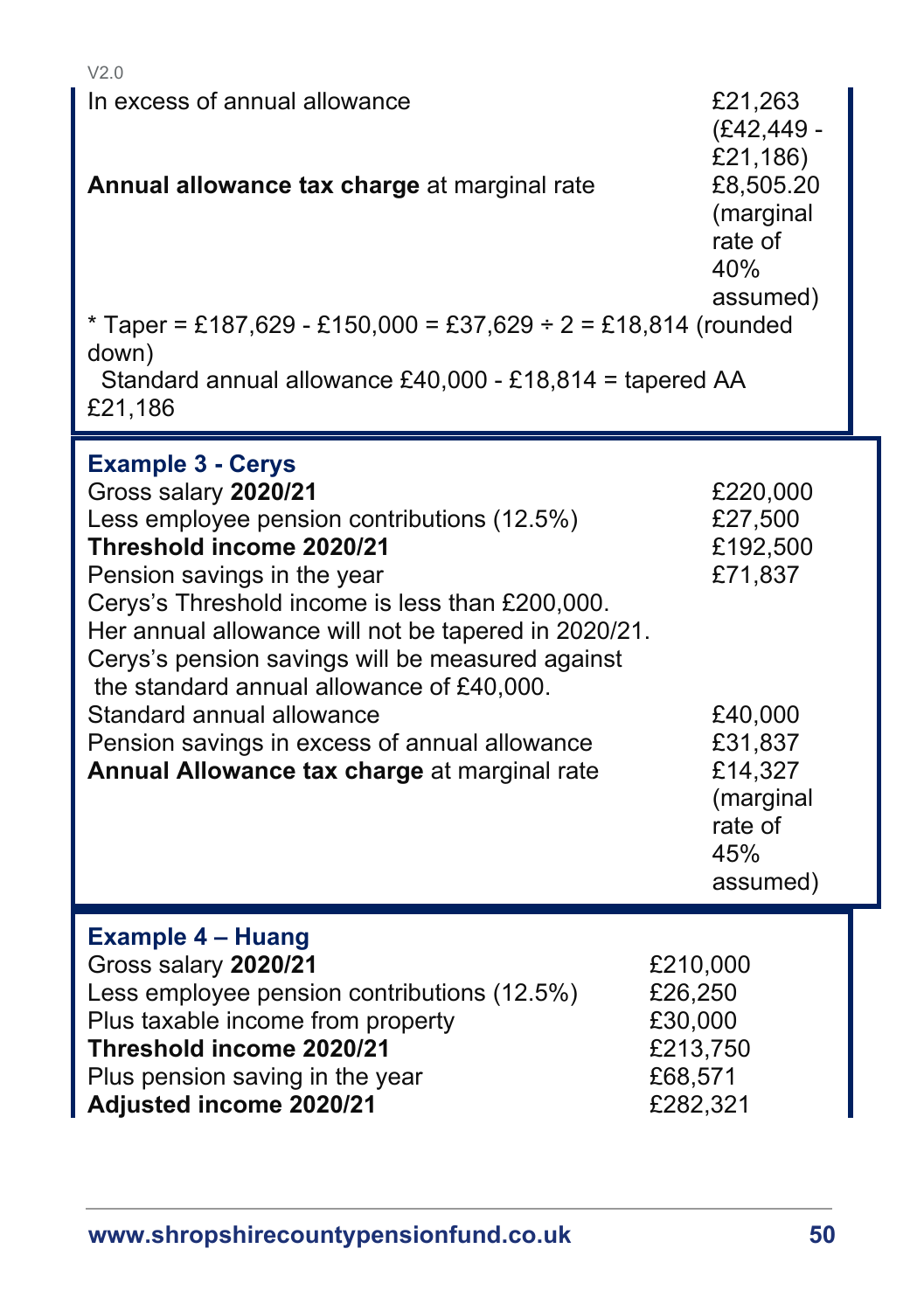| | |
|---|---|
| In excess of annual allowance | £21,263 (£42,449 - £21,186) |
| **Annual allowance tax charge** at marginal rate | £8,505.20 (marginal rate of 40% assumed) |

* Taper = £187,629 - £150,000 = £37,629 ÷ 2 = £18,814 (rounded down)
Standard annual allowance £40,000 - £18,814 = tapered AA £21,186

### Example 3 - Cerys

| | |
|---|---|
| Gross salary **2020/21** | £220,000 |
| Less employee pension contributions (12.5%) | £27,500 |
| **Threshold income 2020/21** | £192,500 |
| Pension savings in the year | £71,837 |

Cerys's Threshold income is less than £200,000.
Her annual allowance will not be tapered in 2020/21.
Cerys's pension savings will be measured against the standard annual allowance of £40,000.

| | |
|---|---|
| Standard annual allowance | £40,000 |
| Pension savings in excess of annual allowance | £31,837 |
| **Annual Allowance tax charge** at marginal rate | £14,327 (marginal rate of 45% assumed) |

### Example 4 – Huang

| | |
|---|---|
| Gross salary **2020/21** | £210,000 |
| Less employee pension contributions (12.5%) | £26,250 |
| Plus taxable income from property | £30,000 |
| **Threshold income 2020/21** | £213,750 |
| Plus pension saving in the year | £68,571 |
| **Adjusted income 2020/21** | £282,321 |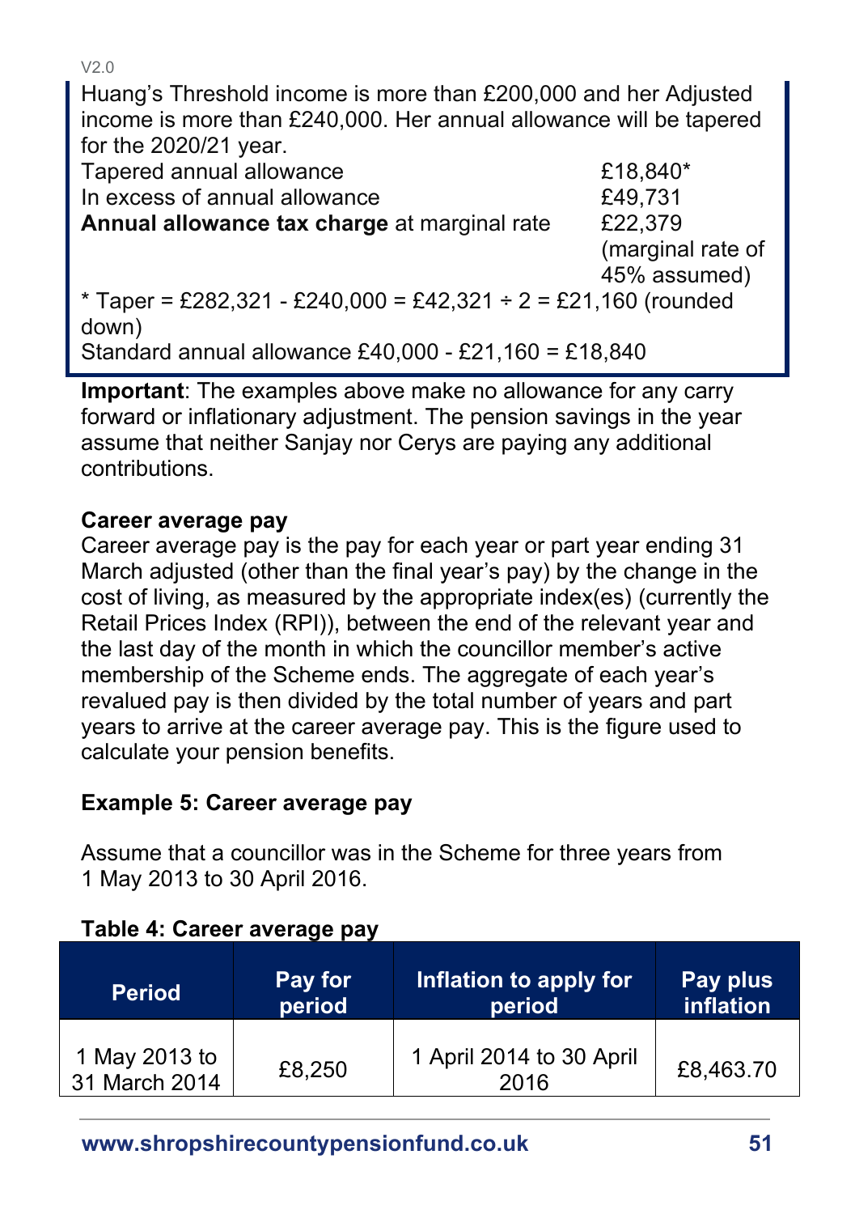Huang's Threshold income is more than £200,000 and her Adjusted income is more than £240,000. Her annual allowance will be tapered for the 2020/21 year.

| | |
|---|---|
| Tapered annual allowance | £18,840* |
| In excess of annual allowance | £49,731 |
| **Annual allowance tax charge** at marginal rate | £22,379 (marginal rate of 45% assumed) |

\* Taper = £282,321 - £240,000 = £42,321 ÷ 2 = £21,160 (rounded down)
Standard annual allowance £40,000 - £21,160 = £18,840

**Important**: The examples above make no allowance for any carry forward or inflationary adjustment. The pension savings in the year assume that neither Sanjay nor Cerys are paying any additional contributions.

**Career average pay**

Career average pay is the pay for each year or part year ending 31 March adjusted (other than the final year's pay) by the change in the cost of living, as measured by the appropriate index(es) (currently the Retail Prices Index (RPI)), between the end of the relevant year and the last day of the month in which the councillor member's active membership of the Scheme ends. The aggregate of each year's revalued pay is then divided by the total number of years and part years to arrive at the career average pay. This is the figure used to calculate your pension benefits.

**Example 5: Career average pay**

Assume that a councillor was in the Scheme for three years from 1 May 2013 to 30 April 2016.

**Table 4: Career average pay**

| Period | Pay for period | Inflation to apply for period | Pay plus inflation |
|---|---|---|---|
| 1 May 2013 to 31 March 2014 | £8,250 | 1 April 2014 to 30 April 2016 | £8,463.70 |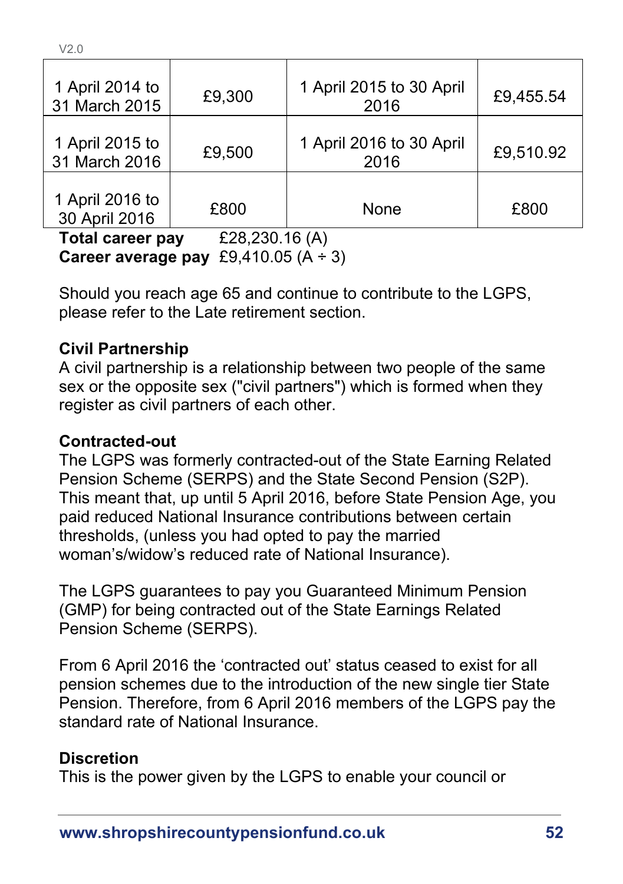| | | | |
|---|---|---|---|
| 1 April 2014 to 31 March 2015 | £9,300 | 1 April 2015 to 30 April 2016 | £9,455.54 |
| 1 April 2015 to 31 March 2016 | £9,500 | 1 April 2016 to 30 April 2016 | £9,510.92 |
| 1 April 2016 to 30 April 2016 | £800 | None | £800 |

**Total career pay** £28,230.16 (A)
**Career average pay** £9,410.05 (A ÷ 3)

Should you reach age 65 and continue to contribute to the LGPS, please refer to the Late retirement section.

**Civil Partnership**
A civil partnership is a relationship between two people of the same sex or the opposite sex ("civil partners") which is formed when they register as civil partners of each other.

**Contracted-out**
The LGPS was formerly contracted-out of the State Earning Related Pension Scheme (SERPS) and the State Second Pension (S2P). This meant that, up until 5 April 2016, before State Pension Age, you paid reduced National Insurance contributions between certain thresholds, (unless you had opted to pay the married woman's/widow's reduced rate of National Insurance).

The LGPS guarantees to pay you Guaranteed Minimum Pension (GMP) for being contracted out of the State Earnings Related Pension Scheme (SERPS).

From 6 April 2016 the 'contracted out' status ceased to exist for all pension schemes due to the introduction of the new single tier State Pension. Therefore, from 6 April 2016 members of the LGPS pay the standard rate of National Insurance.

**Discretion**
This is the power given by the LGPS to enable your council or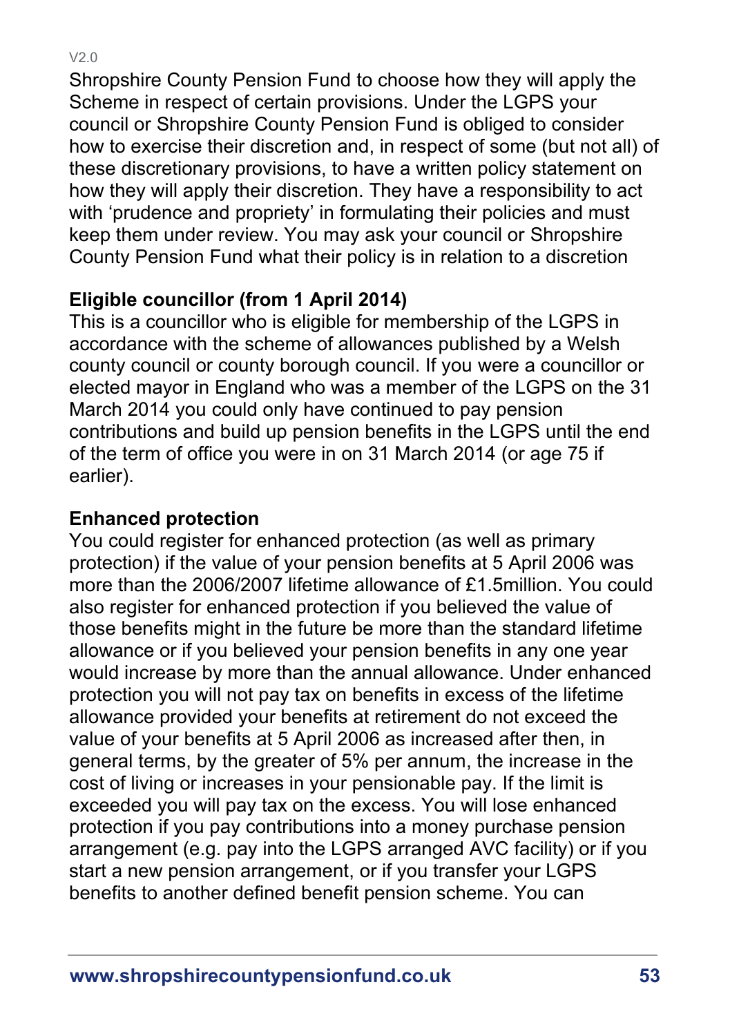Shropshire County Pension Fund to choose how they will apply the Scheme in respect of certain provisions. Under the LGPS your council or Shropshire County Pension Fund is obliged to consider how to exercise their discretion and, in respect of some (but not all) of these discretionary provisions, to have a written policy statement on how they will apply their discretion. They have a responsibility to act with 'prudence and propriety' in formulating their policies and must keep them under review. You may ask your council or Shropshire County Pension Fund what their policy is in relation to a discretion

**Eligible councillor (from 1 April 2014)**
This is a councillor who is eligible for membership of the LGPS in accordance with the scheme of allowances published by a Welsh county council or county borough council. If you were a councillor or elected mayor in England who was a member of the LGPS on the 31 March 2014 you could only have continued to pay pension contributions and build up pension benefits in the LGPS until the end of the term of office you were in on 31 March 2014 (or age 75 if earlier).

**Enhanced protection**
You could register for enhanced protection (as well as primary protection) if the value of your pension benefits at 5 April 2006 was more than the 2006/2007 lifetime allowance of £1.5million. You could also register for enhanced protection if you believed the value of those benefits might in the future be more than the standard lifetime allowance or if you believed your pension benefits in any one year would increase by more than the annual allowance. Under enhanced protection you will not pay tax on benefits in excess of the lifetime allowance provided your benefits at retirement do not exceed the value of your benefits at 5 April 2006 as increased after then, in general terms, by the greater of 5% per annum, the increase in the cost of living or increases in your pensionable pay. If the limit is exceeded you will pay tax on the excess. You will lose enhanced protection if you pay contributions into a money purchase pension arrangement (e.g. pay into the LGPS arranged AVC facility) or if you start a new pension arrangement, or if you transfer your LGPS benefits to another defined benefit pension scheme. You can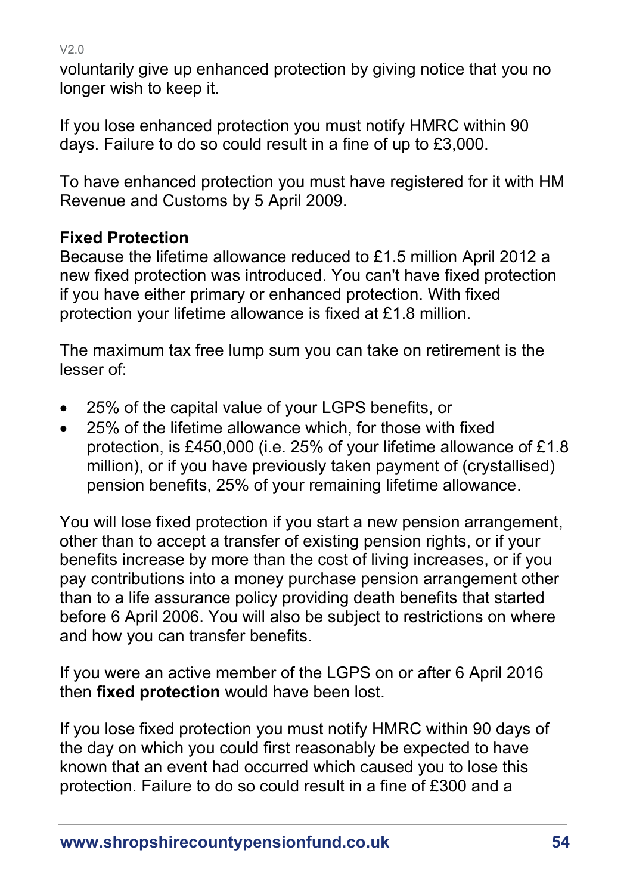voluntarily give up enhanced protection by giving notice that you no longer wish to keep it.

If you lose enhanced protection you must notify HMRC within 90 days. Failure to do so could result in a fine of up to £3,000.

To have enhanced protection you must have registered for it with HM Revenue and Customs by 5 April 2009.

**Fixed Protection**

Because the lifetime allowance reduced to £1.5 million April 2012 a new fixed protection was introduced. You can't have fixed protection if you have either primary or enhanced protection. With fixed protection your lifetime allowance is fixed at £1.8 million.

The maximum tax free lump sum you can take on retirement is the lesser of:

- 25% of the capital value of your LGPS benefits, or
- 25% of the lifetime allowance which, for those with fixed protection, is £450,000 (i.e. 25% of your lifetime allowance of £1.8 million), or if you have previously taken payment of (crystallised) pension benefits, 25% of your remaining lifetime allowance.

You will lose fixed protection if you start a new pension arrangement, other than to accept a transfer of existing pension rights, or if your benefits increase by more than the cost of living increases, or if you pay contributions into a money purchase pension arrangement other than to a life assurance policy providing death benefits that started before 6 April 2006. You will also be subject to restrictions on where and how you can transfer benefits.

If you were an active member of the LGPS on or after 6 April 2016 then **fixed protection** would have been lost.

If you lose fixed protection you must notify HMRC within 90 days of the day on which you could first reasonably be expected to have known that an event had occurred which caused you to lose this protection. Failure to do so could result in a fine of £300 and a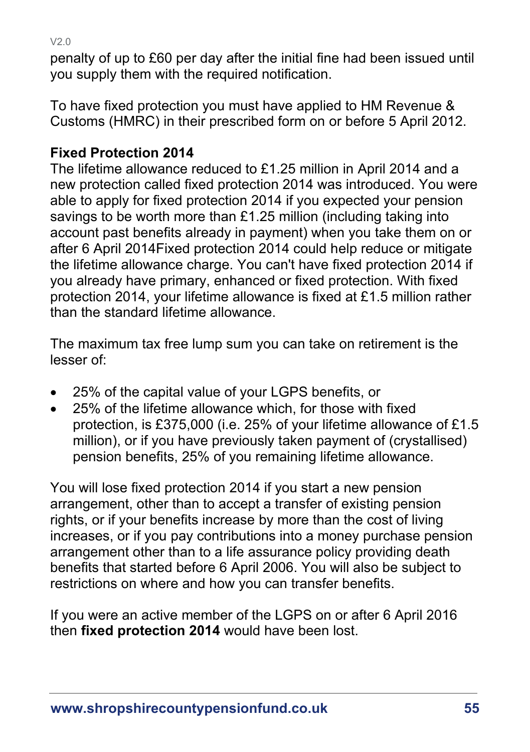penalty of up to £60 per day after the initial fine had been issued until you supply them with the required notification.

To have fixed protection you must have applied to HM Revenue & Customs (HMRC) in their prescribed form on or before 5 April 2012.

**Fixed Protection 2014**

The lifetime allowance reduced to £1.25 million in April 2014 and a new protection called fixed protection 2014 was introduced. You were able to apply for fixed protection 2014 if you expected your pension savings to be worth more than £1.25 million (including taking into account past benefits already in payment) when you take them on or after 6 April 2014Fixed protection 2014 could help reduce or mitigate the lifetime allowance charge. You can't have fixed protection 2014 if you already have primary, enhanced or fixed protection. With fixed protection 2014, your lifetime allowance is fixed at £1.5 million rather than the standard lifetime allowance.

The maximum tax free lump sum you can take on retirement is the lesser of:

- 25% of the capital value of your LGPS benefits, or
- 25% of the lifetime allowance which, for those with fixed protection, is £375,000 (i.e. 25% of your lifetime allowance of £1.5 million), or if you have previously taken payment of (crystallised) pension benefits, 25% of you remaining lifetime allowance.

You will lose fixed protection 2014 if you start a new pension arrangement, other than to accept a transfer of existing pension rights, or if your benefits increase by more than the cost of living increases, or if you pay contributions into a money purchase pension arrangement other than to a life assurance policy providing death benefits that started before 6 April 2006. You will also be subject to restrictions on where and how you can transfer benefits.

If you were an active member of the LGPS on or after 6 April 2016 then **fixed protection 2014** would have been lost.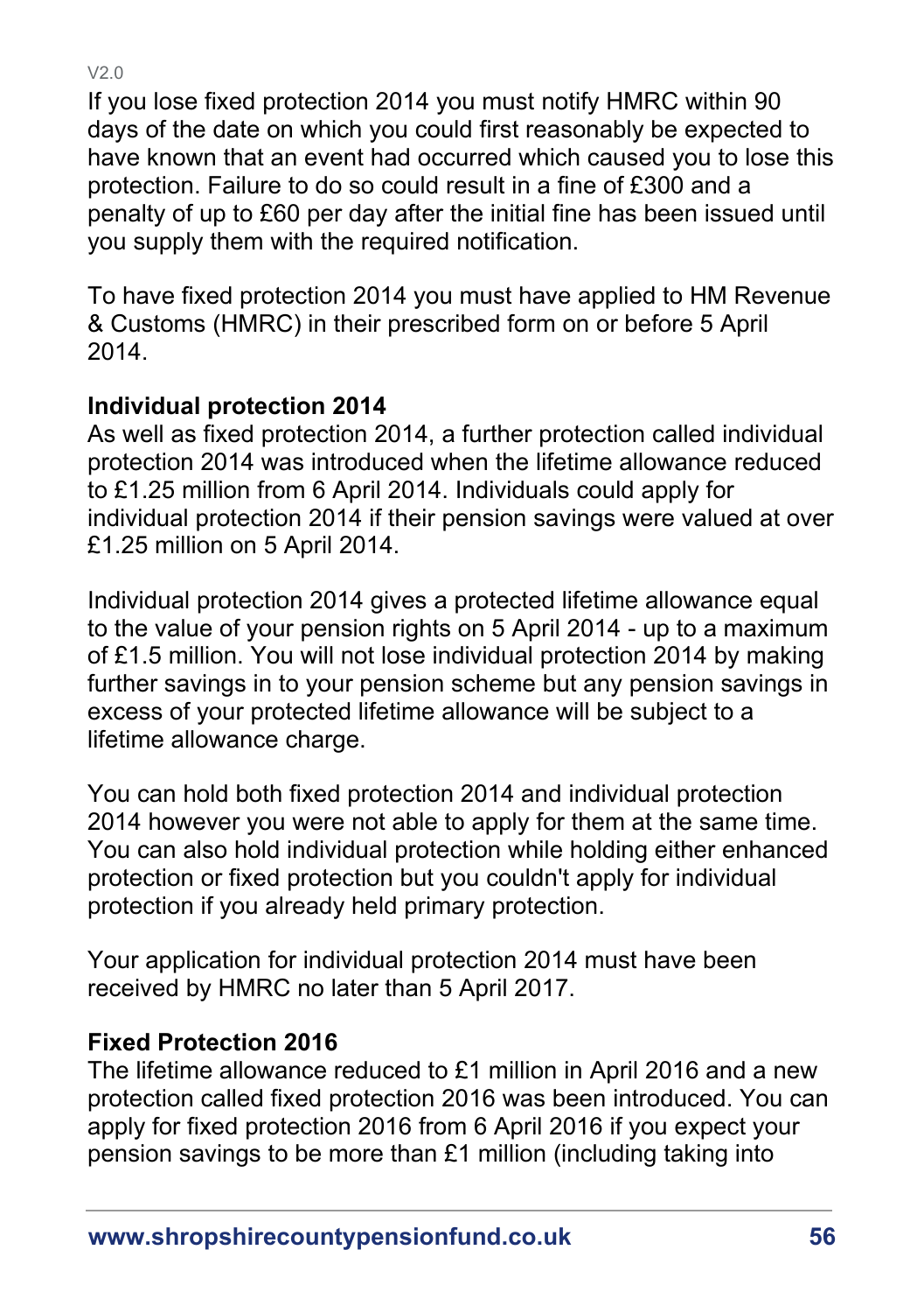If you lose fixed protection 2014 you must notify HMRC within 90 days of the date on which you could first reasonably be expected to have known that an event had occurred which caused you to lose this protection. Failure to do so could result in a fine of £300 and a penalty of up to £60 per day after the initial fine has been issued until you supply them with the required notification.

To have fixed protection 2014 you must have applied to HM Revenue & Customs (HMRC) in their prescribed form on or before 5 April 2014.

**Individual protection 2014**

As well as fixed protection 2014, a further protection called individual protection 2014 was introduced when the lifetime allowance reduced to £1.25 million from 6 April 2014. Individuals could apply for individual protection 2014 if their pension savings were valued at over £1.25 million on 5 April 2014.

Individual protection 2014 gives a protected lifetime allowance equal to the value of your pension rights on 5 April 2014 - up to a maximum of £1.5 million. You will not lose individual protection 2014 by making further savings in to your pension scheme but any pension savings in excess of your protected lifetime allowance will be subject to a lifetime allowance charge.

You can hold both fixed protection 2014 and individual protection 2014 however you were not able to apply for them at the same time. You can also hold individual protection while holding either enhanced protection or fixed protection but you couldn't apply for individual protection if you already held primary protection.

Your application for individual protection 2014 must have been received by HMRC no later than 5 April 2017.

**Fixed Protection 2016**

The lifetime allowance reduced to £1 million in April 2016 and a new protection called fixed protection 2016 was been introduced. You can apply for fixed protection 2016 from 6 April 2016 if you expect your pension savings to be more than £1 million (including taking into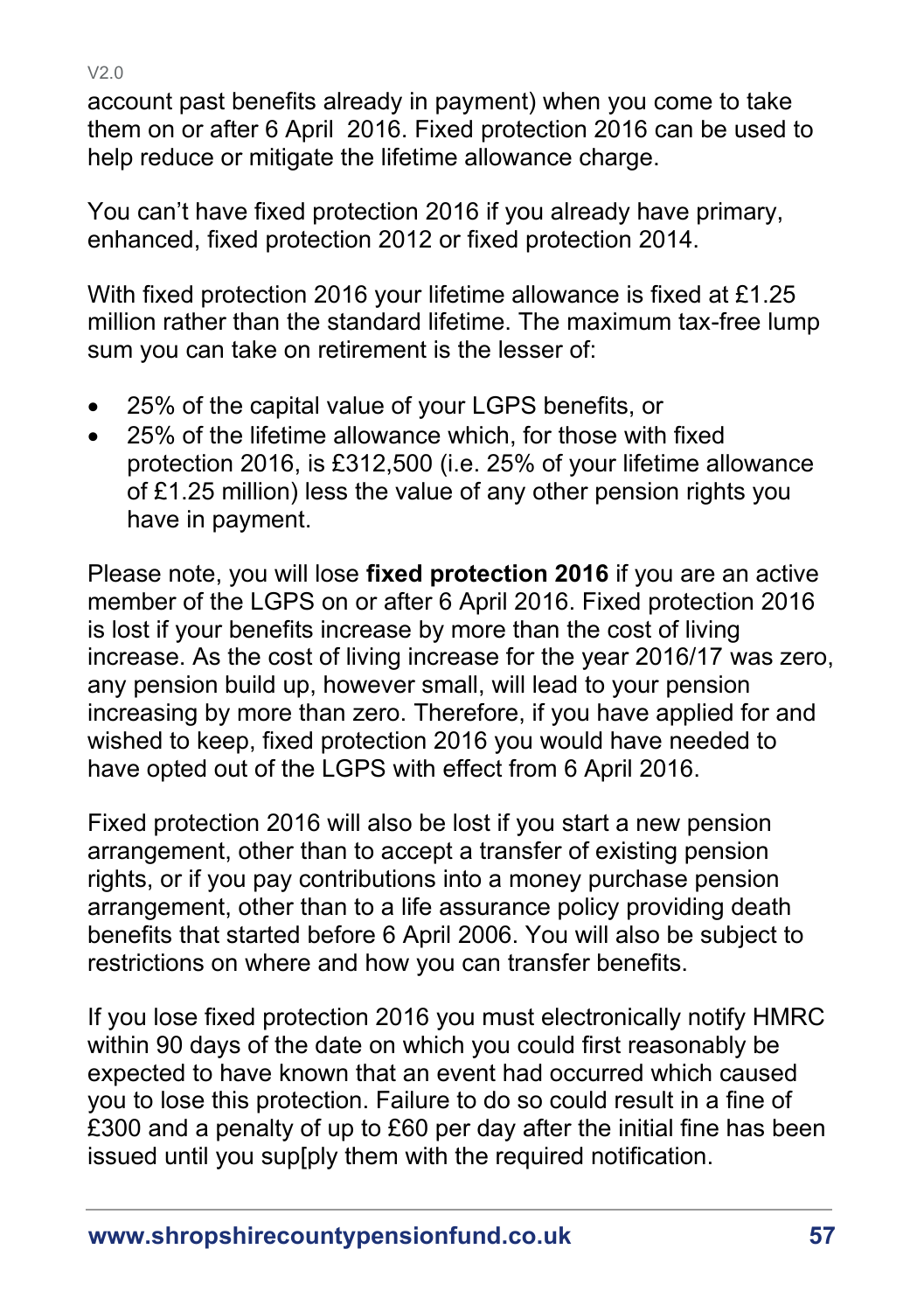account past benefits already in payment) when you come to take them on or after 6 April 2016. Fixed protection 2016 can be used to help reduce or mitigate the lifetime allowance charge.

You can't have fixed protection 2016 if you already have primary, enhanced, fixed protection 2012 or fixed protection 2014.

With fixed protection 2016 your lifetime allowance is fixed at £1.25 million rather than the standard lifetime. The maximum tax-free lump sum you can take on retirement is the lesser of:

- 25% of the capital value of your LGPS benefits, or
- 25% of the lifetime allowance which, for those with fixed protection 2016, is £312,500 (i.e. 25% of your lifetime allowance of £1.25 million) less the value of any other pension rights you have in payment.

Please note, you will lose **fixed protection 2016** if you are an active member of the LGPS on or after 6 April 2016. Fixed protection 2016 is lost if your benefits increase by more than the cost of living increase. As the cost of living increase for the year 2016/17 was zero, any pension build up, however small, will lead to your pension increasing by more than zero. Therefore, if you have applied for and wished to keep, fixed protection 2016 you would have needed to have opted out of the LGPS with effect from 6 April 2016.

Fixed protection 2016 will also be lost if you start a new pension arrangement, other than to accept a transfer of existing pension rights, or if you pay contributions into a money purchase pension arrangement, other than to a life assurance policy providing death benefits that started before 6 April 2006. You will also be subject to restrictions on where and how you can transfer benefits.

If you lose fixed protection 2016 you must electronically notify HMRC within 90 days of the date on which you could first reasonably be expected to have known that an event had occurred which caused you to lose this protection. Failure to do so could result in a fine of £300 and a penalty of up to £60 per day after the initial fine has been issued until you sup[ply them with the required notification.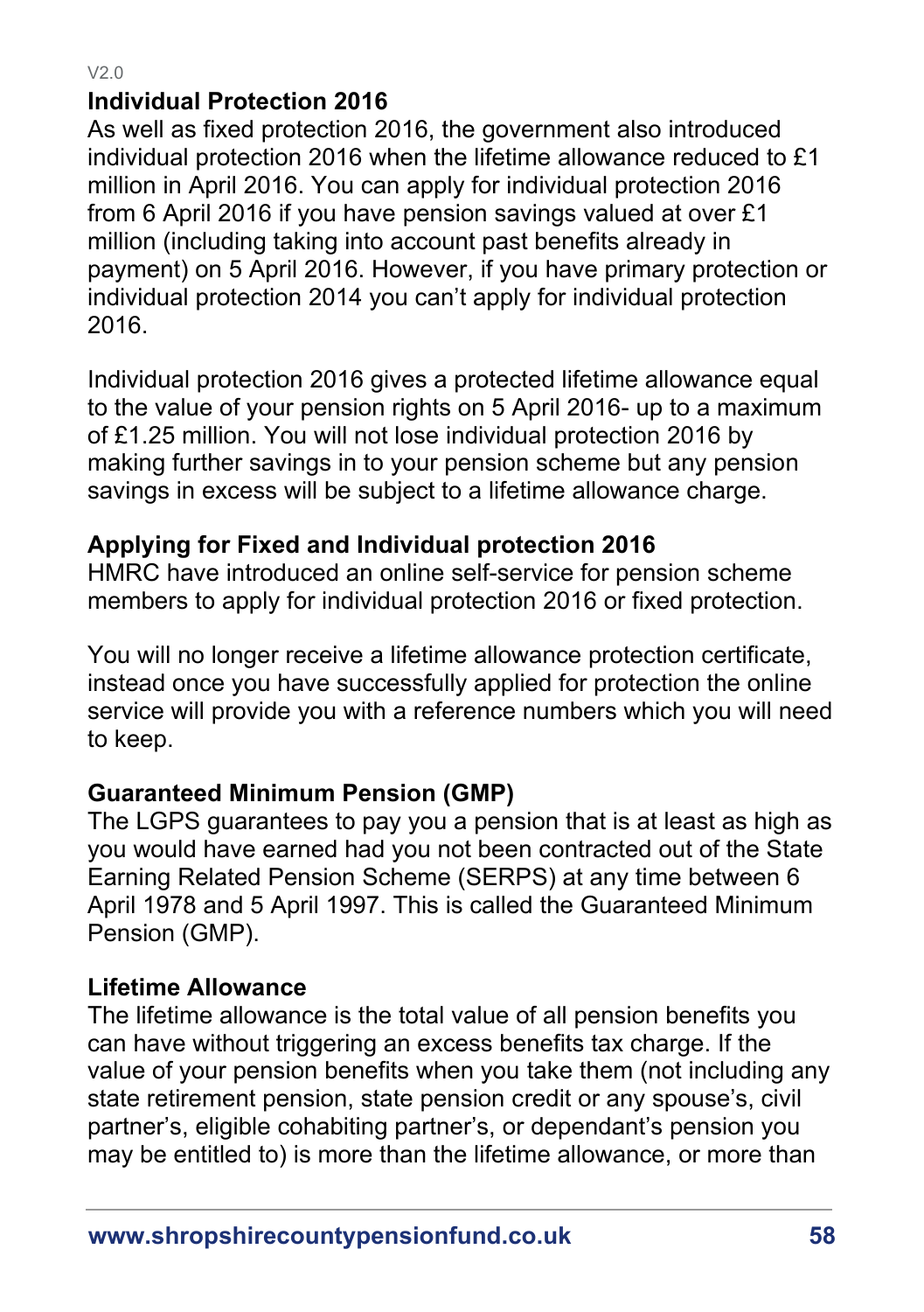**Individual Protection 2016**

As well as fixed protection 2016, the government also introduced individual protection 2016 when the lifetime allowance reduced to £1 million in April 2016. You can apply for individual protection 2016 from 6 April 2016 if you have pension savings valued at over £1 million (including taking into account past benefits already in payment) on 5 April 2016. However, if you have primary protection or individual protection 2014 you can't apply for individual protection 2016.

Individual protection 2016 gives a protected lifetime allowance equal to the value of your pension rights on 5 April 2016- up to a maximum of £1.25 million. You will not lose individual protection 2016 by making further savings in to your pension scheme but any pension savings in excess will be subject to a lifetime allowance charge.

**Applying for Fixed and Individual protection 2016**

HMRC have introduced an online self-service for pension scheme members to apply for individual protection 2016 or fixed protection.

You will no longer receive a lifetime allowance protection certificate, instead once you have successfully applied for protection the online service will provide you with a reference numbers which you will need to keep.

**Guaranteed Minimum Pension (GMP)**

The LGPS guarantees to pay you a pension that is at least as high as you would have earned had you not been contracted out of the State Earning Related Pension Scheme (SERPS) at any time between 6 April 1978 and 5 April 1997. This is called the Guaranteed Minimum Pension (GMP).

**Lifetime Allowance**

The lifetime allowance is the total value of all pension benefits you can have without triggering an excess benefits tax charge. If the value of your pension benefits when you take them (not including any state retirement pension, state pension credit or any spouse's, civil partner's, eligible cohabiting partner's, or dependant's pension you may be entitled to) is more than the lifetime allowance, or more than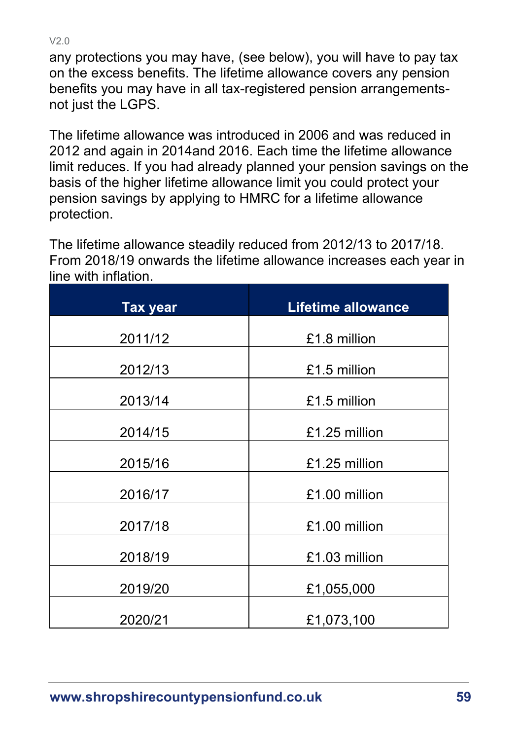any protections you may have, (see below), you will have to pay tax on the excess benefits. The lifetime allowance covers any pension benefits you may have in all tax-registered pension arrangements- not just the LGPS.

The lifetime allowance was introduced in 2006 and was reduced in 2012 and again in 2014and 2016. Each time the lifetime allowance limit reduces. If you had already planned your pension savings on the basis of the higher lifetime allowance limit you could protect your pension savings by applying to HMRC for a lifetime allowance protection.

The lifetime allowance steadily reduced from 2012/13 to 2017/18. From 2018/19 onwards the lifetime allowance increases each year in line with inflation.

| Tax year | Lifetime allowance |
|---|---|
| 2011/12 | £1.8 million |
| 2012/13 | £1.5 million |
| 2013/14 | £1.5 million |
| 2014/15 | £1.25 million |
| 2015/16 | £1.25 million |
| 2016/17 | £1.00 million |
| 2017/18 | £1.00 million |
| 2018/19 | £1.03 million |
| 2019/20 | £1,055,000 |
| 2020/21 | £1,073,100 |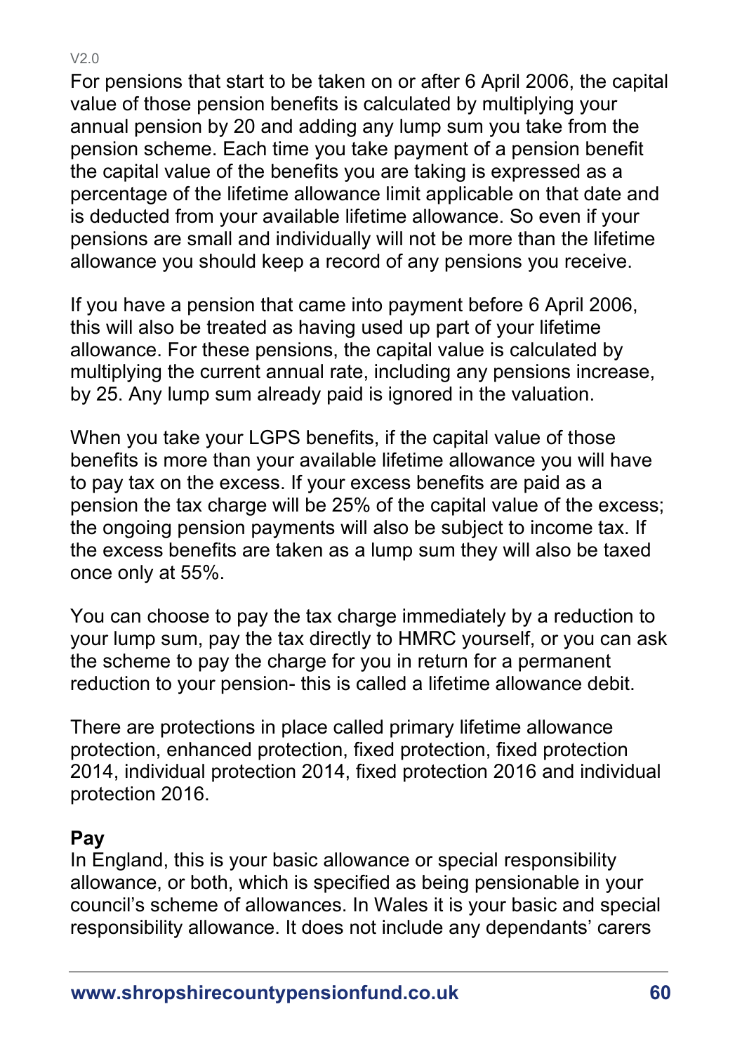For pensions that start to be taken on or after 6 April 2006, the capital value of those pension benefits is calculated by multiplying your annual pension by 20 and adding any lump sum you take from the pension scheme. Each time you take payment of a pension benefit the capital value of the benefits you are taking is expressed as a percentage of the lifetime allowance limit applicable on that date and is deducted from your available lifetime allowance. So even if your pensions are small and individually will not be more than the lifetime allowance you should keep a record of any pensions you receive.

If you have a pension that came into payment before 6 April 2006, this will also be treated as having used up part of your lifetime allowance. For these pensions, the capital value is calculated by multiplying the current annual rate, including any pensions increase, by 25. Any lump sum already paid is ignored in the valuation.

When you take your LGPS benefits, if the capital value of those benefits is more than your available lifetime allowance you will have to pay tax on the excess. If your excess benefits are paid as a pension the tax charge will be 25% of the capital value of the excess; the ongoing pension payments will also be subject to income tax. If the excess benefits are taken as a lump sum they will also be taxed once only at 55%.

You can choose to pay the tax charge immediately by a reduction to your lump sum, pay the tax directly to HMRC yourself, or you can ask the scheme to pay the charge for you in return for a permanent reduction to your pension- this is called a lifetime allowance debit.

There are protections in place called primary lifetime allowance protection, enhanced protection, fixed protection, fixed protection 2014, individual protection 2014, fixed protection 2016 and individual protection 2016.

**Pay**

In England, this is your basic allowance or special responsibility allowance, or both, which is specified as being pensionable in your council's scheme of allowances. In Wales it is your basic and special responsibility allowance. It does not include any dependants' carers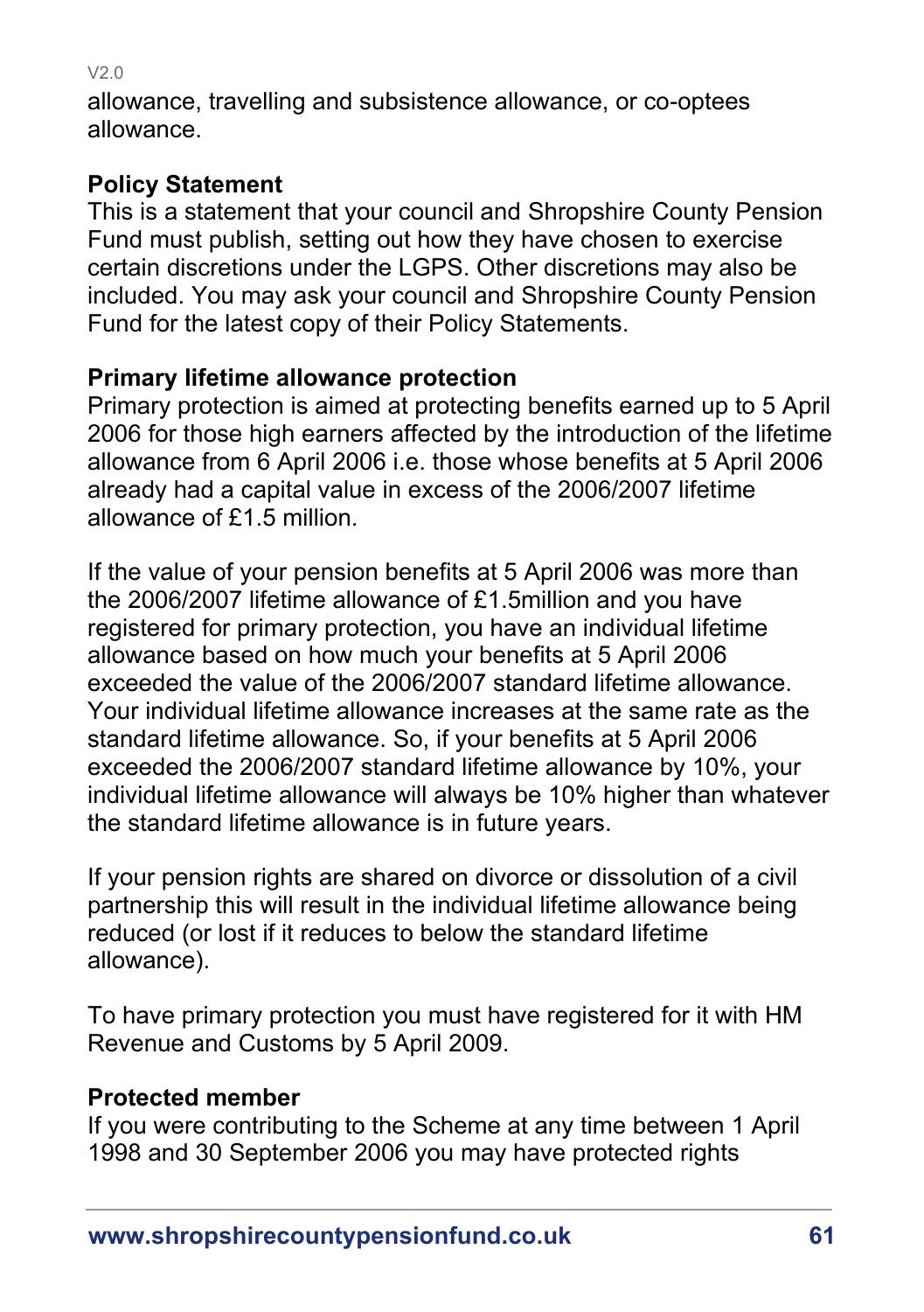allowance, travelling and subsistence allowance, or co-optees allowance.

**Policy Statement**

This is a statement that your council and Shropshire County Pension Fund must publish, setting out how they have chosen to exercise certain discretions under the LGPS. Other discretions may also be included. You may ask your council and Shropshire County Pension Fund for the latest copy of their Policy Statements.

**Primary lifetime allowance protection**

Primary protection is aimed at protecting benefits earned up to 5 April 2006 for those high earners affected by the introduction of the lifetime allowance from 6 April 2006 i.e. those whose benefits at 5 April 2006 already had a capital value in excess of the 2006/2007 lifetime allowance of £1.5 million.

If the value of your pension benefits at 5 April 2006 was more than the 2006/2007 lifetime allowance of £1.5million and you have registered for primary protection, you have an individual lifetime allowance based on how much your benefits at 5 April 2006 exceeded the value of the 2006/2007 standard lifetime allowance. Your individual lifetime allowance increases at the same rate as the standard lifetime allowance. So, if your benefits at 5 April 2006 exceeded the 2006/2007 standard lifetime allowance by 10%, your individual lifetime allowance will always be 10% higher than whatever the standard lifetime allowance is in future years.

If your pension rights are shared on divorce or dissolution of a civil partnership this will result in the individual lifetime allowance being reduced (or lost if it reduces to below the standard lifetime allowance).

To have primary protection you must have registered for it with HM Revenue and Customs by 5 April 2009.

**Protected member**

If you were contributing to the Scheme at any time between 1 April 1998 and 30 September 2006 you may have protected rights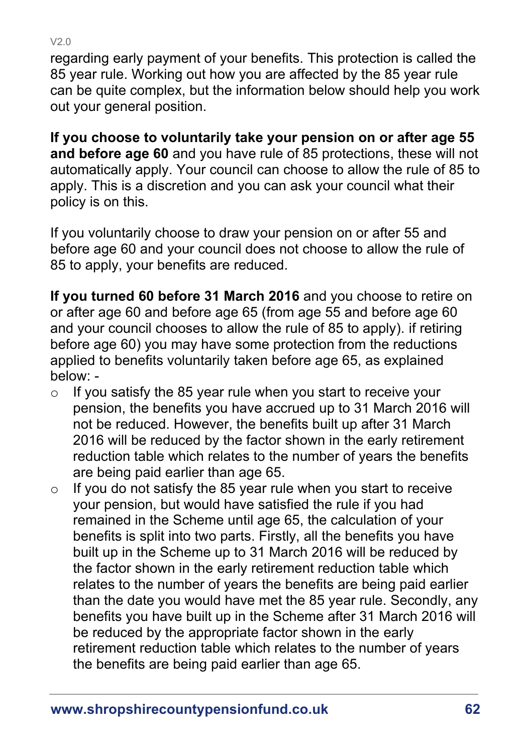regarding early payment of your benefits. This protection is called the 85 year rule. Working out how you are affected by the 85 year rule can be quite complex, but the information below should help you work out your general position.

**If you choose to voluntarily take your pension on or after age 55 and before age 60** and you have rule of 85 protections, these will not automatically apply. Your council can choose to allow the rule of 85 to apply. This is a discretion and you can ask your council what their policy is on this.

If you voluntarily choose to draw your pension on or after 55 and before age 60 and your council does not choose to allow the rule of 85 to apply, your benefits are reduced.

**If you turned 60 before 31 March 2016** and you choose to retire on or after age 60 and before age 65 (from age 55 and before age 60 and your council chooses to allow the rule of 85 to apply). if retiring before age 60) you may have some protection from the reductions applied to benefits voluntarily taken before age 65, as explained below: -

- If you satisfy the 85 year rule when you start to receive your pension, the benefits you have accrued up to 31 March 2016 will not be reduced. However, the benefits built up after 31 March 2016 will be reduced by the factor shown in the early retirement reduction table which relates to the number of years the benefits are being paid earlier than age 65.
- If you do not satisfy the 85 year rule when you start to receive your pension, but would have satisfied the rule if you had remained in the Scheme until age 65, the calculation of your benefits is split into two parts. Firstly, all the benefits you have built up in the Scheme up to 31 March 2016 will be reduced by the factor shown in the early retirement reduction table which relates to the number of years the benefits are being paid earlier than the date you would have met the 85 year rule. Secondly, any benefits you have built up in the Scheme after 31 March 2016 will be reduced by the appropriate factor shown in the early retirement reduction table which relates to the number of years the benefits are being paid earlier than age 65.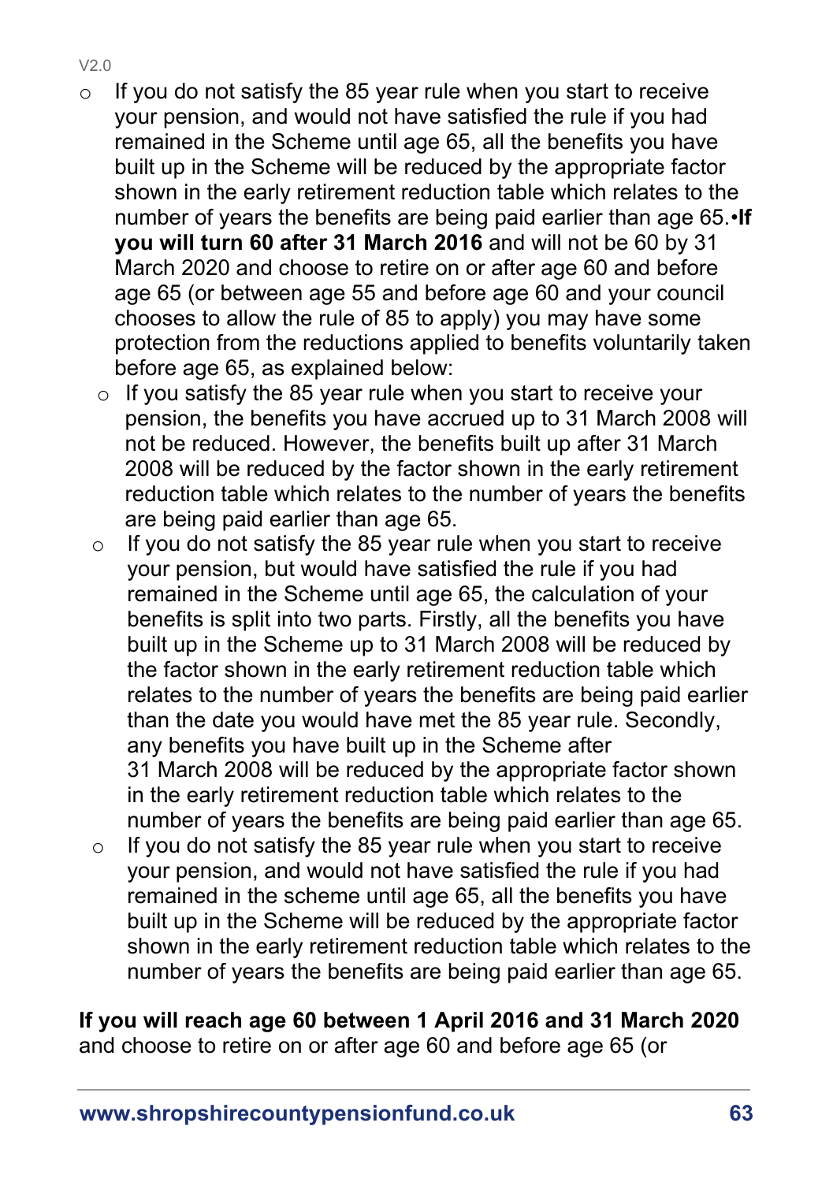- If you do not satisfy the 85 year rule when you start to receive your pension, and would not have satisfied the rule if you had remained in the Scheme until age 65, all the benefits you have built up in the Scheme will be reduced by the appropriate factor shown in the early retirement reduction table which relates to the number of years the benefits are being paid earlier than age 65.•**If you will turn 60 after 31 March 2016** and will not be 60 by 31 March 2020 and choose to retire on or after age 60 and before age 65 (or between age 55 and before age 60 and your council chooses to allow the rule of 85 to apply) you may have some protection from the reductions applied to benefits voluntarily taken before age 65, as explained below:
  - If you satisfy the 85 year rule when you start to receive your pension, the benefits you have accrued up to 31 March 2008 will not be reduced. However, the benefits built up after 31 March 2008 will be reduced by the factor shown in the early retirement reduction table which relates to the number of years the benefits are being paid earlier than age 65.
  - If you do not satisfy the 85 year rule when you start to receive your pension, but would have satisfied the rule if you had remained in the Scheme until age 65, the calculation of your benefits is split into two parts. Firstly, all the benefits you have built up in the Scheme up to 31 March 2008 will be reduced by the factor shown in the early retirement reduction table which relates to the number of years the benefits are being paid earlier than the date you would have met the 85 year rule. Secondly, any benefits you have built up in the Scheme after 31 March 2008 will be reduced by the appropriate factor shown in the early retirement reduction table which relates to the number of years the benefits are being paid earlier than age 65.
  - If you do not satisfy the 85 year rule when you start to receive your pension, and would not have satisfied the rule if you had remained in the scheme until age 65, all the benefits you have built up in the Scheme will be reduced by the appropriate factor shown in the early retirement reduction table which relates to the number of years the benefits are being paid earlier than age 65.

**If you will reach age 60 between 1 April 2016 and 31 March 2020** and choose to retire on or after age 60 and before age 65 (or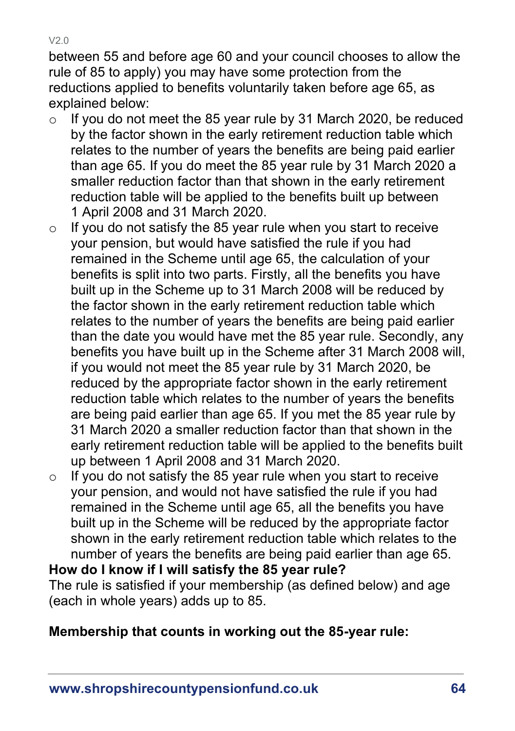between 55 and before age 60 and your council chooses to allow the rule of 85 to apply) you may have some protection from the reductions applied to benefits voluntarily taken before age 65, as explained below:

- If you do not meet the 85 year rule by 31 March 2020, be reduced by the factor shown in the early retirement reduction table which relates to the number of years the benefits are being paid earlier than age 65. If you do meet the 85 year rule by 31 March 2020 a smaller reduction factor than that shown in the early retirement reduction table will be applied to the benefits built up between 1 April 2008 and 31 March 2020.
- If you do not satisfy the 85 year rule when you start to receive your pension, but would have satisfied the rule if you had remained in the Scheme until age 65, the calculation of your benefits is split into two parts. Firstly, all the benefits you have built up in the Scheme up to 31 March 2008 will be reduced by the factor shown in the early retirement reduction table which relates to the number of years the benefits are being paid earlier than the date you would have met the 85 year rule. Secondly, any benefits you have built up in the Scheme after 31 March 2008 will, if you would not meet the 85 year rule by 31 March 2020, be reduced by the appropriate factor shown in the early retirement reduction table which relates to the number of years the benefits are being paid earlier than age 65. If you met the 85 year rule by 31 March 2020 a smaller reduction factor than that shown in the early retirement reduction table will be applied to the benefits built up between 1 April 2008 and 31 March 2020.
- If you do not satisfy the 85 year rule when you start to receive your pension, and would not have satisfied the rule if you had remained in the Scheme until age 65, all the benefits you have built up in the Scheme will be reduced by the appropriate factor shown in the early retirement reduction table which relates to the number of years the benefits are being paid earlier than age 65.

**How do I know if I will satisfy the 85 year rule?**

The rule is satisfied if your membership (as defined below) and age (each in whole years) adds up to 85.

**Membership that counts in working out the 85-year rule:**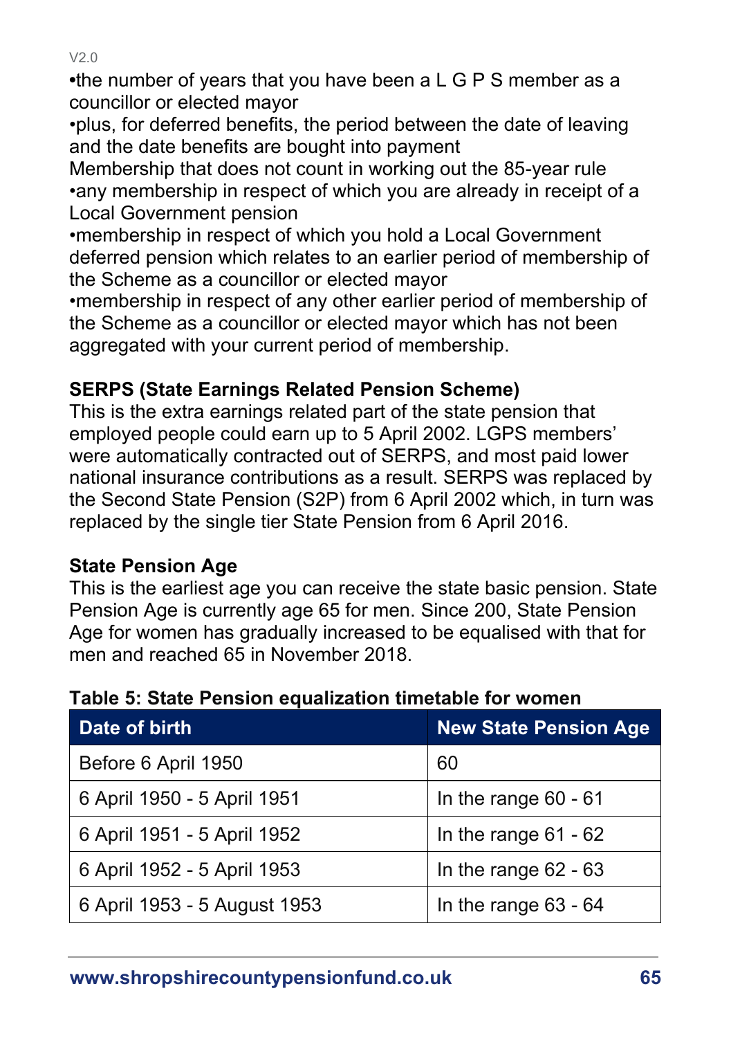•the number of years that you have been a L G P S member as a councillor or elected mayor

•plus, for deferred benefits, the period between the date of leaving and the date benefits are bought into payment

Membership that does not count in working out the 85-year rule

•any membership in respect of which you are already in receipt of a Local Government pension

•membership in respect of which you hold a Local Government deferred pension which relates to an earlier period of membership of the Scheme as a councillor or elected mayor

•membership in respect of any other earlier period of membership of the Scheme as a councillor or elected mayor which has not been aggregated with your current period of membership.

**SERPS (State Earnings Related Pension Scheme)**

This is the extra earnings related part of the state pension that employed people could earn up to 5 April 2002. LGPS members' were automatically contracted out of SERPS, and most paid lower national insurance contributions as a result. SERPS was replaced by the Second State Pension (S2P) from 6 April 2002 which, in turn was replaced by the single tier State Pension from 6 April 2016.

**State Pension Age**

This is the earliest age you can receive the state basic pension. State Pension Age is currently age 65 for men. Since 200, State Pension Age for women has gradually increased to be equalised with that for men and reached 65 in November 2018.

**Table 5: State Pension equalization timetable for women**

| Date of birth | New State Pension Age |
|---|---|
| Before 6 April 1950 | 60 |
| 6 April 1950 - 5 April 1951 | In the range 60 - 61 |
| 6 April 1951 - 5 April 1952 | In the range 61 - 62 |
| 6 April 1952 - 5 April 1953 | In the range 62 - 63 |
| 6 April 1953 - 5 August 1953 | In the range 63 - 64 |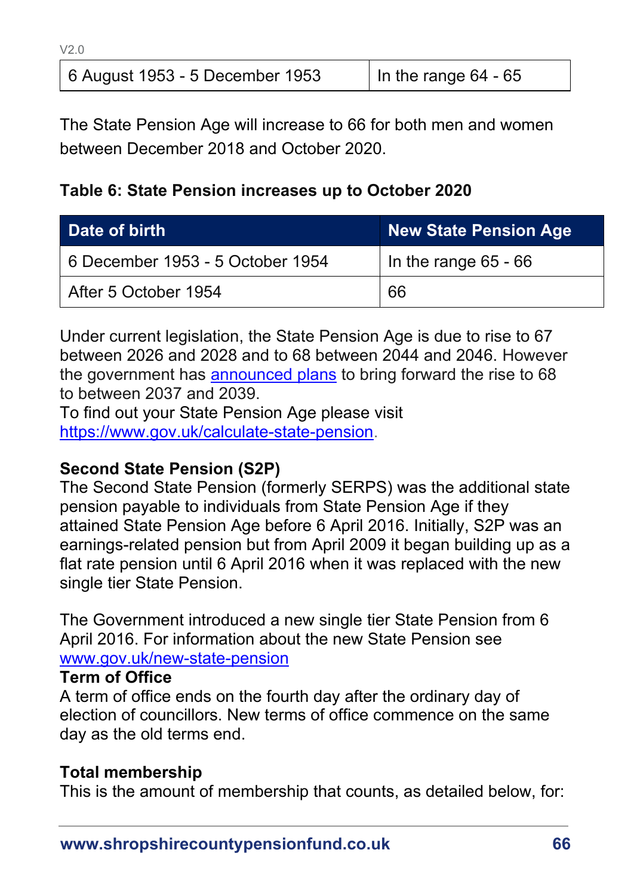| 6 August 1953 - 5 December 1953 | In the range 64 - 65 |
|---|---|

The State Pension Age will increase to 66 for both men and women between December 2018 and October 2020.

**Table 6: State Pension increases up to October 2020**

| Date of birth | New State Pension Age |
|---|---|
| 6 December 1953 - 5 October 1954 | In the range 65 - 66 |
| After 5 October 1954 | 66 |

Under current legislation, the State Pension Age is due to rise to 67 between 2026 and 2028 and to 68 between 2044 and 2046. However the government has announced plans to bring forward the rise to 68 to between 2037 and 2039.
To find out your State Pension Age please visit https://www.gov.uk/calculate-state-pension.

**Second State Pension (S2P)**
The Second State Pension (formerly SERPS) was the additional state pension payable to individuals from State Pension Age if they attained State Pension Age before 6 April 2016. Initially, S2P was an earnings-related pension but from April 2009 it began building up as a flat rate pension until 6 April 2016 when it was replaced with the new single tier State Pension.

The Government introduced a new single tier State Pension from 6 April 2016. For information about the new State Pension see www.gov.uk/new-state-pension

**Term of Office**
A term of office ends on the fourth day after the ordinary day of election of councillors. New terms of office commence on the same day as the old terms end.

**Total membership**
This is the amount of membership that counts, as detailed below, for: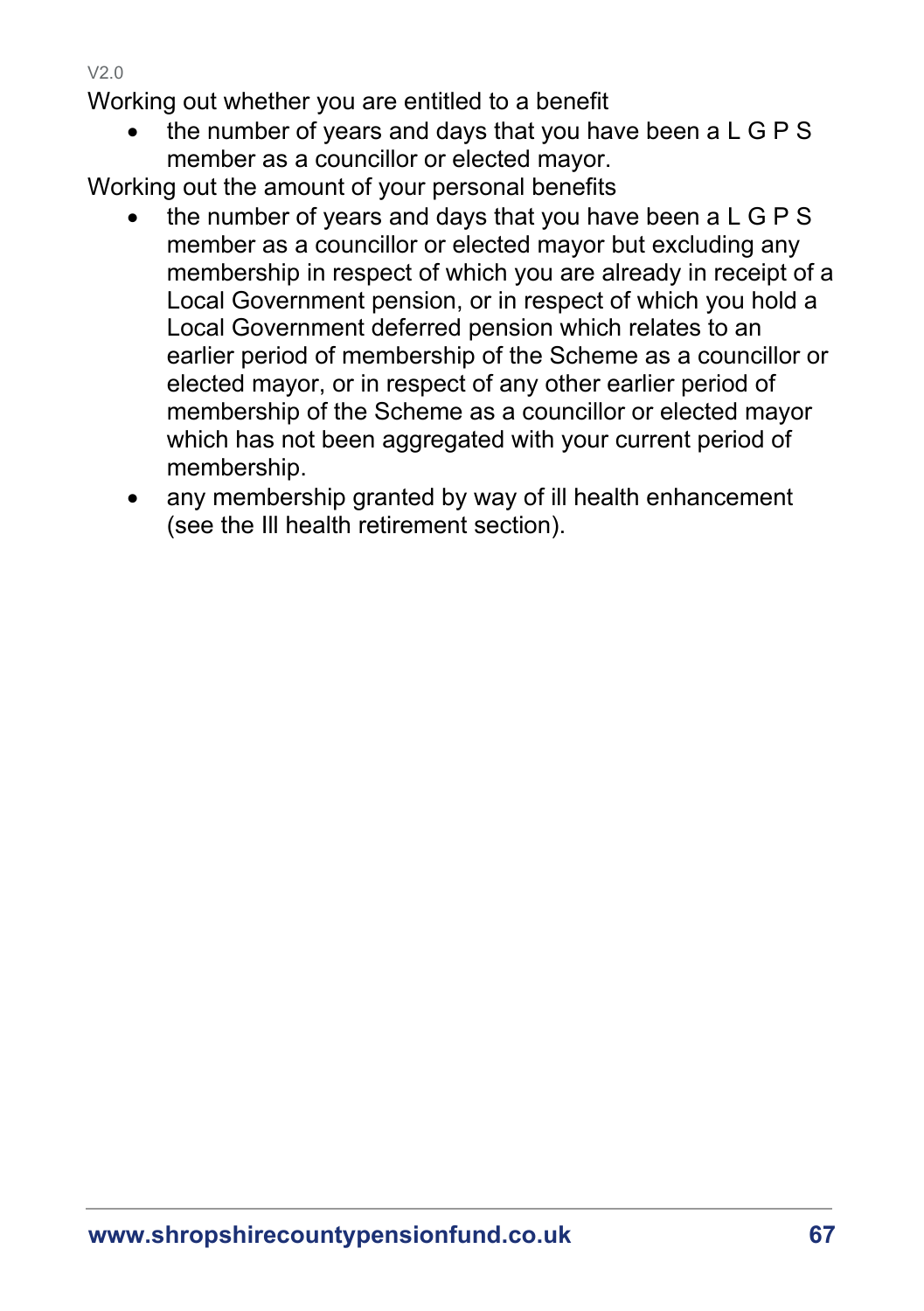Working out whether you are entitled to a benefit

- the number of years and days that you have been a L G P S member as a councillor or elected mayor.

Working out the amount of your personal benefits

- the number of years and days that you have been a L G P S member as a councillor or elected mayor but excluding any membership in respect of which you are already in receipt of a Local Government pension, or in respect of which you hold a Local Government deferred pension which relates to an earlier period of membership of the Scheme as a councillor or elected mayor, or in respect of any other earlier period of membership of the Scheme as a councillor or elected mayor which has not been aggregated with your current period of membership.
- any membership granted by way of ill health enhancement (see the Ill health retirement section).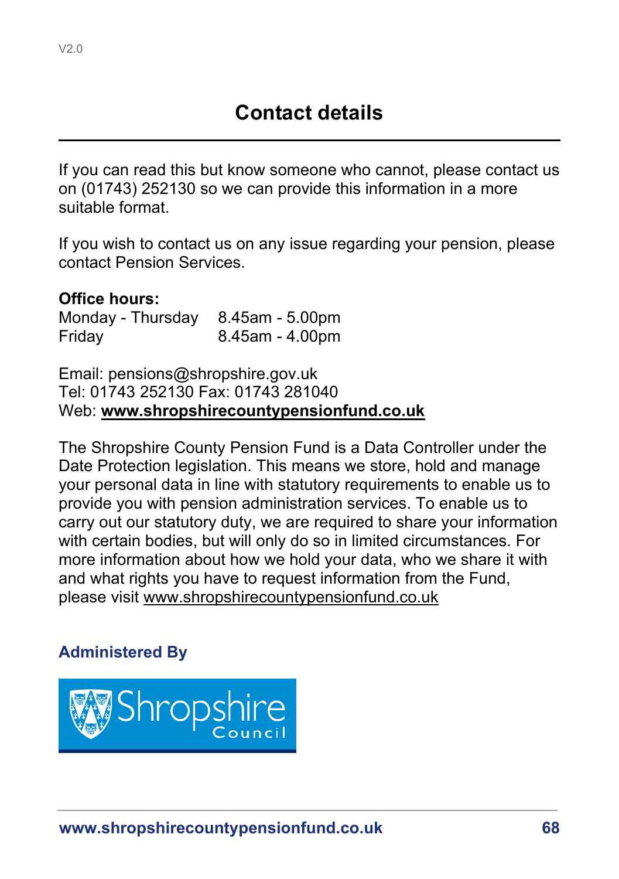V2.0

# Contact details

If you can read this but know someone who cannot, please contact us on (01743) 252130 so we can provide this information in a more suitable format.

If you wish to contact us on any issue regarding your pension, please contact Pension Services.

**Office hours:**

| | |
|---|---|
| Monday - Thursday | 8.45am - 5.00pm |
| Friday | 8.45am - 4.00pm |

Email: pensions@shropshire.gov.uk
Tel: 01743 252130 Fax: 01743 281040
Web: **www.shropshirecountypensionfund.co.uk**

The Shropshire County Pension Fund is a Data Controller under the Date Protection legislation. This means we store, hold and manage your personal data in line with statutory requirements to enable us to provide you with pension administration services. To enable us to carry out our statutory duty, we are required to share your information with certain bodies, but will only do so in limited circumstances. For more information about how we hold your data, who we share it with and what rights you have to request information from the Fund, please visit www.shropshirecountypensionfund.co.uk

**Administered By**

Shropshire Council